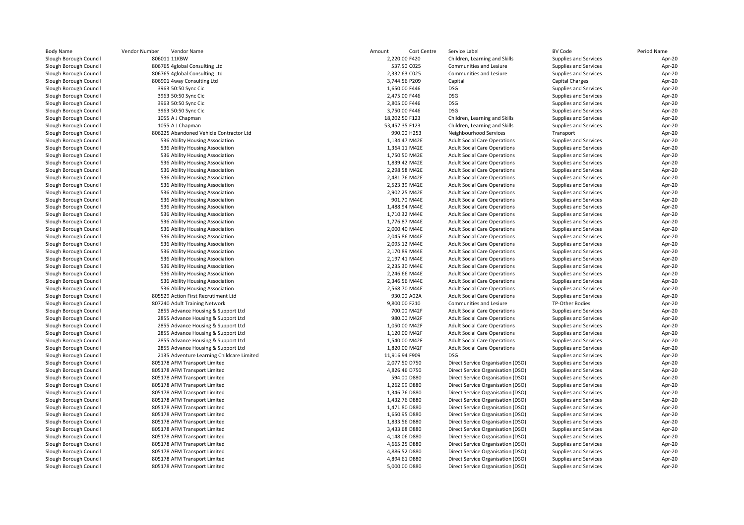| Body Name | Vendor Number | Vendor Name | Amount | Cost Centre | Service Label | BV Code | Period Name |
|---|---|---|---|---|---|---|---|
| Slough Borough Council | 806011 | 11KBW | 2,220.00 | F420 | Children, Learning and Skills | Supplies and Services | Apr-20 |
| Slough Borough Council | 806765 | 4global Consulting Ltd | 537.50 | C025 | Communities and Lesiure | Supplies and Services | Apr-20 |
| Slough Borough Council | 806765 | 4global Consulting Ltd | 2,332.63 | C025 | Communities and Lesiure | Supplies and Services | Apr-20 |
| Slough Borough Council | 806901 | 4way Consulting Ltd | 3,744.56 | P209 | Capital | Capital Charges | Apr-20 |
| Slough Borough Council | 3963 | 50:50 Sync Cic | 1,650.00 | F446 | DSG | Supplies and Services | Apr-20 |
| Slough Borough Council | 3963 | 50:50 Sync Cic | 2,475.00 | F446 | DSG | Supplies and Services | Apr-20 |
| Slough Borough Council | 3963 | 50:50 Sync Cic | 2,805.00 | F446 | DSG | Supplies and Services | Apr-20 |
| Slough Borough Council | 3963 | 50:50 Sync Cic | 3,750.00 | F446 | DSG | Supplies and Services | Apr-20 |
| Slough Borough Council | 1055 | A J Chapman | 18,202.50 | F123 | Children, Learning and Skills | Supplies and Services | Apr-20 |
| Slough Borough Council | 1055 | A J Chapman | 53,457.35 | F123 | Children, Learning and Skills | Supplies and Services | Apr-20 |
| Slough Borough Council | 806225 | Abandoned Vehicle Contractor Ltd | 990.00 | H253 | Neighbourhood Services | Transport | Apr-20 |
| Slough Borough Council | 536 | Ability Housing Association | 1,134.47 | M42E | Adult Social Care Operations | Supplies and Services | Apr-20 |
| Slough Borough Council | 536 | Ability Housing Association | 1,364.11 | M42E | Adult Social Care Operations | Supplies and Services | Apr-20 |
| Slough Borough Council | 536 | Ability Housing Association | 1,750.50 | M42E | Adult Social Care Operations | Supplies and Services | Apr-20 |
| Slough Borough Council | 536 | Ability Housing Association | 1,839.42 | M42E | Adult Social Care Operations | Supplies and Services | Apr-20 |
| Slough Borough Council | 536 | Ability Housing Association | 2,298.58 | M42E | Adult Social Care Operations | Supplies and Services | Apr-20 |
| Slough Borough Council | 536 | Ability Housing Association | 2,481.76 | M42E | Adult Social Care Operations | Supplies and Services | Apr-20 |
| Slough Borough Council | 536 | Ability Housing Association | 2,523.39 | M42E | Adult Social Care Operations | Supplies and Services | Apr-20 |
| Slough Borough Council | 536 | Ability Housing Association | 2,902.25 | M42E | Adult Social Care Operations | Supplies and Services | Apr-20 |
| Slough Borough Council | 536 | Ability Housing Association | 901.70 | M44E | Adult Social Care Operations | Supplies and Services | Apr-20 |
| Slough Borough Council | 536 | Ability Housing Association | 1,488.94 | M44E | Adult Social Care Operations | Supplies and Services | Apr-20 |
| Slough Borough Council | 536 | Ability Housing Association | 1,710.32 | M44E | Adult Social Care Operations | Supplies and Services | Apr-20 |
| Slough Borough Council | 536 | Ability Housing Association | 1,776.87 | M44E | Adult Social Care Operations | Supplies and Services | Apr-20 |
| Slough Borough Council | 536 | Ability Housing Association | 2,000.40 | M44E | Adult Social Care Operations | Supplies and Services | Apr-20 |
| Slough Borough Council | 536 | Ability Housing Association | 2,045.86 | M44E | Adult Social Care Operations | Supplies and Services | Apr-20 |
| Slough Borough Council | 536 | Ability Housing Association | 2,095.12 | M44E | Adult Social Care Operations | Supplies and Services | Apr-20 |
| Slough Borough Council | 536 | Ability Housing Association | 2,170.89 | M44E | Adult Social Care Operations | Supplies and Services | Apr-20 |
| Slough Borough Council | 536 | Ability Housing Association | 2,197.41 | M44E | Adult Social Care Operations | Supplies and Services | Apr-20 |
| Slough Borough Council | 536 | Ability Housing Association | 2,235.30 | M44E | Adult Social Care Operations | Supplies and Services | Apr-20 |
| Slough Borough Council | 536 | Ability Housing Association | 2,246.66 | M44E | Adult Social Care Operations | Supplies and Services | Apr-20 |
| Slough Borough Council | 536 | Ability Housing Association | 2,346.56 | M44E | Adult Social Care Operations | Supplies and Services | Apr-20 |
| Slough Borough Council | 536 | Ability Housing Association | 2,568.70 | M44E | Adult Social Care Operations | Supplies and Services | Apr-20 |
| Slough Borough Council | 805529 | Action First Recrutiment Ltd | 930.00 | A02A | Adult Social Care Operations | Supplies and Services | Apr-20 |
| Slough Borough Council | 807240 | Adult Training Network | 9,800.00 | F210 | Communities and Lesiure | TP-Other Bodies | Apr-20 |
| Slough Borough Council | 2855 | Advance Housing & Support Ltd | 700.00 | M42F | Adult Social Care Operations | Supplies and Services | Apr-20 |
| Slough Borough Council | 2855 | Advance Housing & Support Ltd | 980.00 | M42F | Adult Social Care Operations | Supplies and Services | Apr-20 |
| Slough Borough Council | 2855 | Advance Housing & Support Ltd | 1,050.00 | M42F | Adult Social Care Operations | Supplies and Services | Apr-20 |
| Slough Borough Council | 2855 | Advance Housing & Support Ltd | 1,120.00 | M42F | Adult Social Care Operations | Supplies and Services | Apr-20 |
| Slough Borough Council | 2855 | Advance Housing & Support Ltd | 1,540.00 | M42F | Adult Social Care Operations | Supplies and Services | Apr-20 |
| Slough Borough Council | 2855 | Advance Housing & Support Ltd | 1,820.00 | M42F | Adult Social Care Operations | Supplies and Services | Apr-20 |
| Slough Borough Council | 2135 | Adventure Learning Childcare Limited | 11,916.94 | F909 | DSG | Supplies and Services | Apr-20 |
| Slough Borough Council | 805178 | AFM Transport Limited | 2,077.50 | D750 | Direct Service Organisation (DSO) | Supplies and Services | Apr-20 |
| Slough Borough Council | 805178 | AFM Transport Limited | 4,826.46 | D750 | Direct Service Organisation (DSO) | Supplies and Services | Apr-20 |
| Slough Borough Council | 805178 | AFM Transport Limited | 594.00 | D880 | Direct Service Organisation (DSO) | Supplies and Services | Apr-20 |
| Slough Borough Council | 805178 | AFM Transport Limited | 1,262.99 | D880 | Direct Service Organisation (DSO) | Supplies and Services | Apr-20 |
| Slough Borough Council | 805178 | AFM Transport Limited | 1,346.76 | D880 | Direct Service Organisation (DSO) | Supplies and Services | Apr-20 |
| Slough Borough Council | 805178 | AFM Transport Limited | 1,432.76 | D880 | Direct Service Organisation (DSO) | Supplies and Services | Apr-20 |
| Slough Borough Council | 805178 | AFM Transport Limited | 1,471.80 | D880 | Direct Service Organisation (DSO) | Supplies and Services | Apr-20 |
| Slough Borough Council | 805178 | AFM Transport Limited | 1,650.95 | D880 | Direct Service Organisation (DSO) | Supplies and Services | Apr-20 |
| Slough Borough Council | 805178 | AFM Transport Limited | 1,833.56 | D880 | Direct Service Organisation (DSO) | Supplies and Services | Apr-20 |
| Slough Borough Council | 805178 | AFM Transport Limited | 3,433.68 | D880 | Direct Service Organisation (DSO) | Supplies and Services | Apr-20 |
| Slough Borough Council | 805178 | AFM Transport Limited | 4,148.06 | D880 | Direct Service Organisation (DSO) | Supplies and Services | Apr-20 |
| Slough Borough Council | 805178 | AFM Transport Limited | 4,665.25 | D880 | Direct Service Organisation (DSO) | Supplies and Services | Apr-20 |
| Slough Borough Council | 805178 | AFM Transport Limited | 4,886.52 | D880 | Direct Service Organisation (DSO) | Supplies and Services | Apr-20 |
| Slough Borough Council | 805178 | AFM Transport Limited | 4,894.61 | D880 | Direct Service Organisation (DSO) | Supplies and Services | Apr-20 |
| Slough Borough Council | 805178 | AFM Transport Limited | 5,000.00 | D880 | Direct Service Organisation (DSO) | Supplies and Services | Apr-20 |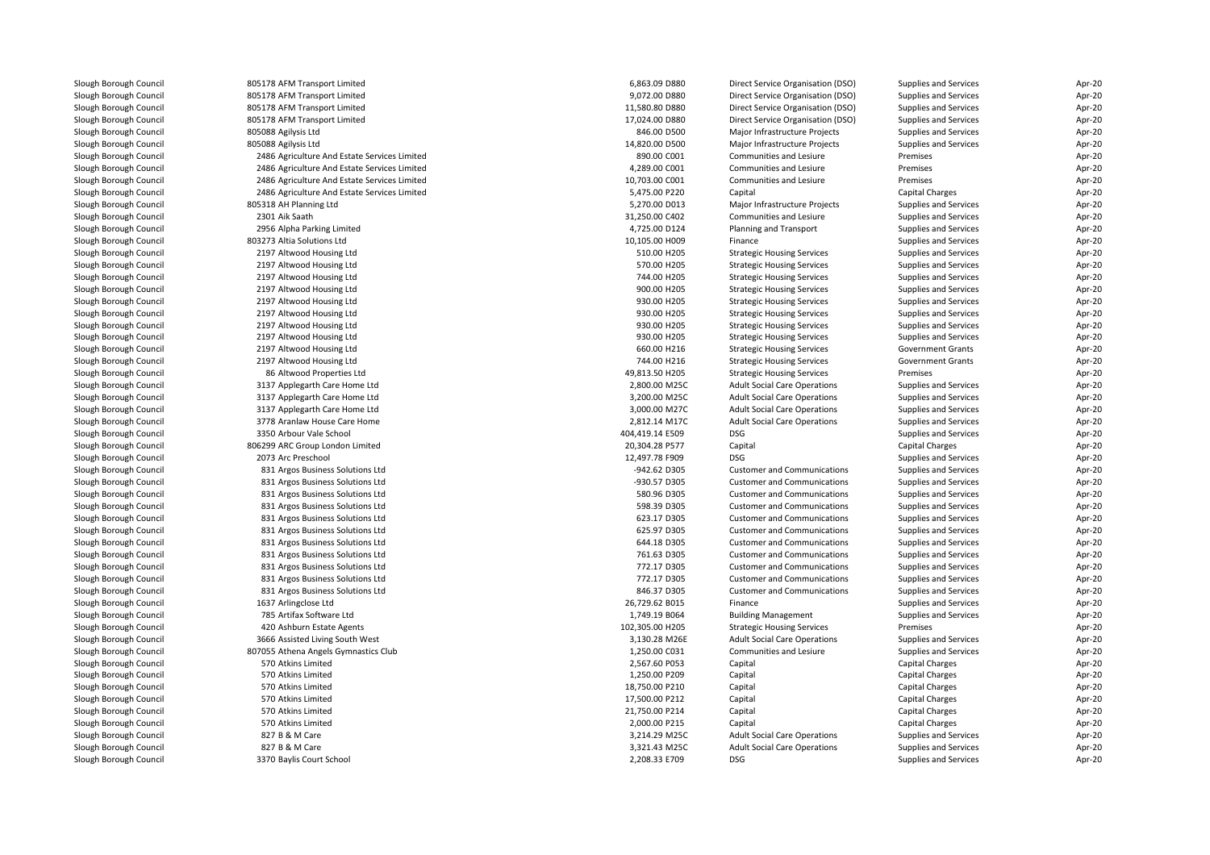| | | | | | | |
|---|---|---|---|---|---|---|
| Slough Borough Council | 805178 AFM Transport Limited | 6,863.09 D880 | Direct Service Organisation (DSO) | Supplies and Services | Apr-20 |
| Slough Borough Council | 805178 AFM Transport Limited | 9,072.00 D880 | Direct Service Organisation (DSO) | Supplies and Services | Apr-20 |
| Slough Borough Council | 805178 AFM Transport Limited | 11,580.80 D880 | Direct Service Organisation (DSO) | Supplies and Services | Apr-20 |
| Slough Borough Council | 805178 AFM Transport Limited | 17,024.00 D880 | Direct Service Organisation (DSO) | Supplies and Services | Apr-20 |
| Slough Borough Council | 805088 Agilysis Ltd | 846.00 D500 | Major Infrastructure Projects | Supplies and Services | Apr-20 |
| Slough Borough Council | 805088 Agilysis Ltd | 14,820.00 D500 | Major Infrastructure Projects | Supplies and Services | Apr-20 |
| Slough Borough Council | 2486 Agriculture And Estate Services Limited | 890.00 C001 | Communities and Lesiure | Premises | Apr-20 |
| Slough Borough Council | 2486 Agriculture And Estate Services Limited | 4,289.00 C001 | Communities and Lesiure | Premises | Apr-20 |
| Slough Borough Council | 2486 Agriculture And Estate Services Limited | 10,703.00 C001 | Communities and Lesiure | Premises | Apr-20 |
| Slough Borough Council | 2486 Agriculture And Estate Services Limited | 5,475.00 P220 | Capital | Capital Charges | Apr-20 |
| Slough Borough Council | 805318 AH Planning Ltd | 5,270.00 D013 | Major Infrastructure Projects | Supplies and Services | Apr-20 |
| Slough Borough Council | 2301 Aik Saath | 31,250.00 C402 | Communities and Lesiure | Supplies and Services | Apr-20 |
| Slough Borough Council | 2956 Alpha Parking Limited | 4,725.00 D124 | Planning and Transport | Supplies and Services | Apr-20 |
| Slough Borough Council | 803273 Altia Solutions Ltd | 10,105.00 H009 | Finance | Supplies and Services | Apr-20 |
| Slough Borough Council | 2197 Altwood Housing Ltd | 510.00 H205 | Strategic Housing Services | Supplies and Services | Apr-20 |
| Slough Borough Council | 2197 Altwood Housing Ltd | 570.00 H205 | Strategic Housing Services | Supplies and Services | Apr-20 |
| Slough Borough Council | 2197 Altwood Housing Ltd | 744.00 H205 | Strategic Housing Services | Supplies and Services | Apr-20 |
| Slough Borough Council | 2197 Altwood Housing Ltd | 900.00 H205 | Strategic Housing Services | Supplies and Services | Apr-20 |
| Slough Borough Council | 2197 Altwood Housing Ltd | 930.00 H205 | Strategic Housing Services | Supplies and Services | Apr-20 |
| Slough Borough Council | 2197 Altwood Housing Ltd | 930.00 H205 | Strategic Housing Services | Supplies and Services | Apr-20 |
| Slough Borough Council | 2197 Altwood Housing Ltd | 930.00 H205 | Strategic Housing Services | Supplies and Services | Apr-20 |
| Slough Borough Council | 2197 Altwood Housing Ltd | 930.00 H205 | Strategic Housing Services | Supplies and Services | Apr-20 |
| Slough Borough Council | 2197 Altwood Housing Ltd | 660.00 H216 | Strategic Housing Services | Government Grants | Apr-20 |
| Slough Borough Council | 2197 Altwood Housing Ltd | 744.00 H216 | Strategic Housing Services | Government Grants | Apr-20 |
| Slough Borough Council | 86 Altwood Properties Ltd | 49,813.50 H205 | Strategic Housing Services | Premises | Apr-20 |
| Slough Borough Council | 3137 Applegarth Care Home Ltd | 2,800.00 M25C | Adult Social Care Operations | Supplies and Services | Apr-20 |
| Slough Borough Council | 3137 Applegarth Care Home Ltd | 3,200.00 M25C | Adult Social Care Operations | Supplies and Services | Apr-20 |
| Slough Borough Council | 3137 Applegarth Care Home Ltd | 3,000.00 M27C | Adult Social Care Operations | Supplies and Services | Apr-20 |
| Slough Borough Council | 3778 Aranlaw House Care Home | 2,812.14 M17C | Adult Social Care Operations | Supplies and Services | Apr-20 |
| Slough Borough Council | 3350 Arbour Vale School | 404,419.14 E509 | DSG | Supplies and Services | Apr-20 |
| Slough Borough Council | 806299 ARC Group London Limited | 20,304.28 P577 | Capital | Capital Charges | Apr-20 |
| Slough Borough Council | 2073 Arc Preschool | 12,497.78 F909 | DSG | Supplies and Services | Apr-20 |
| Slough Borough Council | 831 Argos Business Solutions Ltd | -942.62 D305 | Customer and Communications | Supplies and Services | Apr-20 |
| Slough Borough Council | 831 Argos Business Solutions Ltd | -930.57 D305 | Customer and Communications | Supplies and Services | Apr-20 |
| Slough Borough Council | 831 Argos Business Solutions Ltd | 580.96 D305 | Customer and Communications | Supplies and Services | Apr-20 |
| Slough Borough Council | 831 Argos Business Solutions Ltd | 598.39 D305 | Customer and Communications | Supplies and Services | Apr-20 |
| Slough Borough Council | 831 Argos Business Solutions Ltd | 623.17 D305 | Customer and Communications | Supplies and Services | Apr-20 |
| Slough Borough Council | 831 Argos Business Solutions Ltd | 625.97 D305 | Customer and Communications | Supplies and Services | Apr-20 |
| Slough Borough Council | 831 Argos Business Solutions Ltd | 644.18 D305 | Customer and Communications | Supplies and Services | Apr-20 |
| Slough Borough Council | 831 Argos Business Solutions Ltd | 761.63 D305 | Customer and Communications | Supplies and Services | Apr-20 |
| Slough Borough Council | 831 Argos Business Solutions Ltd | 772.17 D305 | Customer and Communications | Supplies and Services | Apr-20 |
| Slough Borough Council | 831 Argos Business Solutions Ltd | 772.17 D305 | Customer and Communications | Supplies and Services | Apr-20 |
| Slough Borough Council | 831 Argos Business Solutions Ltd | 846.37 D305 | Customer and Communications | Supplies and Services | Apr-20 |
| Slough Borough Council | 1637 Arlingclose Ltd | 26,729.62 B015 | Finance | Supplies and Services | Apr-20 |
| Slough Borough Council | 785 Artifax Software Ltd | 1,749.19 B064 | Building Management | Supplies and Services | Apr-20 |
| Slough Borough Council | 420 Ashburn Estate Agents | 102,305.00 H205 | Strategic Housing Services | Premises | Apr-20 |
| Slough Borough Council | 3666 Assisted Living South West | 3,130.28 M26E | Adult Social Care Operations | Supplies and Services | Apr-20 |
| Slough Borough Council | 807055 Athena Angels Gymnastics Club | 1,250.00 C031 | Communities and Lesiure | Supplies and Services | Apr-20 |
| Slough Borough Council | 570 Atkins Limited | 2,567.60 P053 | Capital | Capital Charges | Apr-20 |
| Slough Borough Council | 570 Atkins Limited | 1,250.00 P209 | Capital | Capital Charges | Apr-20 |
| Slough Borough Council | 570 Atkins Limited | 18,750.00 P210 | Capital | Capital Charges | Apr-20 |
| Slough Borough Council | 570 Atkins Limited | 17,500.00 P212 | Capital | Capital Charges | Apr-20 |
| Slough Borough Council | 570 Atkins Limited | 21,750.00 P214 | Capital | Capital Charges | Apr-20 |
| Slough Borough Council | 570 Atkins Limited | 2,000.00 P215 | Capital | Capital Charges | Apr-20 |
| Slough Borough Council | 827 B & M Care | 3,214.29 M25C | Adult Social Care Operations | Supplies and Services | Apr-20 |
| Slough Borough Council | 827 B & M Care | 3,321.43 M25C | Adult Social Care Operations | Supplies and Services | Apr-20 |
| Slough Borough Council | 3370 Baylis Court School | 2,208.33 E709 | DSG | Supplies and Services | Apr-20 |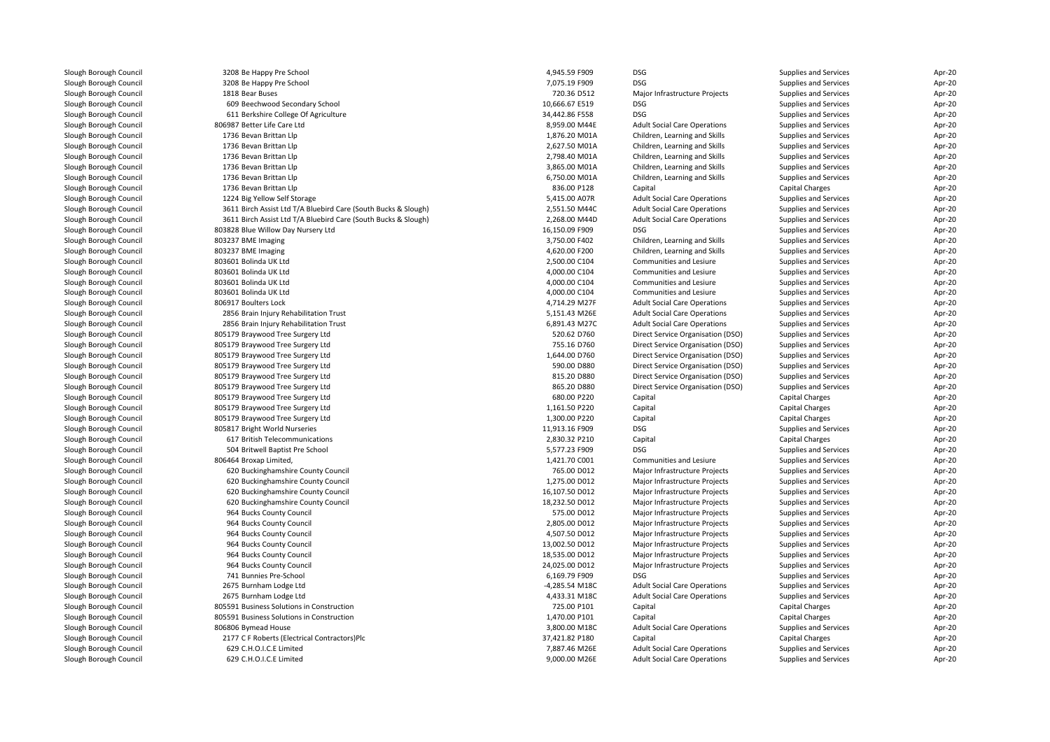| | | | | | | |
|---|---|---|---|---|---|---|
| Slough Borough Council | 3208 Be Happy Pre School | 4,945.59 F909 | DSG | Supplies and Services | Apr-20 |
| Slough Borough Council | 3208 Be Happy Pre School | 7,075.19 F909 | DSG | Supplies and Services | Apr-20 |
| Slough Borough Council | 1818 Bear Buses | 720.36 D512 | Major Infrastructure Projects | Supplies and Services | Apr-20 |
| Slough Borough Council | 609 Beechwood Secondary School | 10,666.67 E519 | DSG | Supplies and Services | Apr-20 |
| Slough Borough Council | 611 Berkshire College Of Agriculture | 34,442.86 F558 | DSG | Supplies and Services | Apr-20 |
| Slough Borough Council | 806987 Better Life Care Ltd | 8,959.00 M44E | Adult Social Care Operations | Supplies and Services | Apr-20 |
| Slough Borough Council | 1736 Bevan Brittan Llp | 1,876.20 M01A | Children, Learning and Skills | Supplies and Services | Apr-20 |
| Slough Borough Council | 1736 Bevan Brittan Llp | 2,627.50 M01A | Children, Learning and Skills | Supplies and Services | Apr-20 |
| Slough Borough Council | 1736 Bevan Brittan Llp | 2,798.40 M01A | Children, Learning and Skills | Supplies and Services | Apr-20 |
| Slough Borough Council | 1736 Bevan Brittan Llp | 3,865.00 M01A | Children, Learning and Skills | Supplies and Services | Apr-20 |
| Slough Borough Council | 1736 Bevan Brittan Llp | 6,750.00 M01A | Children, Learning and Skills | Supplies and Services | Apr-20 |
| Slough Borough Council | 1736 Bevan Brittan Llp | 836.00 P128 | Capital | Capital Charges | Apr-20 |
| Slough Borough Council | 1224 Big Yellow Self Storage | 5,415.00 A07R | Adult Social Care Operations | Supplies and Services | Apr-20 |
| Slough Borough Council | 3611 Birch Assist Ltd T/A Bluebird Care (South Bucks & Slough) | 2,551.50 M44C | Adult Social Care Operations | Supplies and Services | Apr-20 |
| Slough Borough Council | 3611 Birch Assist Ltd T/A Bluebird Care (South Bucks & Slough) | 2,268.00 M44D | Adult Social Care Operations | Supplies and Services | Apr-20 |
| Slough Borough Council | 803828 Blue Willow Day Nursery Ltd | 16,150.09 F909 | DSG | Supplies and Services | Apr-20 |
| Slough Borough Council | 803237 BME Imaging | 3,750.00 F402 | Children, Learning and Skills | Supplies and Services | Apr-20 |
| Slough Borough Council | 803237 BME Imaging | 4,620.00 F200 | Children, Learning and Skills | Supplies and Services | Apr-20 |
| Slough Borough Council | 803601 Bolinda UK Ltd | 2,500.00 C104 | Communities and Lesiure | Supplies and Services | Apr-20 |
| Slough Borough Council | 803601 Bolinda UK Ltd | 4,000.00 C104 | Communities and Lesiure | Supplies and Services | Apr-20 |
| Slough Borough Council | 803601 Bolinda UK Ltd | 4,000.00 C104 | Communities and Lesiure | Supplies and Services | Apr-20 |
| Slough Borough Council | 803601 Bolinda UK Ltd | 4,000.00 C104 | Communities and Lesiure | Supplies and Services | Apr-20 |
| Slough Borough Council | 806917 Boulters Lock | 4,714.29 M27F | Adult Social Care Operations | Supplies and Services | Apr-20 |
| Slough Borough Council | 2856 Brain Injury Rehabilitation Trust | 5,151.43 M26E | Adult Social Care Operations | Supplies and Services | Apr-20 |
| Slough Borough Council | 2856 Brain Injury Rehabilitation Trust | 6,891.43 M27C | Adult Social Care Operations | Supplies and Services | Apr-20 |
| Slough Borough Council | 805179 Braywood Tree Surgery Ltd | 520.62 D760 | Direct Service Organisation (DSO) | Supplies and Services | Apr-20 |
| Slough Borough Council | 805179 Braywood Tree Surgery Ltd | 755.16 D760 | Direct Service Organisation (DSO) | Supplies and Services | Apr-20 |
| Slough Borough Council | 805179 Braywood Tree Surgery Ltd | 1,644.00 D760 | Direct Service Organisation (DSO) | Supplies and Services | Apr-20 |
| Slough Borough Council | 805179 Braywood Tree Surgery Ltd | 590.00 D880 | Direct Service Organisation (DSO) | Supplies and Services | Apr-20 |
| Slough Borough Council | 805179 Braywood Tree Surgery Ltd | 815.20 D880 | Direct Service Organisation (DSO) | Supplies and Services | Apr-20 |
| Slough Borough Council | 805179 Braywood Tree Surgery Ltd | 865.20 D880 | Direct Service Organisation (DSO) | Supplies and Services | Apr-20 |
| Slough Borough Council | 805179 Braywood Tree Surgery Ltd | 680.00 P220 | Capital | Capital Charges | Apr-20 |
| Slough Borough Council | 805179 Braywood Tree Surgery Ltd | 1,161.50 P220 | Capital | Capital Charges | Apr-20 |
| Slough Borough Council | 805179 Braywood Tree Surgery Ltd | 1,300.00 P220 | Capital | Capital Charges | Apr-20 |
| Slough Borough Council | 805817 Bright World Nurseries | 11,913.16 F909 | DSG | Supplies and Services | Apr-20 |
| Slough Borough Council | 617 British Telecommunications | 2,830.32 P210 | Capital | Capital Charges | Apr-20 |
| Slough Borough Council | 504 Britwell Baptist Pre School | 5,577.23 F909 | DSG | Supplies and Services | Apr-20 |
| Slough Borough Council | 806464 Broxap Limited, | 1,421.70 C001 | Communities and Lesiure | Supplies and Services | Apr-20 |
| Slough Borough Council | 620 Buckinghamshire County Council | 765.00 D012 | Major Infrastructure Projects | Supplies and Services | Apr-20 |
| Slough Borough Council | 620 Buckinghamshire County Council | 1,275.00 D012 | Major Infrastructure Projects | Supplies and Services | Apr-20 |
| Slough Borough Council | 620 Buckinghamshire County Council | 16,107.50 D012 | Major Infrastructure Projects | Supplies and Services | Apr-20 |
| Slough Borough Council | 620 Buckinghamshire County Council | 18,232.50 D012 | Major Infrastructure Projects | Supplies and Services | Apr-20 |
| Slough Borough Council | 964 Bucks County Council | 575.00 D012 | Major Infrastructure Projects | Supplies and Services | Apr-20 |
| Slough Borough Council | 964 Bucks County Council | 2,805.00 D012 | Major Infrastructure Projects | Supplies and Services | Apr-20 |
| Slough Borough Council | 964 Bucks County Council | 4,507.50 D012 | Major Infrastructure Projects | Supplies and Services | Apr-20 |
| Slough Borough Council | 964 Bucks County Council | 13,002.50 D012 | Major Infrastructure Projects | Supplies and Services | Apr-20 |
| Slough Borough Council | 964 Bucks County Council | 18,535.00 D012 | Major Infrastructure Projects | Supplies and Services | Apr-20 |
| Slough Borough Council | 964 Bucks County Council | 24,025.00 D012 | Major Infrastructure Projects | Supplies and Services | Apr-20 |
| Slough Borough Council | 741 Bunnies Pre-School | 6,169.79 F909 | DSG | Supplies and Services | Apr-20 |
| Slough Borough Council | 2675 Burnham Lodge Ltd | -4,285.54 M18C | Adult Social Care Operations | Supplies and Services | Apr-20 |
| Slough Borough Council | 2675 Burnham Lodge Ltd | 4,433.31 M18C | Adult Social Care Operations | Supplies and Services | Apr-20 |
| Slough Borough Council | 805591 Business Solutions in Construction | 725.00 P101 | Capital | Capital Charges | Apr-20 |
| Slough Borough Council | 805591 Business Solutions in Construction | 1,470.00 P101 | Capital | Capital Charges | Apr-20 |
| Slough Borough Council | 806806 Bymead House | 3,800.00 M18C | Adult Social Care Operations | Supplies and Services | Apr-20 |
| Slough Borough Council | 2177 C F Roberts (Electrical Contractors)Plc | 37,421.82 P180 | Capital | Capital Charges | Apr-20 |
| Slough Borough Council | 629 C.H.O.I.C.E Limited | 7,887.46 M26E | Adult Social Care Operations | Supplies and Services | Apr-20 |
| Slough Borough Council | 629 C.H.O.I.C.E Limited | 9,000.00 M26E | Adult Social Care Operations | Supplies and Services | Apr-20 |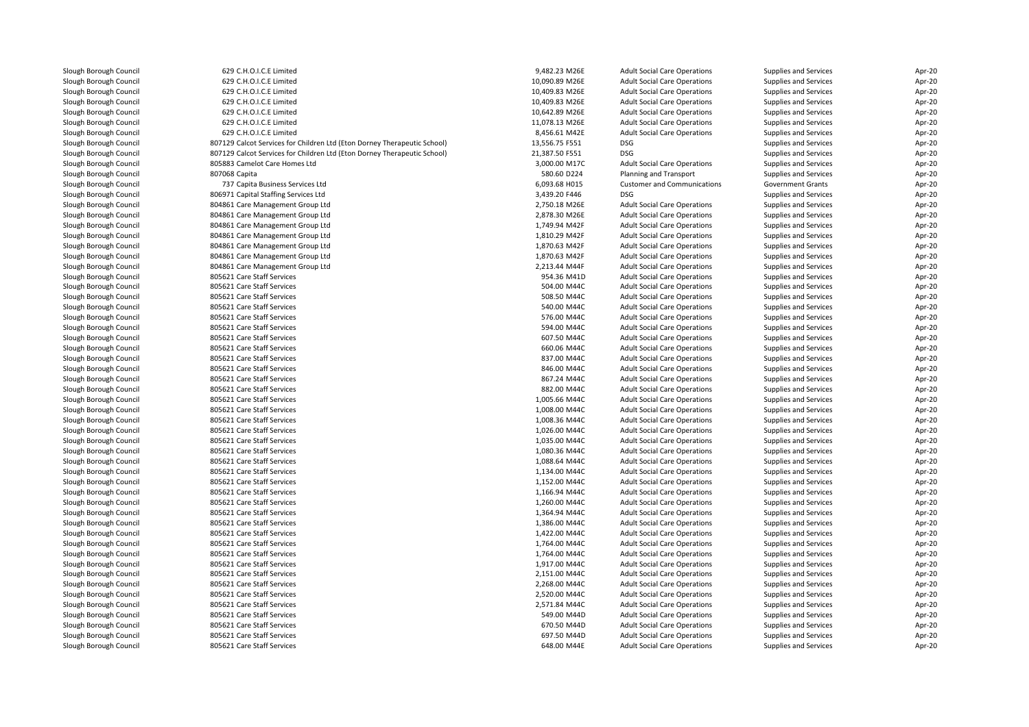| | | | | | | |
|---|---|---|---|---|---|---|
| Slough Borough Council | 629 C.H.O.I.C.E Limited | 9,482.23 | M26E | Adult Social Care Operations | Supplies and Services | Apr-20 |
| Slough Borough Council | 629 C.H.O.I.C.E Limited | 10,090.89 | M26E | Adult Social Care Operations | Supplies and Services | Apr-20 |
| Slough Borough Council | 629 C.H.O.I.C.E Limited | 10,409.83 | M26E | Adult Social Care Operations | Supplies and Services | Apr-20 |
| Slough Borough Council | 629 C.H.O.I.C.E Limited | 10,409.83 | M26E | Adult Social Care Operations | Supplies and Services | Apr-20 |
| Slough Borough Council | 629 C.H.O.I.C.E Limited | 10,642.89 | M26E | Adult Social Care Operations | Supplies and Services | Apr-20 |
| Slough Borough Council | 629 C.H.O.I.C.E Limited | 11,078.13 | M26E | Adult Social Care Operations | Supplies and Services | Apr-20 |
| Slough Borough Council | 629 C.H.O.I.C.E Limited | 8,456.61 | M42E | Adult Social Care Operations | Supplies and Services | Apr-20 |
| Slough Borough Council | 807129 Calcot Services for Children Ltd (Eton Dorney Therapeutic School) | 13,556.75 | F551 | DSG | Supplies and Services | Apr-20 |
| Slough Borough Council | 807129 Calcot Services for Children Ltd (Eton Dorney Therapeutic School) | 21,387.50 | F551 | DSG | Supplies and Services | Apr-20 |
| Slough Borough Council | 805883 Camelot Care Homes Ltd | 3,000.00 | M17C | Adult Social Care Operations | Supplies and Services | Apr-20 |
| Slough Borough Council | 807068 Capita | 580.60 | D224 | Planning and Transport | Supplies and Services | Apr-20 |
| Slough Borough Council | 737 Capita Business Services Ltd | 6,093.68 | H015 | Customer and Communications | Government Grants | Apr-20 |
| Slough Borough Council | 806971 Capital Staffing Services Ltd | 3,439.20 | F446 | DSG | Supplies and Services | Apr-20 |
| Slough Borough Council | 804861 Care Management Group Ltd | 2,750.18 | M26E | Adult Social Care Operations | Supplies and Services | Apr-20 |
| Slough Borough Council | 804861 Care Management Group Ltd | 2,878.30 | M26E | Adult Social Care Operations | Supplies and Services | Apr-20 |
| Slough Borough Council | 804861 Care Management Group Ltd | 1,749.94 | M42F | Adult Social Care Operations | Supplies and Services | Apr-20 |
| Slough Borough Council | 804861 Care Management Group Ltd | 1,810.29 | M42F | Adult Social Care Operations | Supplies and Services | Apr-20 |
| Slough Borough Council | 804861 Care Management Group Ltd | 1,870.63 | M42F | Adult Social Care Operations | Supplies and Services | Apr-20 |
| Slough Borough Council | 804861 Care Management Group Ltd | 1,870.63 | M42F | Adult Social Care Operations | Supplies and Services | Apr-20 |
| Slough Borough Council | 804861 Care Management Group Ltd | 2,213.44 | M44F | Adult Social Care Operations | Supplies and Services | Apr-20 |
| Slough Borough Council | 805621 Care Staff Services | 954.36 | M41D | Adult Social Care Operations | Supplies and Services | Apr-20 |
| Slough Borough Council | 805621 Care Staff Services | 504.00 | M44C | Adult Social Care Operations | Supplies and Services | Apr-20 |
| Slough Borough Council | 805621 Care Staff Services | 508.50 | M44C | Adult Social Care Operations | Supplies and Services | Apr-20 |
| Slough Borough Council | 805621 Care Staff Services | 540.00 | M44C | Adult Social Care Operations | Supplies and Services | Apr-20 |
| Slough Borough Council | 805621 Care Staff Services | 576.00 | M44C | Adult Social Care Operations | Supplies and Services | Apr-20 |
| Slough Borough Council | 805621 Care Staff Services | 594.00 | M44C | Adult Social Care Operations | Supplies and Services | Apr-20 |
| Slough Borough Council | 805621 Care Staff Services | 607.50 | M44C | Adult Social Care Operations | Supplies and Services | Apr-20 |
| Slough Borough Council | 805621 Care Staff Services | 660.06 | M44C | Adult Social Care Operations | Supplies and Services | Apr-20 |
| Slough Borough Council | 805621 Care Staff Services | 837.00 | M44C | Adult Social Care Operations | Supplies and Services | Apr-20 |
| Slough Borough Council | 805621 Care Staff Services | 846.00 | M44C | Adult Social Care Operations | Supplies and Services | Apr-20 |
| Slough Borough Council | 805621 Care Staff Services | 867.24 | M44C | Adult Social Care Operations | Supplies and Services | Apr-20 |
| Slough Borough Council | 805621 Care Staff Services | 882.00 | M44C | Adult Social Care Operations | Supplies and Services | Apr-20 |
| Slough Borough Council | 805621 Care Staff Services | 1,005.66 | M44C | Adult Social Care Operations | Supplies and Services | Apr-20 |
| Slough Borough Council | 805621 Care Staff Services | 1,008.00 | M44C | Adult Social Care Operations | Supplies and Services | Apr-20 |
| Slough Borough Council | 805621 Care Staff Services | 1,008.36 | M44C | Adult Social Care Operations | Supplies and Services | Apr-20 |
| Slough Borough Council | 805621 Care Staff Services | 1,026.00 | M44C | Adult Social Care Operations | Supplies and Services | Apr-20 |
| Slough Borough Council | 805621 Care Staff Services | 1,035.00 | M44C | Adult Social Care Operations | Supplies and Services | Apr-20 |
| Slough Borough Council | 805621 Care Staff Services | 1,080.36 | M44C | Adult Social Care Operations | Supplies and Services | Apr-20 |
| Slough Borough Council | 805621 Care Staff Services | 1,088.64 | M44C | Adult Social Care Operations | Supplies and Services | Apr-20 |
| Slough Borough Council | 805621 Care Staff Services | 1,134.00 | M44C | Adult Social Care Operations | Supplies and Services | Apr-20 |
| Slough Borough Council | 805621 Care Staff Services | 1,152.00 | M44C | Adult Social Care Operations | Supplies and Services | Apr-20 |
| Slough Borough Council | 805621 Care Staff Services | 1,166.94 | M44C | Adult Social Care Operations | Supplies and Services | Apr-20 |
| Slough Borough Council | 805621 Care Staff Services | 1,260.00 | M44C | Adult Social Care Operations | Supplies and Services | Apr-20 |
| Slough Borough Council | 805621 Care Staff Services | 1,364.94 | M44C | Adult Social Care Operations | Supplies and Services | Apr-20 |
| Slough Borough Council | 805621 Care Staff Services | 1,386.00 | M44C | Adult Social Care Operations | Supplies and Services | Apr-20 |
| Slough Borough Council | 805621 Care Staff Services | 1,422.00 | M44C | Adult Social Care Operations | Supplies and Services | Apr-20 |
| Slough Borough Council | 805621 Care Staff Services | 1,764.00 | M44C | Adult Social Care Operations | Supplies and Services | Apr-20 |
| Slough Borough Council | 805621 Care Staff Services | 1,764.00 | M44C | Adult Social Care Operations | Supplies and Services | Apr-20 |
| Slough Borough Council | 805621 Care Staff Services | 1,917.00 | M44C | Adult Social Care Operations | Supplies and Services | Apr-20 |
| Slough Borough Council | 805621 Care Staff Services | 2,151.00 | M44C | Adult Social Care Operations | Supplies and Services | Apr-20 |
| Slough Borough Council | 805621 Care Staff Services | 2,268.00 | M44C | Adult Social Care Operations | Supplies and Services | Apr-20 |
| Slough Borough Council | 805621 Care Staff Services | 2,520.00 | M44C | Adult Social Care Operations | Supplies and Services | Apr-20 |
| Slough Borough Council | 805621 Care Staff Services | 2,571.84 | M44C | Adult Social Care Operations | Supplies and Services | Apr-20 |
| Slough Borough Council | 805621 Care Staff Services | 549.00 | M44D | Adult Social Care Operations | Supplies and Services | Apr-20 |
| Slough Borough Council | 805621 Care Staff Services | 670.50 | M44D | Adult Social Care Operations | Supplies and Services | Apr-20 |
| Slough Borough Council | 805621 Care Staff Services | 697.50 | M44D | Adult Social Care Operations | Supplies and Services | Apr-20 |
| Slough Borough Council | 805621 Care Staff Services | 648.00 | M44E | Adult Social Care Operations | Supplies and Services | Apr-20 |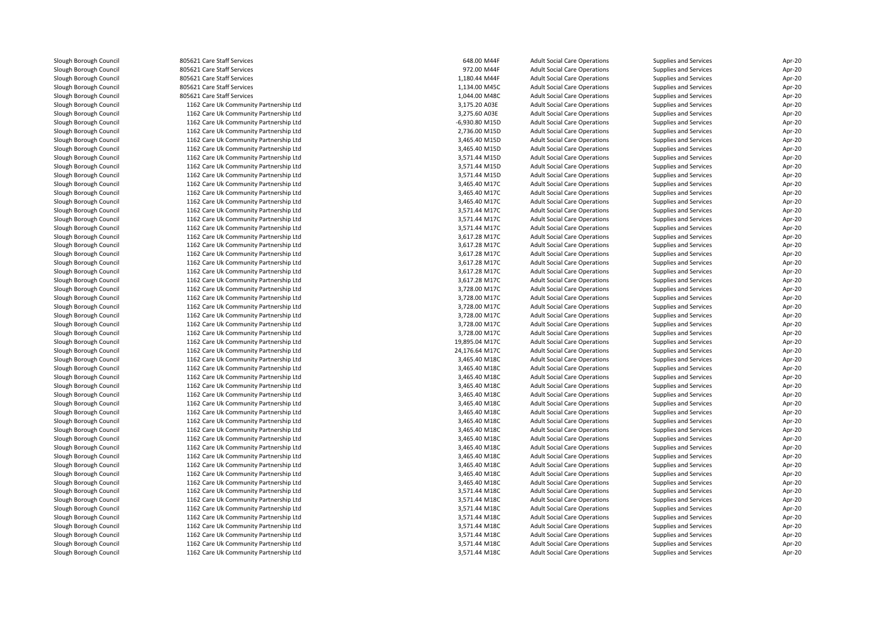| | | | | | | |
|---|---|---|---|---|---|---|
| Slough Borough Council | 805621 Care Staff Services | 648.00 M44F | Adult Social Care Operations | Supplies and Services | Apr-20 |
| Slough Borough Council | 805621 Care Staff Services | 972.00 M44F | Adult Social Care Operations | Supplies and Services | Apr-20 |
| Slough Borough Council | 805621 Care Staff Services | 1,180.44 M44F | Adult Social Care Operations | Supplies and Services | Apr-20 |
| Slough Borough Council | 805621 Care Staff Services | 1,134.00 M45C | Adult Social Care Operations | Supplies and Services | Apr-20 |
| Slough Borough Council | 805621 Care Staff Services | 1,044.00 M48C | Adult Social Care Operations | Supplies and Services | Apr-20 |
| Slough Borough Council | 1162 Care Uk Community Partnership Ltd | 3,175.20 A03E | Adult Social Care Operations | Supplies and Services | Apr-20 |
| Slough Borough Council | 1162 Care Uk Community Partnership Ltd | 3,275.60 A03E | Adult Social Care Operations | Supplies and Services | Apr-20 |
| Slough Borough Council | 1162 Care Uk Community Partnership Ltd | -6,930.80 M15D | Adult Social Care Operations | Supplies and Services | Apr-20 |
| Slough Borough Council | 1162 Care Uk Community Partnership Ltd | 2,736.00 M15D | Adult Social Care Operations | Supplies and Services | Apr-20 |
| Slough Borough Council | 1162 Care Uk Community Partnership Ltd | 3,465.40 M15D | Adult Social Care Operations | Supplies and Services | Apr-20 |
| Slough Borough Council | 1162 Care Uk Community Partnership Ltd | 3,465.40 M15D | Adult Social Care Operations | Supplies and Services | Apr-20 |
| Slough Borough Council | 1162 Care Uk Community Partnership Ltd | 3,571.44 M15D | Adult Social Care Operations | Supplies and Services | Apr-20 |
| Slough Borough Council | 1162 Care Uk Community Partnership Ltd | 3,571.44 M15D | Adult Social Care Operations | Supplies and Services | Apr-20 |
| Slough Borough Council | 1162 Care Uk Community Partnership Ltd | 3,571.44 M15D | Adult Social Care Operations | Supplies and Services | Apr-20 |
| Slough Borough Council | 1162 Care Uk Community Partnership Ltd | 3,465.40 M17C | Adult Social Care Operations | Supplies and Services | Apr-20 |
| Slough Borough Council | 1162 Care Uk Community Partnership Ltd | 3,465.40 M17C | Adult Social Care Operations | Supplies and Services | Apr-20 |
| Slough Borough Council | 1162 Care Uk Community Partnership Ltd | 3,465.40 M17C | Adult Social Care Operations | Supplies and Services | Apr-20 |
| Slough Borough Council | 1162 Care Uk Community Partnership Ltd | 3,571.44 M17C | Adult Social Care Operations | Supplies and Services | Apr-20 |
| Slough Borough Council | 1162 Care Uk Community Partnership Ltd | 3,571.44 M17C | Adult Social Care Operations | Supplies and Services | Apr-20 |
| Slough Borough Council | 1162 Care Uk Community Partnership Ltd | 3,571.44 M17C | Adult Social Care Operations | Supplies and Services | Apr-20 |
| Slough Borough Council | 1162 Care Uk Community Partnership Ltd | 3,617.28 M17C | Adult Social Care Operations | Supplies and Services | Apr-20 |
| Slough Borough Council | 1162 Care Uk Community Partnership Ltd | 3,617.28 M17C | Adult Social Care Operations | Supplies and Services | Apr-20 |
| Slough Borough Council | 1162 Care Uk Community Partnership Ltd | 3,617.28 M17C | Adult Social Care Operations | Supplies and Services | Apr-20 |
| Slough Borough Council | 1162 Care Uk Community Partnership Ltd | 3,617.28 M17C | Adult Social Care Operations | Supplies and Services | Apr-20 |
| Slough Borough Council | 1162 Care Uk Community Partnership Ltd | 3,617.28 M17C | Adult Social Care Operations | Supplies and Services | Apr-20 |
| Slough Borough Council | 1162 Care Uk Community Partnership Ltd | 3,617.28 M17C | Adult Social Care Operations | Supplies and Services | Apr-20 |
| Slough Borough Council | 1162 Care Uk Community Partnership Ltd | 3,728.00 M17C | Adult Social Care Operations | Supplies and Services | Apr-20 |
| Slough Borough Council | 1162 Care Uk Community Partnership Ltd | 3,728.00 M17C | Adult Social Care Operations | Supplies and Services | Apr-20 |
| Slough Borough Council | 1162 Care Uk Community Partnership Ltd | 3,728.00 M17C | Adult Social Care Operations | Supplies and Services | Apr-20 |
| Slough Borough Council | 1162 Care Uk Community Partnership Ltd | 3,728.00 M17C | Adult Social Care Operations | Supplies and Services | Apr-20 |
| Slough Borough Council | 1162 Care Uk Community Partnership Ltd | 3,728.00 M17C | Adult Social Care Operations | Supplies and Services | Apr-20 |
| Slough Borough Council | 1162 Care Uk Community Partnership Ltd | 3,728.00 M17C | Adult Social Care Operations | Supplies and Services | Apr-20 |
| Slough Borough Council | 1162 Care Uk Community Partnership Ltd | 19,895.04 M17C | Adult Social Care Operations | Supplies and Services | Apr-20 |
| Slough Borough Council | 1162 Care Uk Community Partnership Ltd | 24,176.64 M17C | Adult Social Care Operations | Supplies and Services | Apr-20 |
| Slough Borough Council | 1162 Care Uk Community Partnership Ltd | 3,465.40 M18C | Adult Social Care Operations | Supplies and Services | Apr-20 |
| Slough Borough Council | 1162 Care Uk Community Partnership Ltd | 3,465.40 M18C | Adult Social Care Operations | Supplies and Services | Apr-20 |
| Slough Borough Council | 1162 Care Uk Community Partnership Ltd | 3,465.40 M18C | Adult Social Care Operations | Supplies and Services | Apr-20 |
| Slough Borough Council | 1162 Care Uk Community Partnership Ltd | 3,465.40 M18C | Adult Social Care Operations | Supplies and Services | Apr-20 |
| Slough Borough Council | 1162 Care Uk Community Partnership Ltd | 3,465.40 M18C | Adult Social Care Operations | Supplies and Services | Apr-20 |
| Slough Borough Council | 1162 Care Uk Community Partnership Ltd | 3,465.40 M18C | Adult Social Care Operations | Supplies and Services | Apr-20 |
| Slough Borough Council | 1162 Care Uk Community Partnership Ltd | 3,465.40 M18C | Adult Social Care Operations | Supplies and Services | Apr-20 |
| Slough Borough Council | 1162 Care Uk Community Partnership Ltd | 3,465.40 M18C | Adult Social Care Operations | Supplies and Services | Apr-20 |
| Slough Borough Council | 1162 Care Uk Community Partnership Ltd | 3,465.40 M18C | Adult Social Care Operations | Supplies and Services | Apr-20 |
| Slough Borough Council | 1162 Care Uk Community Partnership Ltd | 3,465.40 M18C | Adult Social Care Operations | Supplies and Services | Apr-20 |
| Slough Borough Council | 1162 Care Uk Community Partnership Ltd | 3,465.40 M18C | Adult Social Care Operations | Supplies and Services | Apr-20 |
| Slough Borough Council | 1162 Care Uk Community Partnership Ltd | 3,465.40 M18C | Adult Social Care Operations | Supplies and Services | Apr-20 |
| Slough Borough Council | 1162 Care Uk Community Partnership Ltd | 3,465.40 M18C | Adult Social Care Operations | Supplies and Services | Apr-20 |
| Slough Borough Council | 1162 Care Uk Community Partnership Ltd | 3,465.40 M18C | Adult Social Care Operations | Supplies and Services | Apr-20 |
| Slough Borough Council | 1162 Care Uk Community Partnership Ltd | 3,571.44 M18C | Adult Social Care Operations | Supplies and Services | Apr-20 |
| Slough Borough Council | 1162 Care Uk Community Partnership Ltd | 3,571.44 M18C | Adult Social Care Operations | Supplies and Services | Apr-20 |
| Slough Borough Council | 1162 Care Uk Community Partnership Ltd | 3,571.44 M18C | Adult Social Care Operations | Supplies and Services | Apr-20 |
| Slough Borough Council | 1162 Care Uk Community Partnership Ltd | 3,571.44 M18C | Adult Social Care Operations | Supplies and Services | Apr-20 |
| Slough Borough Council | 1162 Care Uk Community Partnership Ltd | 3,571.44 M18C | Adult Social Care Operations | Supplies and Services | Apr-20 |
| Slough Borough Council | 1162 Care Uk Community Partnership Ltd | 3,571.44 M18C | Adult Social Care Operations | Supplies and Services | Apr-20 |
| Slough Borough Council | 1162 Care Uk Community Partnership Ltd | 3,571.44 M18C | Adult Social Care Operations | Supplies and Services | Apr-20 |
| Slough Borough Council | 1162 Care Uk Community Partnership Ltd | 3,571.44 M18C | Adult Social Care Operations | Supplies and Services | Apr-20 |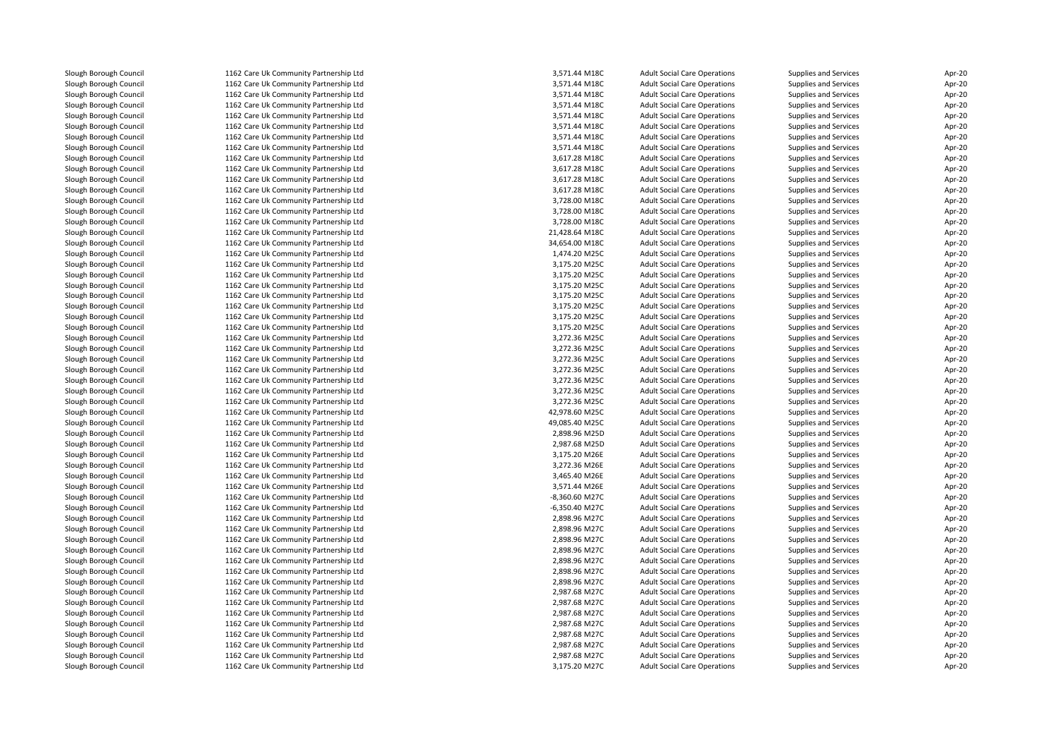| | | | | | | |
|---|---|---|---|---|---|---|
| Slough Borough Council | 1162 Care Uk Community Partnership Ltd | 3,571.44 | M18C | Adult Social Care Operations | Supplies and Services | Apr-20 |
| Slough Borough Council | 1162 Care Uk Community Partnership Ltd | 3,571.44 | M18C | Adult Social Care Operations | Supplies and Services | Apr-20 |
| Slough Borough Council | 1162 Care Uk Community Partnership Ltd | 3,571.44 | M18C | Adult Social Care Operations | Supplies and Services | Apr-20 |
| Slough Borough Council | 1162 Care Uk Community Partnership Ltd | 3,571.44 | M18C | Adult Social Care Operations | Supplies and Services | Apr-20 |
| Slough Borough Council | 1162 Care Uk Community Partnership Ltd | 3,571.44 | M18C | Adult Social Care Operations | Supplies and Services | Apr-20 |
| Slough Borough Council | 1162 Care Uk Community Partnership Ltd | 3,571.44 | M18C | Adult Social Care Operations | Supplies and Services | Apr-20 |
| Slough Borough Council | 1162 Care Uk Community Partnership Ltd | 3,571.44 | M18C | Adult Social Care Operations | Supplies and Services | Apr-20 |
| Slough Borough Council | 1162 Care Uk Community Partnership Ltd | 3,571.44 | M18C | Adult Social Care Operations | Supplies and Services | Apr-20 |
| Slough Borough Council | 1162 Care Uk Community Partnership Ltd | 3,617.28 | M18C | Adult Social Care Operations | Supplies and Services | Apr-20 |
| Slough Borough Council | 1162 Care Uk Community Partnership Ltd | 3,617.28 | M18C | Adult Social Care Operations | Supplies and Services | Apr-20 |
| Slough Borough Council | 1162 Care Uk Community Partnership Ltd | 3,617.28 | M18C | Adult Social Care Operations | Supplies and Services | Apr-20 |
| Slough Borough Council | 1162 Care Uk Community Partnership Ltd | 3,617.28 | M18C | Adult Social Care Operations | Supplies and Services | Apr-20 |
| Slough Borough Council | 1162 Care Uk Community Partnership Ltd | 3,728.00 | M18C | Adult Social Care Operations | Supplies and Services | Apr-20 |
| Slough Borough Council | 1162 Care Uk Community Partnership Ltd | 3,728.00 | M18C | Adult Social Care Operations | Supplies and Services | Apr-20 |
| Slough Borough Council | 1162 Care Uk Community Partnership Ltd | 3,728.00 | M18C | Adult Social Care Operations | Supplies and Services | Apr-20 |
| Slough Borough Council | 1162 Care Uk Community Partnership Ltd | 21,428.64 | M18C | Adult Social Care Operations | Supplies and Services | Apr-20 |
| Slough Borough Council | 1162 Care Uk Community Partnership Ltd | 34,654.00 | M18C | Adult Social Care Operations | Supplies and Services | Apr-20 |
| Slough Borough Council | 1162 Care Uk Community Partnership Ltd | 1,474.20 | M25C | Adult Social Care Operations | Supplies and Services | Apr-20 |
| Slough Borough Council | 1162 Care Uk Community Partnership Ltd | 3,175.20 | M25C | Adult Social Care Operations | Supplies and Services | Apr-20 |
| Slough Borough Council | 1162 Care Uk Community Partnership Ltd | 3,175.20 | M25C | Adult Social Care Operations | Supplies and Services | Apr-20 |
| Slough Borough Council | 1162 Care Uk Community Partnership Ltd | 3,175.20 | M25C | Adult Social Care Operations | Supplies and Services | Apr-20 |
| Slough Borough Council | 1162 Care Uk Community Partnership Ltd | 3,175.20 | M25C | Adult Social Care Operations | Supplies and Services | Apr-20 |
| Slough Borough Council | 1162 Care Uk Community Partnership Ltd | 3,175.20 | M25C | Adult Social Care Operations | Supplies and Services | Apr-20 |
| Slough Borough Council | 1162 Care Uk Community Partnership Ltd | 3,175.20 | M25C | Adult Social Care Operations | Supplies and Services | Apr-20 |
| Slough Borough Council | 1162 Care Uk Community Partnership Ltd | 3,175.20 | M25C | Adult Social Care Operations | Supplies and Services | Apr-20 |
| Slough Borough Council | 1162 Care Uk Community Partnership Ltd | 3,272.36 | M25C | Adult Social Care Operations | Supplies and Services | Apr-20 |
| Slough Borough Council | 1162 Care Uk Community Partnership Ltd | 3,272.36 | M25C | Adult Social Care Operations | Supplies and Services | Apr-20 |
| Slough Borough Council | 1162 Care Uk Community Partnership Ltd | 3,272.36 | M25C | Adult Social Care Operations | Supplies and Services | Apr-20 |
| Slough Borough Council | 1162 Care Uk Community Partnership Ltd | 3,272.36 | M25C | Adult Social Care Operations | Supplies and Services | Apr-20 |
| Slough Borough Council | 1162 Care Uk Community Partnership Ltd | 3,272.36 | M25C | Adult Social Care Operations | Supplies and Services | Apr-20 |
| Slough Borough Council | 1162 Care Uk Community Partnership Ltd | 3,272.36 | M25C | Adult Social Care Operations | Supplies and Services | Apr-20 |
| Slough Borough Council | 1162 Care Uk Community Partnership Ltd | 3,272.36 | M25C | Adult Social Care Operations | Supplies and Services | Apr-20 |
| Slough Borough Council | 1162 Care Uk Community Partnership Ltd | 42,978.60 | M25C | Adult Social Care Operations | Supplies and Services | Apr-20 |
| Slough Borough Council | 1162 Care Uk Community Partnership Ltd | 49,085.40 | M25C | Adult Social Care Operations | Supplies and Services | Apr-20 |
| Slough Borough Council | 1162 Care Uk Community Partnership Ltd | 2,898.96 | M25D | Adult Social Care Operations | Supplies and Services | Apr-20 |
| Slough Borough Council | 1162 Care Uk Community Partnership Ltd | 2,987.68 | M25D | Adult Social Care Operations | Supplies and Services | Apr-20 |
| Slough Borough Council | 1162 Care Uk Community Partnership Ltd | 3,175.20 | M26E | Adult Social Care Operations | Supplies and Services | Apr-20 |
| Slough Borough Council | 1162 Care Uk Community Partnership Ltd | 3,272.36 | M26E | Adult Social Care Operations | Supplies and Services | Apr-20 |
| Slough Borough Council | 1162 Care Uk Community Partnership Ltd | 3,465.40 | M26E | Adult Social Care Operations | Supplies and Services | Apr-20 |
| Slough Borough Council | 1162 Care Uk Community Partnership Ltd | 3,571.44 | M26E | Adult Social Care Operations | Supplies and Services | Apr-20 |
| Slough Borough Council | 1162 Care Uk Community Partnership Ltd | -8,360.60 | M27C | Adult Social Care Operations | Supplies and Services | Apr-20 |
| Slough Borough Council | 1162 Care Uk Community Partnership Ltd | -6,350.40 | M27C | Adult Social Care Operations | Supplies and Services | Apr-20 |
| Slough Borough Council | 1162 Care Uk Community Partnership Ltd | 2,898.96 | M27C | Adult Social Care Operations | Supplies and Services | Apr-20 |
| Slough Borough Council | 1162 Care Uk Community Partnership Ltd | 2,898.96 | M27C | Adult Social Care Operations | Supplies and Services | Apr-20 |
| Slough Borough Council | 1162 Care Uk Community Partnership Ltd | 2,898.96 | M27C | Adult Social Care Operations | Supplies and Services | Apr-20 |
| Slough Borough Council | 1162 Care Uk Community Partnership Ltd | 2,898.96 | M27C | Adult Social Care Operations | Supplies and Services | Apr-20 |
| Slough Borough Council | 1162 Care Uk Community Partnership Ltd | 2,898.96 | M27C | Adult Social Care Operations | Supplies and Services | Apr-20 |
| Slough Borough Council | 1162 Care Uk Community Partnership Ltd | 2,898.96 | M27C | Adult Social Care Operations | Supplies and Services | Apr-20 |
| Slough Borough Council | 1162 Care Uk Community Partnership Ltd | 2,898.96 | M27C | Adult Social Care Operations | Supplies and Services | Apr-20 |
| Slough Borough Council | 1162 Care Uk Community Partnership Ltd | 2,987.68 | M27C | Adult Social Care Operations | Supplies and Services | Apr-20 |
| Slough Borough Council | 1162 Care Uk Community Partnership Ltd | 2,987.68 | M27C | Adult Social Care Operations | Supplies and Services | Apr-20 |
| Slough Borough Council | 1162 Care Uk Community Partnership Ltd | 2,987.68 | M27C | Adult Social Care Operations | Supplies and Services | Apr-20 |
| Slough Borough Council | 1162 Care Uk Community Partnership Ltd | 2,987.68 | M27C | Adult Social Care Operations | Supplies and Services | Apr-20 |
| Slough Borough Council | 1162 Care Uk Community Partnership Ltd | 2,987.68 | M27C | Adult Social Care Operations | Supplies and Services | Apr-20 |
| Slough Borough Council | 1162 Care Uk Community Partnership Ltd | 2,987.68 | M27C | Adult Social Care Operations | Supplies and Services | Apr-20 |
| Slough Borough Council | 1162 Care Uk Community Partnership Ltd | 2,987.68 | M27C | Adult Social Care Operations | Supplies and Services | Apr-20 |
| Slough Borough Council | 1162 Care Uk Community Partnership Ltd | 3,175.20 | M27C | Adult Social Care Operations | Supplies and Services | Apr-20 |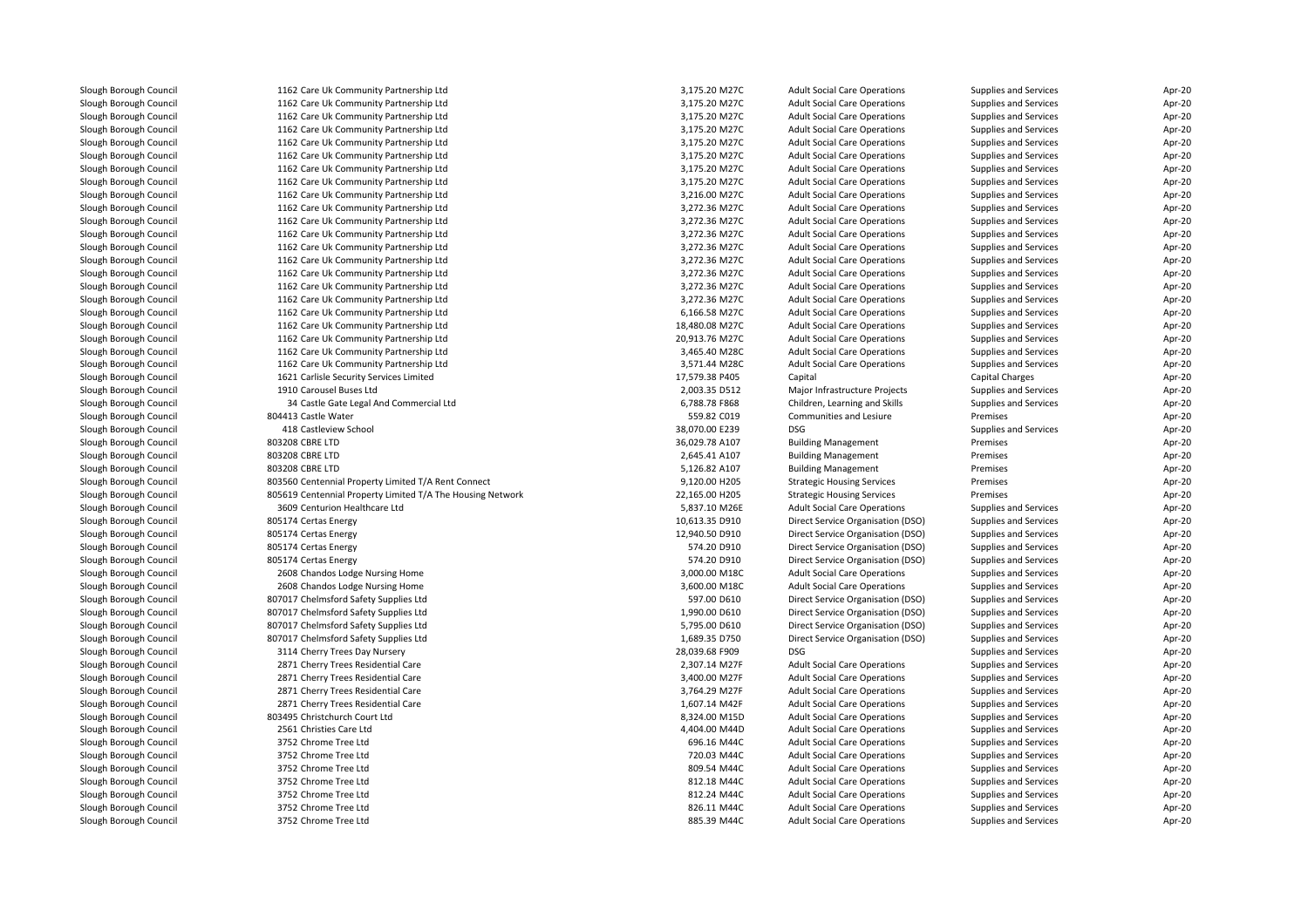| | | | | | | |
|---|---|---|---|---|---|---|
| Slough Borough Council | 1162 Care Uk Community Partnership Ltd | 3,175.20 M27C | Adult Social Care Operations | Supplies and Services | Apr-20 |
| Slough Borough Council | 1162 Care Uk Community Partnership Ltd | 3,175.20 M27C | Adult Social Care Operations | Supplies and Services | Apr-20 |
| Slough Borough Council | 1162 Care Uk Community Partnership Ltd | 3,175.20 M27C | Adult Social Care Operations | Supplies and Services | Apr-20 |
| Slough Borough Council | 1162 Care Uk Community Partnership Ltd | 3,175.20 M27C | Adult Social Care Operations | Supplies and Services | Apr-20 |
| Slough Borough Council | 1162 Care Uk Community Partnership Ltd | 3,175.20 M27C | Adult Social Care Operations | Supplies and Services | Apr-20 |
| Slough Borough Council | 1162 Care Uk Community Partnership Ltd | 3,175.20 M27C | Adult Social Care Operations | Supplies and Services | Apr-20 |
| Slough Borough Council | 1162 Care Uk Community Partnership Ltd | 3,175.20 M27C | Adult Social Care Operations | Supplies and Services | Apr-20 |
| Slough Borough Council | 1162 Care Uk Community Partnership Ltd | 3,175.20 M27C | Adult Social Care Operations | Supplies and Services | Apr-20 |
| Slough Borough Council | 1162 Care Uk Community Partnership Ltd | 3,216.00 M27C | Adult Social Care Operations | Supplies and Services | Apr-20 |
| Slough Borough Council | 1162 Care Uk Community Partnership Ltd | 3,272.36 M27C | Adult Social Care Operations | Supplies and Services | Apr-20 |
| Slough Borough Council | 1162 Care Uk Community Partnership Ltd | 3,272.36 M27C | Adult Social Care Operations | Supplies and Services | Apr-20 |
| Slough Borough Council | 1162 Care Uk Community Partnership Ltd | 3,272.36 M27C | Adult Social Care Operations | Supplies and Services | Apr-20 |
| Slough Borough Council | 1162 Care Uk Community Partnership Ltd | 3,272.36 M27C | Adult Social Care Operations | Supplies and Services | Apr-20 |
| Slough Borough Council | 1162 Care Uk Community Partnership Ltd | 3,272.36 M27C | Adult Social Care Operations | Supplies and Services | Apr-20 |
| Slough Borough Council | 1162 Care Uk Community Partnership Ltd | 3,272.36 M27C | Adult Social Care Operations | Supplies and Services | Apr-20 |
| Slough Borough Council | 1162 Care Uk Community Partnership Ltd | 3,272.36 M27C | Adult Social Care Operations | Supplies and Services | Apr-20 |
| Slough Borough Council | 1162 Care Uk Community Partnership Ltd | 3,272.36 M27C | Adult Social Care Operations | Supplies and Services | Apr-20 |
| Slough Borough Council | 1162 Care Uk Community Partnership Ltd | 6,166.58 M27C | Adult Social Care Operations | Supplies and Services | Apr-20 |
| Slough Borough Council | 1162 Care Uk Community Partnership Ltd | 18,480.08 M27C | Adult Social Care Operations | Supplies and Services | Apr-20 |
| Slough Borough Council | 1162 Care Uk Community Partnership Ltd | 20,913.76 M27C | Adult Social Care Operations | Supplies and Services | Apr-20 |
| Slough Borough Council | 1162 Care Uk Community Partnership Ltd | 3,465.40 M28C | Adult Social Care Operations | Supplies and Services | Apr-20 |
| Slough Borough Council | 1162 Care Uk Community Partnership Ltd | 3,571.44 M28C | Adult Social Care Operations | Supplies and Services | Apr-20 |
| Slough Borough Council | 1621 Carlisle Security Services Limited | 17,579.38 P405 | Capital | Capital Charges | Apr-20 |
| Slough Borough Council | 1910 Carousel Buses Ltd | 2,003.35 D512 | Major Infrastructure Projects | Supplies and Services | Apr-20 |
| Slough Borough Council | 34 Castle Gate Legal And Commercial Ltd | 6,788.78 F868 | Children, Learning and Skills | Supplies and Services | Apr-20 |
| Slough Borough Council | 804413 Castle Water | 559.82 C019 | Communities and Lesiure | Premises | Apr-20 |
| Slough Borough Council | 418 Castleview School | 38,070.00 E239 | DSG | Supplies and Services | Apr-20 |
| Slough Borough Council | 803208 CBRE LTD | 36,029.78 A107 | Building Management | Premises | Apr-20 |
| Slough Borough Council | 803208 CBRE LTD | 2,645.41 A107 | Building Management | Premises | Apr-20 |
| Slough Borough Council | 803208 CBRE LTD | 5,126.82 A107 | Building Management | Premises | Apr-20 |
| Slough Borough Council | 803560 Centennial Property Limited T/A Rent Connect | 9,120.00 H205 | Strategic Housing Services | Premises | Apr-20 |
| Slough Borough Council | 805619 Centennial Property Limited T/A The Housing Network | 22,165.00 H205 | Strategic Housing Services | Premises | Apr-20 |
| Slough Borough Council | 3609 Centurion Healthcare Ltd | 5,837.10 M26E | Adult Social Care Operations | Supplies and Services | Apr-20 |
| Slough Borough Council | 805174 Certas Energy | 10,613.35 D910 | Direct Service Organisation (DSO) | Supplies and Services | Apr-20 |
| Slough Borough Council | 805174 Certas Energy | 12,940.50 D910 | Direct Service Organisation (DSO) | Supplies and Services | Apr-20 |
| Slough Borough Council | 805174 Certas Energy | 574.20 D910 | Direct Service Organisation (DSO) | Supplies and Services | Apr-20 |
| Slough Borough Council | 805174 Certas Energy | 574.20 D910 | Direct Service Organisation (DSO) | Supplies and Services | Apr-20 |
| Slough Borough Council | 2608 Chandos Lodge Nursing Home | 3,000.00 M18C | Adult Social Care Operations | Supplies and Services | Apr-20 |
| Slough Borough Council | 2608 Chandos Lodge Nursing Home | 3,600.00 M18C | Adult Social Care Operations | Supplies and Services | Apr-20 |
| Slough Borough Council | 807017 Chelmsford Safety Supplies Ltd | 597.00 D610 | Direct Service Organisation (DSO) | Supplies and Services | Apr-20 |
| Slough Borough Council | 807017 Chelmsford Safety Supplies Ltd | 1,990.00 D610 | Direct Service Organisation (DSO) | Supplies and Services | Apr-20 |
| Slough Borough Council | 807017 Chelmsford Safety Supplies Ltd | 5,795.00 D610 | Direct Service Organisation (DSO) | Supplies and Services | Apr-20 |
| Slough Borough Council | 807017 Chelmsford Safety Supplies Ltd | 1,689.35 D750 | Direct Service Organisation (DSO) | Supplies and Services | Apr-20 |
| Slough Borough Council | 3114 Cherry Trees Day Nursery | 28,039.68 F909 | DSG | Supplies and Services | Apr-20 |
| Slough Borough Council | 2871 Cherry Trees Residential Care | 2,307.14 M27F | Adult Social Care Operations | Supplies and Services | Apr-20 |
| Slough Borough Council | 2871 Cherry Trees Residential Care | 3,400.00 M27F | Adult Social Care Operations | Supplies and Services | Apr-20 |
| Slough Borough Council | 2871 Cherry Trees Residential Care | 3,764.29 M27F | Adult Social Care Operations | Supplies and Services | Apr-20 |
| Slough Borough Council | 2871 Cherry Trees Residential Care | 1,607.14 M42F | Adult Social Care Operations | Supplies and Services | Apr-20 |
| Slough Borough Council | 803495 Christchurch Court Ltd | 8,324.00 M15D | Adult Social Care Operations | Supplies and Services | Apr-20 |
| Slough Borough Council | 2561 Christies Care Ltd | 4,404.00 M44D | Adult Social Care Operations | Supplies and Services | Apr-20 |
| Slough Borough Council | 3752 Chrome Tree Ltd | 696.16 M44C | Adult Social Care Operations | Supplies and Services | Apr-20 |
| Slough Borough Council | 3752 Chrome Tree Ltd | 720.03 M44C | Adult Social Care Operations | Supplies and Services | Apr-20 |
| Slough Borough Council | 3752 Chrome Tree Ltd | 809.54 M44C | Adult Social Care Operations | Supplies and Services | Apr-20 |
| Slough Borough Council | 3752 Chrome Tree Ltd | 812.18 M44C | Adult Social Care Operations | Supplies and Services | Apr-20 |
| Slough Borough Council | 3752 Chrome Tree Ltd | 812.24 M44C | Adult Social Care Operations | Supplies and Services | Apr-20 |
| Slough Borough Council | 3752 Chrome Tree Ltd | 826.11 M44C | Adult Social Care Operations | Supplies and Services | Apr-20 |
| Slough Borough Council | 3752 Chrome Tree Ltd | 885.39 M44C | Adult Social Care Operations | Supplies and Services | Apr-20 |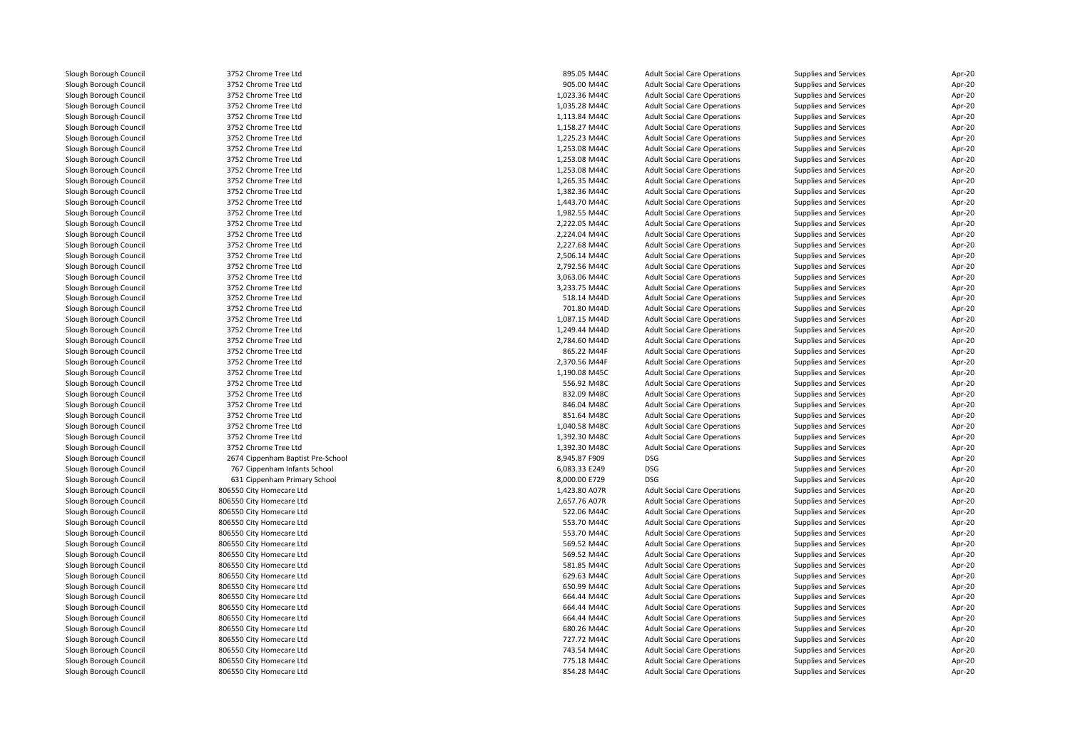| | | | | | | |
|---|---|---|---|---|---|---|
| Slough Borough Council | 3752 Chrome Tree Ltd | 895.05 M44C | Adult Social Care Operations | Supplies and Services | Apr-20 |
| Slough Borough Council | 3752 Chrome Tree Ltd | 905.00 M44C | Adult Social Care Operations | Supplies and Services | Apr-20 |
| Slough Borough Council | 3752 Chrome Tree Ltd | 1,023.36 M44C | Adult Social Care Operations | Supplies and Services | Apr-20 |
| Slough Borough Council | 3752 Chrome Tree Ltd | 1,035.28 M44C | Adult Social Care Operations | Supplies and Services | Apr-20 |
| Slough Borough Council | 3752 Chrome Tree Ltd | 1,113.84 M44C | Adult Social Care Operations | Supplies and Services | Apr-20 |
| Slough Borough Council | 3752 Chrome Tree Ltd | 1,158.27 M44C | Adult Social Care Operations | Supplies and Services | Apr-20 |
| Slough Borough Council | 3752 Chrome Tree Ltd | 1,225.23 M44C | Adult Social Care Operations | Supplies and Services | Apr-20 |
| Slough Borough Council | 3752 Chrome Tree Ltd | 1,253.08 M44C | Adult Social Care Operations | Supplies and Services | Apr-20 |
| Slough Borough Council | 3752 Chrome Tree Ltd | 1,253.08 M44C | Adult Social Care Operations | Supplies and Services | Apr-20 |
| Slough Borough Council | 3752 Chrome Tree Ltd | 1,253.08 M44C | Adult Social Care Operations | Supplies and Services | Apr-20 |
| Slough Borough Council | 3752 Chrome Tree Ltd | 1,265.35 M44C | Adult Social Care Operations | Supplies and Services | Apr-20 |
| Slough Borough Council | 3752 Chrome Tree Ltd | 1,382.36 M44C | Adult Social Care Operations | Supplies and Services | Apr-20 |
| Slough Borough Council | 3752 Chrome Tree Ltd | 1,443.70 M44C | Adult Social Care Operations | Supplies and Services | Apr-20 |
| Slough Borough Council | 3752 Chrome Tree Ltd | 1,982.55 M44C | Adult Social Care Operations | Supplies and Services | Apr-20 |
| Slough Borough Council | 3752 Chrome Tree Ltd | 2,222.05 M44C | Adult Social Care Operations | Supplies and Services | Apr-20 |
| Slough Borough Council | 3752 Chrome Tree Ltd | 2,224.04 M44C | Adult Social Care Operations | Supplies and Services | Apr-20 |
| Slough Borough Council | 3752 Chrome Tree Ltd | 2,227.68 M44C | Adult Social Care Operations | Supplies and Services | Apr-20 |
| Slough Borough Council | 3752 Chrome Tree Ltd | 2,506.14 M44C | Adult Social Care Operations | Supplies and Services | Apr-20 |
| Slough Borough Council | 3752 Chrome Tree Ltd | 2,792.56 M44C | Adult Social Care Operations | Supplies and Services | Apr-20 |
| Slough Borough Council | 3752 Chrome Tree Ltd | 3,063.06 M44C | Adult Social Care Operations | Supplies and Services | Apr-20 |
| Slough Borough Council | 3752 Chrome Tree Ltd | 3,233.75 M44C | Adult Social Care Operations | Supplies and Services | Apr-20 |
| Slough Borough Council | 3752 Chrome Tree Ltd | 518.14 M44D | Adult Social Care Operations | Supplies and Services | Apr-20 |
| Slough Borough Council | 3752 Chrome Tree Ltd | 701.80 M44D | Adult Social Care Operations | Supplies and Services | Apr-20 |
| Slough Borough Council | 3752 Chrome Tree Ltd | 1,087.15 M44D | Adult Social Care Operations | Supplies and Services | Apr-20 |
| Slough Borough Council | 3752 Chrome Tree Ltd | 1,249.44 M44D | Adult Social Care Operations | Supplies and Services | Apr-20 |
| Slough Borough Council | 3752 Chrome Tree Ltd | 2,784.60 M44D | Adult Social Care Operations | Supplies and Services | Apr-20 |
| Slough Borough Council | 3752 Chrome Tree Ltd | 865.22 M44F | Adult Social Care Operations | Supplies and Services | Apr-20 |
| Slough Borough Council | 3752 Chrome Tree Ltd | 2,370.56 M44F | Adult Social Care Operations | Supplies and Services | Apr-20 |
| Slough Borough Council | 3752 Chrome Tree Ltd | 1,190.08 M45C | Adult Social Care Operations | Supplies and Services | Apr-20 |
| Slough Borough Council | 3752 Chrome Tree Ltd | 556.92 M48C | Adult Social Care Operations | Supplies and Services | Apr-20 |
| Slough Borough Council | 3752 Chrome Tree Ltd | 832.09 M48C | Adult Social Care Operations | Supplies and Services | Apr-20 |
| Slough Borough Council | 3752 Chrome Tree Ltd | 846.04 M48C | Adult Social Care Operations | Supplies and Services | Apr-20 |
| Slough Borough Council | 3752 Chrome Tree Ltd | 851.64 M48C | Adult Social Care Operations | Supplies and Services | Apr-20 |
| Slough Borough Council | 3752 Chrome Tree Ltd | 1,040.58 M48C | Adult Social Care Operations | Supplies and Services | Apr-20 |
| Slough Borough Council | 3752 Chrome Tree Ltd | 1,392.30 M48C | Adult Social Care Operations | Supplies and Services | Apr-20 |
| Slough Borough Council | 3752 Chrome Tree Ltd | 1,392.30 M48C | Adult Social Care Operations | Supplies and Services | Apr-20 |
| Slough Borough Council | 2674 Cippenham Baptist Pre-School | 8,945.87 F909 | DSG | Supplies and Services | Apr-20 |
| Slough Borough Council | 767 Cippenham Infants School | 6,083.33 E249 | DSG | Supplies and Services | Apr-20 |
| Slough Borough Council | 631 Cippenham Primary School | 8,000.00 E729 | DSG | Supplies and Services | Apr-20 |
| Slough Borough Council | 806550 City Homecare Ltd | 1,423.80 A07R | Adult Social Care Operations | Supplies and Services | Apr-20 |
| Slough Borough Council | 806550 City Homecare Ltd | 2,657.76 A07R | Adult Social Care Operations | Supplies and Services | Apr-20 |
| Slough Borough Council | 806550 City Homecare Ltd | 522.06 M44C | Adult Social Care Operations | Supplies and Services | Apr-20 |
| Slough Borough Council | 806550 City Homecare Ltd | 553.70 M44C | Adult Social Care Operations | Supplies and Services | Apr-20 |
| Slough Borough Council | 806550 City Homecare Ltd | 553.70 M44C | Adult Social Care Operations | Supplies and Services | Apr-20 |
| Slough Borough Council | 806550 City Homecare Ltd | 569.52 M44C | Adult Social Care Operations | Supplies and Services | Apr-20 |
| Slough Borough Council | 806550 City Homecare Ltd | 569.52 M44C | Adult Social Care Operations | Supplies and Services | Apr-20 |
| Slough Borough Council | 806550 City Homecare Ltd | 581.85 M44C | Adult Social Care Operations | Supplies and Services | Apr-20 |
| Slough Borough Council | 806550 City Homecare Ltd | 629.63 M44C | Adult Social Care Operations | Supplies and Services | Apr-20 |
| Slough Borough Council | 806550 City Homecare Ltd | 650.99 M44C | Adult Social Care Operations | Supplies and Services | Apr-20 |
| Slough Borough Council | 806550 City Homecare Ltd | 664.44 M44C | Adult Social Care Operations | Supplies and Services | Apr-20 |
| Slough Borough Council | 806550 City Homecare Ltd | 664.44 M44C | Adult Social Care Operations | Supplies and Services | Apr-20 |
| Slough Borough Council | 806550 City Homecare Ltd | 664.44 M44C | Adult Social Care Operations | Supplies and Services | Apr-20 |
| Slough Borough Council | 806550 City Homecare Ltd | 680.26 M44C | Adult Social Care Operations | Supplies and Services | Apr-20 |
| Slough Borough Council | 806550 City Homecare Ltd | 727.72 M44C | Adult Social Care Operations | Supplies and Services | Apr-20 |
| Slough Borough Council | 806550 City Homecare Ltd | 743.54 M44C | Adult Social Care Operations | Supplies and Services | Apr-20 |
| Slough Borough Council | 806550 City Homecare Ltd | 775.18 M44C | Adult Social Care Operations | Supplies and Services | Apr-20 |
| Slough Borough Council | 806550 City Homecare Ltd | 854.28 M44C | Adult Social Care Operations | Supplies and Services | Apr-20 |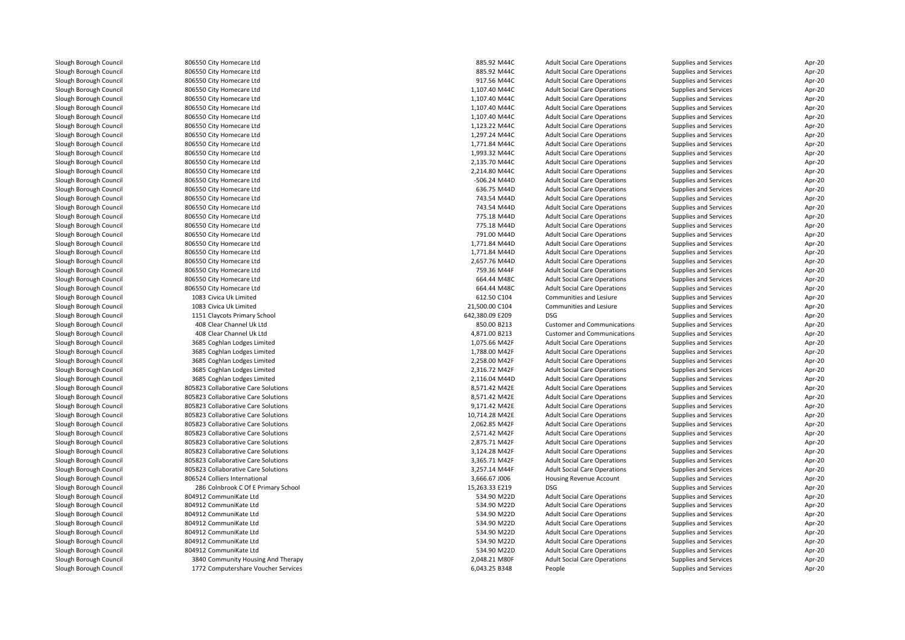| | | | | | |
|---|---|---|---|---|---|
| Slough Borough Council | 806550 City Homecare Ltd | 885.92 M44C | Adult Social Care Operations | Supplies and Services | Apr-20 |
| Slough Borough Council | 806550 City Homecare Ltd | 885.92 M44C | Adult Social Care Operations | Supplies and Services | Apr-20 |
| Slough Borough Council | 806550 City Homecare Ltd | 917.56 M44C | Adult Social Care Operations | Supplies and Services | Apr-20 |
| Slough Borough Council | 806550 City Homecare Ltd | 1,107.40 M44C | Adult Social Care Operations | Supplies and Services | Apr-20 |
| Slough Borough Council | 806550 City Homecare Ltd | 1,107.40 M44C | Adult Social Care Operations | Supplies and Services | Apr-20 |
| Slough Borough Council | 806550 City Homecare Ltd | 1,107.40 M44C | Adult Social Care Operations | Supplies and Services | Apr-20 |
| Slough Borough Council | 806550 City Homecare Ltd | 1,107.40 M44C | Adult Social Care Operations | Supplies and Services | Apr-20 |
| Slough Borough Council | 806550 City Homecare Ltd | 1,123.22 M44C | Adult Social Care Operations | Supplies and Services | Apr-20 |
| Slough Borough Council | 806550 City Homecare Ltd | 1,297.24 M44C | Adult Social Care Operations | Supplies and Services | Apr-20 |
| Slough Borough Council | 806550 City Homecare Ltd | 1,771.84 M44C | Adult Social Care Operations | Supplies and Services | Apr-20 |
| Slough Borough Council | 806550 City Homecare Ltd | 1,993.32 M44C | Adult Social Care Operations | Supplies and Services | Apr-20 |
| Slough Borough Council | 806550 City Homecare Ltd | 2,135.70 M44C | Adult Social Care Operations | Supplies and Services | Apr-20 |
| Slough Borough Council | 806550 City Homecare Ltd | 2,214.80 M44C | Adult Social Care Operations | Supplies and Services | Apr-20 |
| Slough Borough Council | 806550 City Homecare Ltd | -506.24 M44D | Adult Social Care Operations | Supplies and Services | Apr-20 |
| Slough Borough Council | 806550 City Homecare Ltd | 636.75 M44D | Adult Social Care Operations | Supplies and Services | Apr-20 |
| Slough Borough Council | 806550 City Homecare Ltd | 743.54 M44D | Adult Social Care Operations | Supplies and Services | Apr-20 |
| Slough Borough Council | 806550 City Homecare Ltd | 743.54 M44D | Adult Social Care Operations | Supplies and Services | Apr-20 |
| Slough Borough Council | 806550 City Homecare Ltd | 775.18 M44D | Adult Social Care Operations | Supplies and Services | Apr-20 |
| Slough Borough Council | 806550 City Homecare Ltd | 775.18 M44D | Adult Social Care Operations | Supplies and Services | Apr-20 |
| Slough Borough Council | 806550 City Homecare Ltd | 791.00 M44D | Adult Social Care Operations | Supplies and Services | Apr-20 |
| Slough Borough Council | 806550 City Homecare Ltd | 1,771.84 M44D | Adult Social Care Operations | Supplies and Services | Apr-20 |
| Slough Borough Council | 806550 City Homecare Ltd | 1,771.84 M44D | Adult Social Care Operations | Supplies and Services | Apr-20 |
| Slough Borough Council | 806550 City Homecare Ltd | 2,657.76 M44D | Adult Social Care Operations | Supplies and Services | Apr-20 |
| Slough Borough Council | 806550 City Homecare Ltd | 759.36 M44F | Adult Social Care Operations | Supplies and Services | Apr-20 |
| Slough Borough Council | 806550 City Homecare Ltd | 664.44 M48C | Adult Social Care Operations | Supplies and Services | Apr-20 |
| Slough Borough Council | 806550 City Homecare Ltd | 664.44 M48C | Adult Social Care Operations | Supplies and Services | Apr-20 |
| Slough Borough Council | 1083 Civica Uk Limited | 612.50 C104 | Communities and Lesiure | Supplies and Services | Apr-20 |
| Slough Borough Council | 1083 Civica Uk Limited | 21,500.00 C104 | Communities and Lesiure | Supplies and Services | Apr-20 |
| Slough Borough Council | 1151 Claycots Primary School | 642,380.09 E209 | DSG | Supplies and Services | Apr-20 |
| Slough Borough Council | 408 Clear Channel Uk Ltd | 850.00 B213 | Customer and Communications | Supplies and Services | Apr-20 |
| Slough Borough Council | 408 Clear Channel Uk Ltd | 4,871.00 B213 | Customer and Communications | Supplies and Services | Apr-20 |
| Slough Borough Council | 3685 Coghlan Lodges Limited | 1,075.66 M42F | Adult Social Care Operations | Supplies and Services | Apr-20 |
| Slough Borough Council | 3685 Coghlan Lodges Limited | 1,788.00 M42F | Adult Social Care Operations | Supplies and Services | Apr-20 |
| Slough Borough Council | 3685 Coghlan Lodges Limited | 2,258.00 M42F | Adult Social Care Operations | Supplies and Services | Apr-20 |
| Slough Borough Council | 3685 Coghlan Lodges Limited | 2,316.72 M42F | Adult Social Care Operations | Supplies and Services | Apr-20 |
| Slough Borough Council | 3685 Coghlan Lodges Limited | 2,116.04 M44D | Adult Social Care Operations | Supplies and Services | Apr-20 |
| Slough Borough Council | 805823 Collaborative Care Solutions | 8,571.42 M42E | Adult Social Care Operations | Supplies and Services | Apr-20 |
| Slough Borough Council | 805823 Collaborative Care Solutions | 8,571.42 M42E | Adult Social Care Operations | Supplies and Services | Apr-20 |
| Slough Borough Council | 805823 Collaborative Care Solutions | 9,171.42 M42E | Adult Social Care Operations | Supplies and Services | Apr-20 |
| Slough Borough Council | 805823 Collaborative Care Solutions | 10,714.28 M42E | Adult Social Care Operations | Supplies and Services | Apr-20 |
| Slough Borough Council | 805823 Collaborative Care Solutions | 2,062.85 M42F | Adult Social Care Operations | Supplies and Services | Apr-20 |
| Slough Borough Council | 805823 Collaborative Care Solutions | 2,571.42 M42F | Adult Social Care Operations | Supplies and Services | Apr-20 |
| Slough Borough Council | 805823 Collaborative Care Solutions | 2,875.71 M42F | Adult Social Care Operations | Supplies and Services | Apr-20 |
| Slough Borough Council | 805823 Collaborative Care Solutions | 3,124.28 M42F | Adult Social Care Operations | Supplies and Services | Apr-20 |
| Slough Borough Council | 805823 Collaborative Care Solutions | 3,365.71 M42F | Adult Social Care Operations | Supplies and Services | Apr-20 |
| Slough Borough Council | 805823 Collaborative Care Solutions | 3,257.14 M44F | Adult Social Care Operations | Supplies and Services | Apr-20 |
| Slough Borough Council | 806524 Colliers International | 3,666.67 J006 | Housing Revenue Account | Supplies and Services | Apr-20 |
| Slough Borough Council | 286 Colnbrook C Of E Primary School | 15,263.33 E219 | DSG | Supplies and Services | Apr-20 |
| Slough Borough Council | 804912 CommuniKate Ltd | 534.90 M22D | Adult Social Care Operations | Supplies and Services | Apr-20 |
| Slough Borough Council | 804912 CommuniKate Ltd | 534.90 M22D | Adult Social Care Operations | Supplies and Services | Apr-20 |
| Slough Borough Council | 804912 CommuniKate Ltd | 534.90 M22D | Adult Social Care Operations | Supplies and Services | Apr-20 |
| Slough Borough Council | 804912 CommuniKate Ltd | 534.90 M22D | Adult Social Care Operations | Supplies and Services | Apr-20 |
| Slough Borough Council | 804912 CommuniKate Ltd | 534.90 M22D | Adult Social Care Operations | Supplies and Services | Apr-20 |
| Slough Borough Council | 804912 CommuniKate Ltd | 534.90 M22D | Adult Social Care Operations | Supplies and Services | Apr-20 |
| Slough Borough Council | 804912 CommuniKate Ltd | 534.90 M22D | Adult Social Care Operations | Supplies and Services | Apr-20 |
| Slough Borough Council | 3840 Community Housing And Therapy | 2,048.21 M80F | Adult Social Care Operations | Supplies and Services | Apr-20 |
| Slough Borough Council | 1772 Computershare Voucher Services | 6,043.25 B348 | People | Supplies and Services | Apr-20 |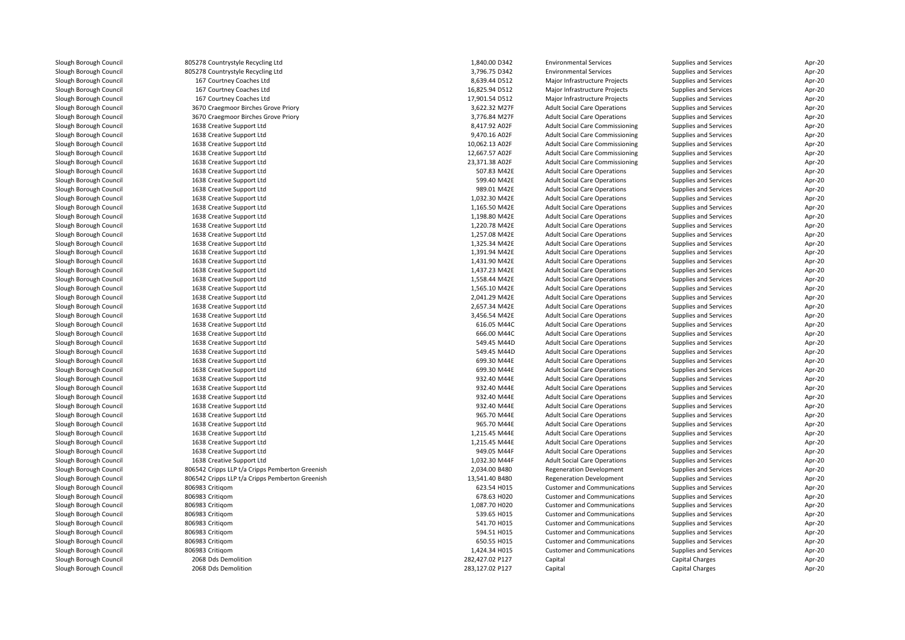| | | | | | | |
|---|---|---|---|---|---|---|
| Slough Borough Council | 805278 Countrystyle Recycling Ltd | 1,840.00 D342 | Environmental Services | Supplies and Services | Apr-20 |
| Slough Borough Council | 805278 Countrystyle Recycling Ltd | 3,796.75 D342 | Environmental Services | Supplies and Services | Apr-20 |
| Slough Borough Council | 167 Courtney Coaches Ltd | 8,639.44 D512 | Major Infrastructure Projects | Supplies and Services | Apr-20 |
| Slough Borough Council | 167 Courtney Coaches Ltd | 16,825.94 D512 | Major Infrastructure Projects | Supplies and Services | Apr-20 |
| Slough Borough Council | 167 Courtney Coaches Ltd | 17,901.54 D512 | Major Infrastructure Projects | Supplies and Services | Apr-20 |
| Slough Borough Council | 3670 Craegmoor Birches Grove Priory | 3,622.32 M27F | Adult Social Care Operations | Supplies and Services | Apr-20 |
| Slough Borough Council | 3670 Craegmoor Birches Grove Priory | 3,776.84 M27F | Adult Social Care Operations | Supplies and Services | Apr-20 |
| Slough Borough Council | 1638 Creative Support Ltd | 8,417.92 A02F | Adult Social Care Commissioning | Supplies and Services | Apr-20 |
| Slough Borough Council | 1638 Creative Support Ltd | 9,470.16 A02F | Adult Social Care Commissioning | Supplies and Services | Apr-20 |
| Slough Borough Council | 1638 Creative Support Ltd | 10,062.13 A02F | Adult Social Care Commissioning | Supplies and Services | Apr-20 |
| Slough Borough Council | 1638 Creative Support Ltd | 12,667.57 A02F | Adult Social Care Commissioning | Supplies and Services | Apr-20 |
| Slough Borough Council | 1638 Creative Support Ltd | 23,371.38 A02F | Adult Social Care Commissioning | Supplies and Services | Apr-20 |
| Slough Borough Council | 1638 Creative Support Ltd | 507.83 M42E | Adult Social Care Operations | Supplies and Services | Apr-20 |
| Slough Borough Council | 1638 Creative Support Ltd | 599.40 M42E | Adult Social Care Operations | Supplies and Services | Apr-20 |
| Slough Borough Council | 1638 Creative Support Ltd | 989.01 M42E | Adult Social Care Operations | Supplies and Services | Apr-20 |
| Slough Borough Council | 1638 Creative Support Ltd | 1,032.30 M42E | Adult Social Care Operations | Supplies and Services | Apr-20 |
| Slough Borough Council | 1638 Creative Support Ltd | 1,165.50 M42E | Adult Social Care Operations | Supplies and Services | Apr-20 |
| Slough Borough Council | 1638 Creative Support Ltd | 1,198.80 M42E | Adult Social Care Operations | Supplies and Services | Apr-20 |
| Slough Borough Council | 1638 Creative Support Ltd | 1,220.78 M42E | Adult Social Care Operations | Supplies and Services | Apr-20 |
| Slough Borough Council | 1638 Creative Support Ltd | 1,257.08 M42E | Adult Social Care Operations | Supplies and Services | Apr-20 |
| Slough Borough Council | 1638 Creative Support Ltd | 1,325.34 M42E | Adult Social Care Operations | Supplies and Services | Apr-20 |
| Slough Borough Council | 1638 Creative Support Ltd | 1,391.94 M42E | Adult Social Care Operations | Supplies and Services | Apr-20 |
| Slough Borough Council | 1638 Creative Support Ltd | 1,431.90 M42E | Adult Social Care Operations | Supplies and Services | Apr-20 |
| Slough Borough Council | 1638 Creative Support Ltd | 1,437.23 M42E | Adult Social Care Operations | Supplies and Services | Apr-20 |
| Slough Borough Council | 1638 Creative Support Ltd | 1,558.44 M42E | Adult Social Care Operations | Supplies and Services | Apr-20 |
| Slough Borough Council | 1638 Creative Support Ltd | 1,565.10 M42E | Adult Social Care Operations | Supplies and Services | Apr-20 |
| Slough Borough Council | 1638 Creative Support Ltd | 2,041.29 M42E | Adult Social Care Operations | Supplies and Services | Apr-20 |
| Slough Borough Council | 1638 Creative Support Ltd | 2,657.34 M42E | Adult Social Care Operations | Supplies and Services | Apr-20 |
| Slough Borough Council | 1638 Creative Support Ltd | 3,456.54 M42E | Adult Social Care Operations | Supplies and Services | Apr-20 |
| Slough Borough Council | 1638 Creative Support Ltd | 616.05 M44C | Adult Social Care Operations | Supplies and Services | Apr-20 |
| Slough Borough Council | 1638 Creative Support Ltd | 666.00 M44C | Adult Social Care Operations | Supplies and Services | Apr-20 |
| Slough Borough Council | 1638 Creative Support Ltd | 549.45 M44D | Adult Social Care Operations | Supplies and Services | Apr-20 |
| Slough Borough Council | 1638 Creative Support Ltd | 549.45 M44D | Adult Social Care Operations | Supplies and Services | Apr-20 |
| Slough Borough Council | 1638 Creative Support Ltd | 699.30 M44E | Adult Social Care Operations | Supplies and Services | Apr-20 |
| Slough Borough Council | 1638 Creative Support Ltd | 699.30 M44E | Adult Social Care Operations | Supplies and Services | Apr-20 |
| Slough Borough Council | 1638 Creative Support Ltd | 932.40 M44E | Adult Social Care Operations | Supplies and Services | Apr-20 |
| Slough Borough Council | 1638 Creative Support Ltd | 932.40 M44E | Adult Social Care Operations | Supplies and Services | Apr-20 |
| Slough Borough Council | 1638 Creative Support Ltd | 932.40 M44E | Adult Social Care Operations | Supplies and Services | Apr-20 |
| Slough Borough Council | 1638 Creative Support Ltd | 932.40 M44E | Adult Social Care Operations | Supplies and Services | Apr-20 |
| Slough Borough Council | 1638 Creative Support Ltd | 965.70 M44E | Adult Social Care Operations | Supplies and Services | Apr-20 |
| Slough Borough Council | 1638 Creative Support Ltd | 965.70 M44E | Adult Social Care Operations | Supplies and Services | Apr-20 |
| Slough Borough Council | 1638 Creative Support Ltd | 1,215.45 M44E | Adult Social Care Operations | Supplies and Services | Apr-20 |
| Slough Borough Council | 1638 Creative Support Ltd | 1,215.45 M44E | Adult Social Care Operations | Supplies and Services | Apr-20 |
| Slough Borough Council | 1638 Creative Support Ltd | 949.05 M44F | Adult Social Care Operations | Supplies and Services | Apr-20 |
| Slough Borough Council | 1638 Creative Support Ltd | 1,032.30 M44F | Adult Social Care Operations | Supplies and Services | Apr-20 |
| Slough Borough Council | 806542 Cripps LLP t/a Cripps Pemberton Greenish | 2,034.00 B480 | Regeneration Development | Supplies and Services | Apr-20 |
| Slough Borough Council | 806542 Cripps LLP t/a Cripps Pemberton Greenish | 13,541.40 B480 | Regeneration Development | Supplies and Services | Apr-20 |
| Slough Borough Council | 806983 Critiqom | 623.54 H015 | Customer and Communications | Supplies and Services | Apr-20 |
| Slough Borough Council | 806983 Critiqom | 678.63 H020 | Customer and Communications | Supplies and Services | Apr-20 |
| Slough Borough Council | 806983 Critiqom | 1,087.70 H020 | Customer and Communications | Supplies and Services | Apr-20 |
| Slough Borough Council | 806983 Critiqom | 539.65 H015 | Customer and Communications | Supplies and Services | Apr-20 |
| Slough Borough Council | 806983 Critiqom | 541.70 H015 | Customer and Communications | Supplies and Services | Apr-20 |
| Slough Borough Council | 806983 Critiqom | 594.51 H015 | Customer and Communications | Supplies and Services | Apr-20 |
| Slough Borough Council | 806983 Critiqom | 650.55 H015 | Customer and Communications | Supplies and Services | Apr-20 |
| Slough Borough Council | 806983 Critiqom | 1,424.34 H015 | Customer and Communications | Supplies and Services | Apr-20 |
| Slough Borough Council | 2068 Dds Demolition | 282,427.02 P127 | Capital | Capital Charges | Apr-20 |
| Slough Borough Council | 2068 Dds Demolition | 283,127.02 P127 | Capital | Capital Charges | Apr-20 |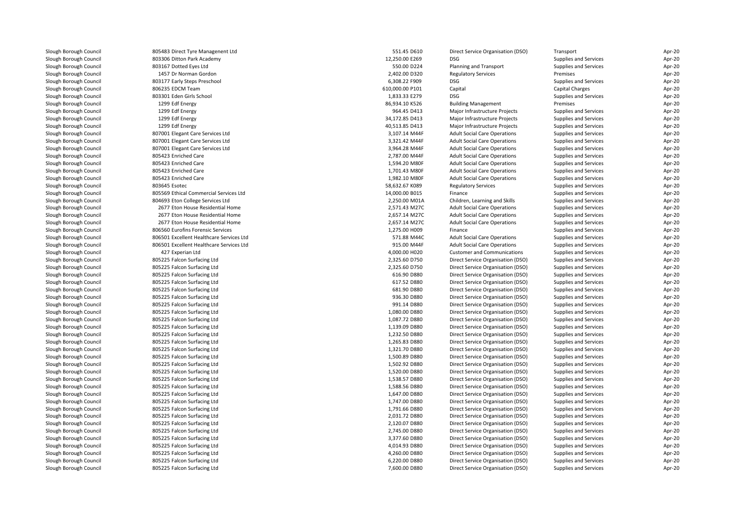| | | | | | | |
|---|---|---|---|---|---|---|
| Slough Borough Council | 805483 Direct Tyre Managenent Ltd | 551.45 D610 | Direct Service Organisation (DSO) | Transport | Apr-20 |
| Slough Borough Council | 803306 Ditton Park Academy | 12,250.00 E269 | DSG | Supplies and Services | Apr-20 |
| Slough Borough Council | 803167 Dotted Eyes Ltd | 550.00 D224 | Planning and Transport | Supplies and Services | Apr-20 |
| Slough Borough Council | 1457 Dr Norman Gordon | 2,402.00 D320 | Regulatory Services | Premises | Apr-20 |
| Slough Borough Council | 803177 Early Steps Preschool | 6,308.22 F909 | DSG | Supplies and Services | Apr-20 |
| Slough Borough Council | 806235 EDCM Team | 610,000.00 P101 | Capital | Capital Charges | Apr-20 |
| Slough Borough Council | 803301 Eden Girls School | 1,833.33 E279 | DSG | Supplies and Services | Apr-20 |
| Slough Borough Council | 1299 Edf Energy | 86,934.10 K526 | Building Management | Premises | Apr-20 |
| Slough Borough Council | 1299 Edf Energy | 964.45 D413 | Major Infrastructure Projects | Supplies and Services | Apr-20 |
| Slough Borough Council | 1299 Edf Energy | 34,172.85 D413 | Major Infrastructure Projects | Supplies and Services | Apr-20 |
| Slough Borough Council | 1299 Edf Energy | 40,513.85 D413 | Major Infrastructure Projects | Supplies and Services | Apr-20 |
| Slough Borough Council | 807001 Elegant Care Services Ltd | 3,107.14 M44F | Adult Social Care Operations | Supplies and Services | Apr-20 |
| Slough Borough Council | 807001 Elegant Care Services Ltd | 3,321.42 M44F | Adult Social Care Operations | Supplies and Services | Apr-20 |
| Slough Borough Council | 807001 Elegant Care Services Ltd | 3,964.28 M44F | Adult Social Care Operations | Supplies and Services | Apr-20 |
| Slough Borough Council | 805423 Enriched Care | 2,787.00 M44F | Adult Social Care Operations | Supplies and Services | Apr-20 |
| Slough Borough Council | 805423 Enriched Care | 1,594.20 M80F | Adult Social Care Operations | Supplies and Services | Apr-20 |
| Slough Borough Council | 805423 Enriched Care | 1,701.43 M80F | Adult Social Care Operations | Supplies and Services | Apr-20 |
| Slough Borough Council | 805423 Enriched Care | 1,982.10 M80F | Adult Social Care Operations | Supplies and Services | Apr-20 |
| Slough Borough Council | 803645 Esotec | 58,632.67 K089 | Regulatory Services | Supplies and Services | Apr-20 |
| Slough Borough Council | 805569 Ethical Commercial Services Ltd | 14,000.00 B015 | Finance | Supplies and Services | Apr-20 |
| Slough Borough Council | 804693 Eton College Services Ltd | 2,250.00 M01A | Children, Learning and Skills | Supplies and Services | Apr-20 |
| Slough Borough Council | 2677 Eton House Residential Home | 2,571.43 M27C | Adult Social Care Operations | Supplies and Services | Apr-20 |
| Slough Borough Council | 2677 Eton House Residential Home | 2,657.14 M27C | Adult Social Care Operations | Supplies and Services | Apr-20 |
| Slough Borough Council | 2677 Eton House Residential Home | 2,657.14 M27C | Adult Social Care Operations | Supplies and Services | Apr-20 |
| Slough Borough Council | 806560 Eurofins Forensic Services | 1,275.00 H009 | Finance | Supplies and Services | Apr-20 |
| Slough Borough Council | 806501 Excellent Healthcare Services Ltd | 571.88 M44C | Adult Social Care Operations | Supplies and Services | Apr-20 |
| Slough Borough Council | 806501 Excellent Healthcare Services Ltd | 915.00 M44F | Adult Social Care Operations | Supplies and Services | Apr-20 |
| Slough Borough Council | 427 Experian Ltd | 4,000.00 H020 | Customer and Communications | Supplies and Services | Apr-20 |
| Slough Borough Council | 805225 Falcon Surfacing Ltd | 2,325.60 D750 | Direct Service Organisation (DSO) | Supplies and Services | Apr-20 |
| Slough Borough Council | 805225 Falcon Surfacing Ltd | 2,325.60 D750 | Direct Service Organisation (DSO) | Supplies and Services | Apr-20 |
| Slough Borough Council | 805225 Falcon Surfacing Ltd | 616.90 D880 | Direct Service Organisation (DSO) | Supplies and Services | Apr-20 |
| Slough Borough Council | 805225 Falcon Surfacing Ltd | 617.52 D880 | Direct Service Organisation (DSO) | Supplies and Services | Apr-20 |
| Slough Borough Council | 805225 Falcon Surfacing Ltd | 681.90 D880 | Direct Service Organisation (DSO) | Supplies and Services | Apr-20 |
| Slough Borough Council | 805225 Falcon Surfacing Ltd | 936.30 D880 | Direct Service Organisation (DSO) | Supplies and Services | Apr-20 |
| Slough Borough Council | 805225 Falcon Surfacing Ltd | 991.14 D880 | Direct Service Organisation (DSO) | Supplies and Services | Apr-20 |
| Slough Borough Council | 805225 Falcon Surfacing Ltd | 1,080.00 D880 | Direct Service Organisation (DSO) | Supplies and Services | Apr-20 |
| Slough Borough Council | 805225 Falcon Surfacing Ltd | 1,087.72 D880 | Direct Service Organisation (DSO) | Supplies and Services | Apr-20 |
| Slough Borough Council | 805225 Falcon Surfacing Ltd | 1,139.09 D880 | Direct Service Organisation (DSO) | Supplies and Services | Apr-20 |
| Slough Borough Council | 805225 Falcon Surfacing Ltd | 1,232.50 D880 | Direct Service Organisation (DSO) | Supplies and Services | Apr-20 |
| Slough Borough Council | 805225 Falcon Surfacing Ltd | 1,265.83 D880 | Direct Service Organisation (DSO) | Supplies and Services | Apr-20 |
| Slough Borough Council | 805225 Falcon Surfacing Ltd | 1,321.70 D880 | Direct Service Organisation (DSO) | Supplies and Services | Apr-20 |
| Slough Borough Council | 805225 Falcon Surfacing Ltd | 1,500.89 D880 | Direct Service Organisation (DSO) | Supplies and Services | Apr-20 |
| Slough Borough Council | 805225 Falcon Surfacing Ltd | 1,502.92 D880 | Direct Service Organisation (DSO) | Supplies and Services | Apr-20 |
| Slough Borough Council | 805225 Falcon Surfacing Ltd | 1,520.00 D880 | Direct Service Organisation (DSO) | Supplies and Services | Apr-20 |
| Slough Borough Council | 805225 Falcon Surfacing Ltd | 1,538.57 D880 | Direct Service Organisation (DSO) | Supplies and Services | Apr-20 |
| Slough Borough Council | 805225 Falcon Surfacing Ltd | 1,588.56 D880 | Direct Service Organisation (DSO) | Supplies and Services | Apr-20 |
| Slough Borough Council | 805225 Falcon Surfacing Ltd | 1,647.00 D880 | Direct Service Organisation (DSO) | Supplies and Services | Apr-20 |
| Slough Borough Council | 805225 Falcon Surfacing Ltd | 1,747.00 D880 | Direct Service Organisation (DSO) | Supplies and Services | Apr-20 |
| Slough Borough Council | 805225 Falcon Surfacing Ltd | 1,791.66 D880 | Direct Service Organisation (DSO) | Supplies and Services | Apr-20 |
| Slough Borough Council | 805225 Falcon Surfacing Ltd | 2,031.72 D880 | Direct Service Organisation (DSO) | Supplies and Services | Apr-20 |
| Slough Borough Council | 805225 Falcon Surfacing Ltd | 2,120.07 D880 | Direct Service Organisation (DSO) | Supplies and Services | Apr-20 |
| Slough Borough Council | 805225 Falcon Surfacing Ltd | 2,745.00 D880 | Direct Service Organisation (DSO) | Supplies and Services | Apr-20 |
| Slough Borough Council | 805225 Falcon Surfacing Ltd | 3,377.60 D880 | Direct Service Organisation (DSO) | Supplies and Services | Apr-20 |
| Slough Borough Council | 805225 Falcon Surfacing Ltd | 4,014.93 D880 | Direct Service Organisation (DSO) | Supplies and Services | Apr-20 |
| Slough Borough Council | 805225 Falcon Surfacing Ltd | 4,260.00 D880 | Direct Service Organisation (DSO) | Supplies and Services | Apr-20 |
| Slough Borough Council | 805225 Falcon Surfacing Ltd | 6,220.00 D880 | Direct Service Organisation (DSO) | Supplies and Services | Apr-20 |
| Slough Borough Council | 805225 Falcon Surfacing Ltd | 7,600.00 D880 | Direct Service Organisation (DSO) | Supplies and Services | Apr-20 |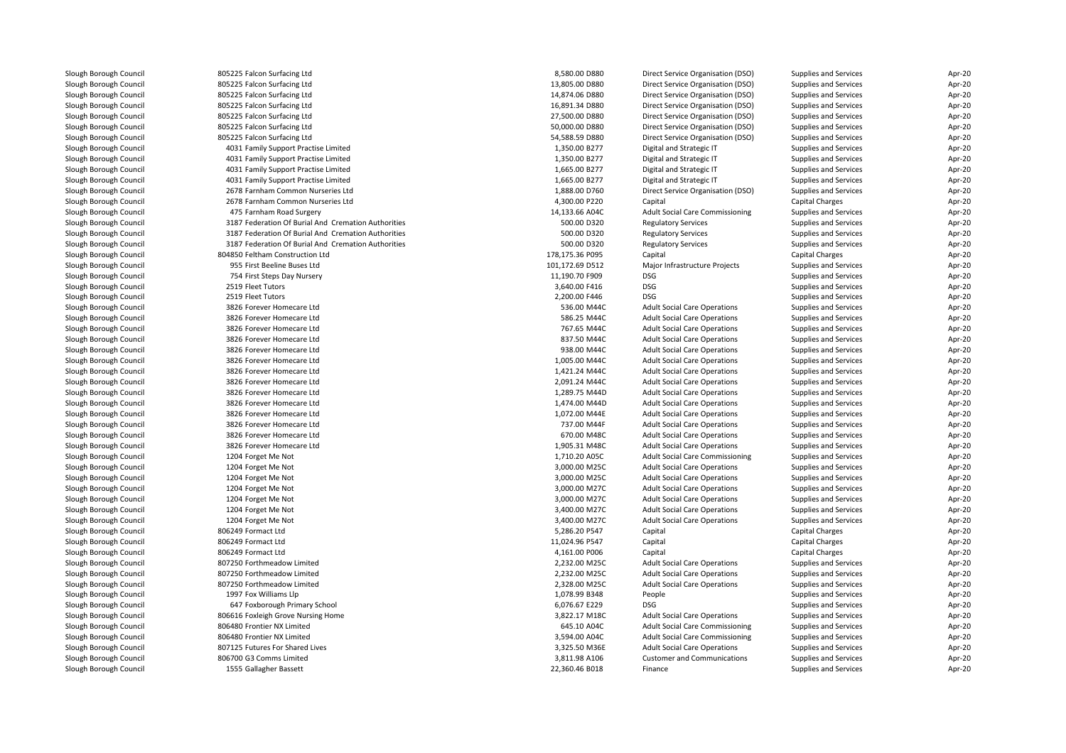| | | | | | | |
|---|---|---|---|---|---|---|
| Slough Borough Council | 805225 Falcon Surfacing Ltd | 8,580.00 D880 | Direct Service Organisation (DSO) | Supplies and Services | Apr-20 |
| Slough Borough Council | 805225 Falcon Surfacing Ltd | 13,805.00 D880 | Direct Service Organisation (DSO) | Supplies and Services | Apr-20 |
| Slough Borough Council | 805225 Falcon Surfacing Ltd | 14,874.06 D880 | Direct Service Organisation (DSO) | Supplies and Services | Apr-20 |
| Slough Borough Council | 805225 Falcon Surfacing Ltd | 16,891.34 D880 | Direct Service Organisation (DSO) | Supplies and Services | Apr-20 |
| Slough Borough Council | 805225 Falcon Surfacing Ltd | 27,500.00 D880 | Direct Service Organisation (DSO) | Supplies and Services | Apr-20 |
| Slough Borough Council | 805225 Falcon Surfacing Ltd | 50,000.00 D880 | Direct Service Organisation (DSO) | Supplies and Services | Apr-20 |
| Slough Borough Council | 805225 Falcon Surfacing Ltd | 54,588.59 D880 | Direct Service Organisation (DSO) | Supplies and Services | Apr-20 |
| Slough Borough Council | 4031 Family Support Practise Limited | 1,350.00 B277 | Digital and Strategic IT | Supplies and Services | Apr-20 |
| Slough Borough Council | 4031 Family Support Practise Limited | 1,350.00 B277 | Digital and Strategic IT | Supplies and Services | Apr-20 |
| Slough Borough Council | 4031 Family Support Practise Limited | 1,665.00 B277 | Digital and Strategic IT | Supplies and Services | Apr-20 |
| Slough Borough Council | 4031 Family Support Practise Limited | 1,665.00 B277 | Digital and Strategic IT | Supplies and Services | Apr-20 |
| Slough Borough Council | 2678 Farnham Common Nurseries Ltd | 1,888.00 D760 | Direct Service Organisation (DSO) | Supplies and Services | Apr-20 |
| Slough Borough Council | 2678 Farnham Common Nurseries Ltd | 4,300.00 P220 | Capital | Capital Charges | Apr-20 |
| Slough Borough Council | 475 Farnham Road Surgery | 14,133.66 A04C | Adult Social Care Commissioning | Supplies and Services | Apr-20 |
| Slough Borough Council | 3187 Federation Of Burial And Cremation Authorities | 500.00 D320 | Regulatory Services | Supplies and Services | Apr-20 |
| Slough Borough Council | 3187 Federation Of Burial And Cremation Authorities | 500.00 D320 | Regulatory Services | Supplies and Services | Apr-20 |
| Slough Borough Council | 3187 Federation Of Burial And Cremation Authorities | 500.00 D320 | Regulatory Services | Supplies and Services | Apr-20 |
| Slough Borough Council | 804850 Feltham Construction Ltd | 178,175.36 P095 | Capital | Capital Charges | Apr-20 |
| Slough Borough Council | 955 First Beeline Buses Ltd | 101,172.69 D512 | Major Infrastructure Projects | Supplies and Services | Apr-20 |
| Slough Borough Council | 754 First Steps Day Nursery | 11,190.70 F909 | DSG | Supplies and Services | Apr-20 |
| Slough Borough Council | 2519 Fleet Tutors | 3,640.00 F416 | DSG | Supplies and Services | Apr-20 |
| Slough Borough Council | 2519 Fleet Tutors | 2,200.00 F446 | DSG | Supplies and Services | Apr-20 |
| Slough Borough Council | 3826 Forever Homecare Ltd | 536.00 M44C | Adult Social Care Operations | Supplies and Services | Apr-20 |
| Slough Borough Council | 3826 Forever Homecare Ltd | 586.25 M44C | Adult Social Care Operations | Supplies and Services | Apr-20 |
| Slough Borough Council | 3826 Forever Homecare Ltd | 767.65 M44C | Adult Social Care Operations | Supplies and Services | Apr-20 |
| Slough Borough Council | 3826 Forever Homecare Ltd | 837.50 M44C | Adult Social Care Operations | Supplies and Services | Apr-20 |
| Slough Borough Council | 3826 Forever Homecare Ltd | 938.00 M44C | Adult Social Care Operations | Supplies and Services | Apr-20 |
| Slough Borough Council | 3826 Forever Homecare Ltd | 1,005.00 M44C | Adult Social Care Operations | Supplies and Services | Apr-20 |
| Slough Borough Council | 3826 Forever Homecare Ltd | 1,421.24 M44C | Adult Social Care Operations | Supplies and Services | Apr-20 |
| Slough Borough Council | 3826 Forever Homecare Ltd | 2,091.24 M44C | Adult Social Care Operations | Supplies and Services | Apr-20 |
| Slough Borough Council | 3826 Forever Homecare Ltd | 1,289.75 M44D | Adult Social Care Operations | Supplies and Services | Apr-20 |
| Slough Borough Council | 3826 Forever Homecare Ltd | 1,474.00 M44D | Adult Social Care Operations | Supplies and Services | Apr-20 |
| Slough Borough Council | 3826 Forever Homecare Ltd | 1,072.00 M44E | Adult Social Care Operations | Supplies and Services | Apr-20 |
| Slough Borough Council | 3826 Forever Homecare Ltd | 737.00 M44F | Adult Social Care Operations | Supplies and Services | Apr-20 |
| Slough Borough Council | 3826 Forever Homecare Ltd | 670.00 M48C | Adult Social Care Operations | Supplies and Services | Apr-20 |
| Slough Borough Council | 3826 Forever Homecare Ltd | 1,905.31 M48C | Adult Social Care Operations | Supplies and Services | Apr-20 |
| Slough Borough Council | 1204 Forget Me Not | 1,710.20 A05C | Adult Social Care Commissioning | Supplies and Services | Apr-20 |
| Slough Borough Council | 1204 Forget Me Not | 3,000.00 M25C | Adult Social Care Operations | Supplies and Services | Apr-20 |
| Slough Borough Council | 1204 Forget Me Not | 3,000.00 M25C | Adult Social Care Operations | Supplies and Services | Apr-20 |
| Slough Borough Council | 1204 Forget Me Not | 3,000.00 M27C | Adult Social Care Operations | Supplies and Services | Apr-20 |
| Slough Borough Council | 1204 Forget Me Not | 3,000.00 M27C | Adult Social Care Operations | Supplies and Services | Apr-20 |
| Slough Borough Council | 1204 Forget Me Not | 3,400.00 M27C | Adult Social Care Operations | Supplies and Services | Apr-20 |
| Slough Borough Council | 1204 Forget Me Not | 3,400.00 M27C | Adult Social Care Operations | Supplies and Services | Apr-20 |
| Slough Borough Council | 806249 Formact Ltd | 5,286.20 P547 | Capital | Capital Charges | Apr-20 |
| Slough Borough Council | 806249 Formact Ltd | 11,024.96 P547 | Capital | Capital Charges | Apr-20 |
| Slough Borough Council | 806249 Formact Ltd | 4,161.00 P006 | Capital | Capital Charges | Apr-20 |
| Slough Borough Council | 807250 Forthmeadow Limited | 2,232.00 M25C | Adult Social Care Operations | Supplies and Services | Apr-20 |
| Slough Borough Council | 807250 Forthmeadow Limited | 2,232.00 M25C | Adult Social Care Operations | Supplies and Services | Apr-20 |
| Slough Borough Council | 807250 Forthmeadow Limited | 2,328.00 M25C | Adult Social Care Operations | Supplies and Services | Apr-20 |
| Slough Borough Council | 1997 Fox Williams Llp | 1,078.99 B348 | People | Supplies and Services | Apr-20 |
| Slough Borough Council | 647 Foxborough Primary School | 6,076.67 E229 | DSG | Supplies and Services | Apr-20 |
| Slough Borough Council | 806616 Foxleigh Grove Nursing Home | 3,822.17 M18C | Adult Social Care Operations | Supplies and Services | Apr-20 |
| Slough Borough Council | 806480 Frontier NX Limited | 645.10 A04C | Adult Social Care Commissioning | Supplies and Services | Apr-20 |
| Slough Borough Council | 806480 Frontier NX Limited | 3,594.00 A04C | Adult Social Care Commissioning | Supplies and Services | Apr-20 |
| Slough Borough Council | 807125 Futures For Shared Lives | 3,325.50 M36E | Adult Social Care Operations | Supplies and Services | Apr-20 |
| Slough Borough Council | 806700 G3 Comms Limited | 3,811.98 A106 | Customer and Communications | Supplies and Services | Apr-20 |
| Slough Borough Council | 1555 Gallagher Bassett | 22,360.46 B018 | Finance | Supplies and Services | Apr-20 |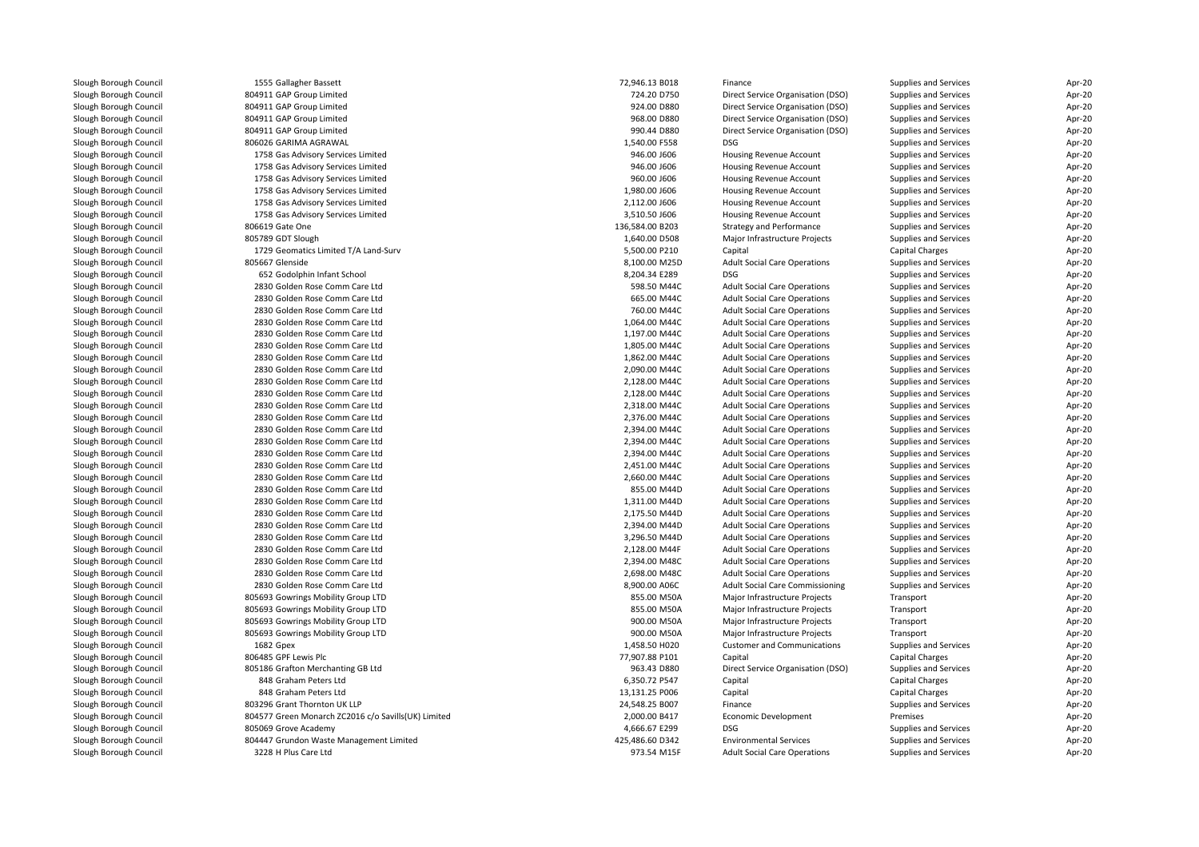| | | | | | | |
|---|---|---|---|---|---|---|
| Slough Borough Council | 1555 Gallagher Bassett | 72,946.13 B018 | Finance | Supplies and Services | Apr-20 |
| Slough Borough Council | 804911 GAP Group Limited | 724.20 D750 | Direct Service Organisation (DSO) | Supplies and Services | Apr-20 |
| Slough Borough Council | 804911 GAP Group Limited | 924.00 D880 | Direct Service Organisation (DSO) | Supplies and Services | Apr-20 |
| Slough Borough Council | 804911 GAP Group Limited | 968.00 D880 | Direct Service Organisation (DSO) | Supplies and Services | Apr-20 |
| Slough Borough Council | 804911 GAP Group Limited | 990.44 D880 | Direct Service Organisation (DSO) | Supplies and Services | Apr-20 |
| Slough Borough Council | 806026 GARIMA AGRAWAL | 1,540.00 F558 | DSG | Supplies and Services | Apr-20 |
| Slough Borough Council | 1758 Gas Advisory Services Limited | 946.00 J606 | Housing Revenue Account | Supplies and Services | Apr-20 |
| Slough Borough Council | 1758 Gas Advisory Services Limited | 946.00 J606 | Housing Revenue Account | Supplies and Services | Apr-20 |
| Slough Borough Council | 1758 Gas Advisory Services Limited | 960.00 J606 | Housing Revenue Account | Supplies and Services | Apr-20 |
| Slough Borough Council | 1758 Gas Advisory Services Limited | 1,980.00 J606 | Housing Revenue Account | Supplies and Services | Apr-20 |
| Slough Borough Council | 1758 Gas Advisory Services Limited | 2,112.00 J606 | Housing Revenue Account | Supplies and Services | Apr-20 |
| Slough Borough Council | 1758 Gas Advisory Services Limited | 3,510.50 J606 | Housing Revenue Account | Supplies and Services | Apr-20 |
| Slough Borough Council | 806619 Gate One | 136,584.00 B203 | Strategy and Performance | Supplies and Services | Apr-20 |
| Slough Borough Council | 805789 GDT Slough | 1,640.00 D508 | Major Infrastructure Projects | Supplies and Services | Apr-20 |
| Slough Borough Council | 1729 Geomatics Limited T/A Land-Surv | 5,500.00 P210 | Capital | Capital Charges | Apr-20 |
| Slough Borough Council | 805667 Glenside | 8,100.00 M25D | Adult Social Care Operations | Supplies and Services | Apr-20 |
| Slough Borough Council | 652 Godolphin Infant School | 8,204.34 E289 | DSG | Supplies and Services | Apr-20 |
| Slough Borough Council | 2830 Golden Rose Comm Care Ltd | 598.50 M44C | Adult Social Care Operations | Supplies and Services | Apr-20 |
| Slough Borough Council | 2830 Golden Rose Comm Care Ltd | 665.00 M44C | Adult Social Care Operations | Supplies and Services | Apr-20 |
| Slough Borough Council | 2830 Golden Rose Comm Care Ltd | 760.00 M44C | Adult Social Care Operations | Supplies and Services | Apr-20 |
| Slough Borough Council | 2830 Golden Rose Comm Care Ltd | 1,064.00 M44C | Adult Social Care Operations | Supplies and Services | Apr-20 |
| Slough Borough Council | 2830 Golden Rose Comm Care Ltd | 1,197.00 M44C | Adult Social Care Operations | Supplies and Services | Apr-20 |
| Slough Borough Council | 2830 Golden Rose Comm Care Ltd | 1,805.00 M44C | Adult Social Care Operations | Supplies and Services | Apr-20 |
| Slough Borough Council | 2830 Golden Rose Comm Care Ltd | 1,862.00 M44C | Adult Social Care Operations | Supplies and Services | Apr-20 |
| Slough Borough Council | 2830 Golden Rose Comm Care Ltd | 2,090.00 M44C | Adult Social Care Operations | Supplies and Services | Apr-20 |
| Slough Borough Council | 2830 Golden Rose Comm Care Ltd | 2,128.00 M44C | Adult Social Care Operations | Supplies and Services | Apr-20 |
| Slough Borough Council | 2830 Golden Rose Comm Care Ltd | 2,128.00 M44C | Adult Social Care Operations | Supplies and Services | Apr-20 |
| Slough Borough Council | 2830 Golden Rose Comm Care Ltd | 2,318.00 M44C | Adult Social Care Operations | Supplies and Services | Apr-20 |
| Slough Borough Council | 2830 Golden Rose Comm Care Ltd | 2,376.00 M44C | Adult Social Care Operations | Supplies and Services | Apr-20 |
| Slough Borough Council | 2830 Golden Rose Comm Care Ltd | 2,394.00 M44C | Adult Social Care Operations | Supplies and Services | Apr-20 |
| Slough Borough Council | 2830 Golden Rose Comm Care Ltd | 2,394.00 M44C | Adult Social Care Operations | Supplies and Services | Apr-20 |
| Slough Borough Council | 2830 Golden Rose Comm Care Ltd | 2,394.00 M44C | Adult Social Care Operations | Supplies and Services | Apr-20 |
| Slough Borough Council | 2830 Golden Rose Comm Care Ltd | 2,451.00 M44C | Adult Social Care Operations | Supplies and Services | Apr-20 |
| Slough Borough Council | 2830 Golden Rose Comm Care Ltd | 2,660.00 M44C | Adult Social Care Operations | Supplies and Services | Apr-20 |
| Slough Borough Council | 2830 Golden Rose Comm Care Ltd | 855.00 M44D | Adult Social Care Operations | Supplies and Services | Apr-20 |
| Slough Borough Council | 2830 Golden Rose Comm Care Ltd | 1,311.00 M44D | Adult Social Care Operations | Supplies and Services | Apr-20 |
| Slough Borough Council | 2830 Golden Rose Comm Care Ltd | 2,175.50 M44D | Adult Social Care Operations | Supplies and Services | Apr-20 |
| Slough Borough Council | 2830 Golden Rose Comm Care Ltd | 2,394.00 M44D | Adult Social Care Operations | Supplies and Services | Apr-20 |
| Slough Borough Council | 2830 Golden Rose Comm Care Ltd | 3,296.50 M44D | Adult Social Care Operations | Supplies and Services | Apr-20 |
| Slough Borough Council | 2830 Golden Rose Comm Care Ltd | 2,128.00 M44F | Adult Social Care Operations | Supplies and Services | Apr-20 |
| Slough Borough Council | 2830 Golden Rose Comm Care Ltd | 2,394.00 M48C | Adult Social Care Operations | Supplies and Services | Apr-20 |
| Slough Borough Council | 2830 Golden Rose Comm Care Ltd | 2,698.00 M48C | Adult Social Care Operations | Supplies and Services | Apr-20 |
| Slough Borough Council | 2830 Golden Rose Comm Care Ltd | 8,900.00 A06C | Adult Social Care Commissioning | Supplies and Services | Apr-20 |
| Slough Borough Council | 805693 Gowrings Mobility Group LTD | 855.00 M50A | Major Infrastructure Projects | Transport | Apr-20 |
| Slough Borough Council | 805693 Gowrings Mobility Group LTD | 855.00 M50A | Major Infrastructure Projects | Transport | Apr-20 |
| Slough Borough Council | 805693 Gowrings Mobility Group LTD | 900.00 M50A | Major Infrastructure Projects | Transport | Apr-20 |
| Slough Borough Council | 805693 Gowrings Mobility Group LTD | 900.00 M50A | Major Infrastructure Projects | Transport | Apr-20 |
| Slough Borough Council | 1682 Gpex | 1,458.50 H020 | Customer and Communications | Supplies and Services | Apr-20 |
| Slough Borough Council | 806485 GPF Lewis Plc | 77,907.88 P101 | Capital | Capital Charges | Apr-20 |
| Slough Borough Council | 805186 Grafton Merchanting GB Ltd | 963.43 D880 | Direct Service Organisation (DSO) | Supplies and Services | Apr-20 |
| Slough Borough Council | 848 Graham Peters Ltd | 6,350.72 P547 | Capital | Capital Charges | Apr-20 |
| Slough Borough Council | 848 Graham Peters Ltd | 13,131.25 P006 | Capital | Capital Charges | Apr-20 |
| Slough Borough Council | 803296 Grant Thornton UK LLP | 24,548.25 B007 | Finance | Supplies and Services | Apr-20 |
| Slough Borough Council | 804577 Green Monarch ZC2016 c/o Savills(UK) Limited | 2,000.00 B417 | Economic Development | Premises | Apr-20 |
| Slough Borough Council | 805069 Grove Academy | 4,666.67 E299 | DSG | Supplies and Services | Apr-20 |
| Slough Borough Council | 804447 Grundon Waste Management Limited | 425,486.60 D342 | Environmental Services | Supplies and Services | Apr-20 |
| Slough Borough Council | 3228 H Plus Care Ltd | 973.54 M15F | Adult Social Care Operations | Supplies and Services | Apr-20 |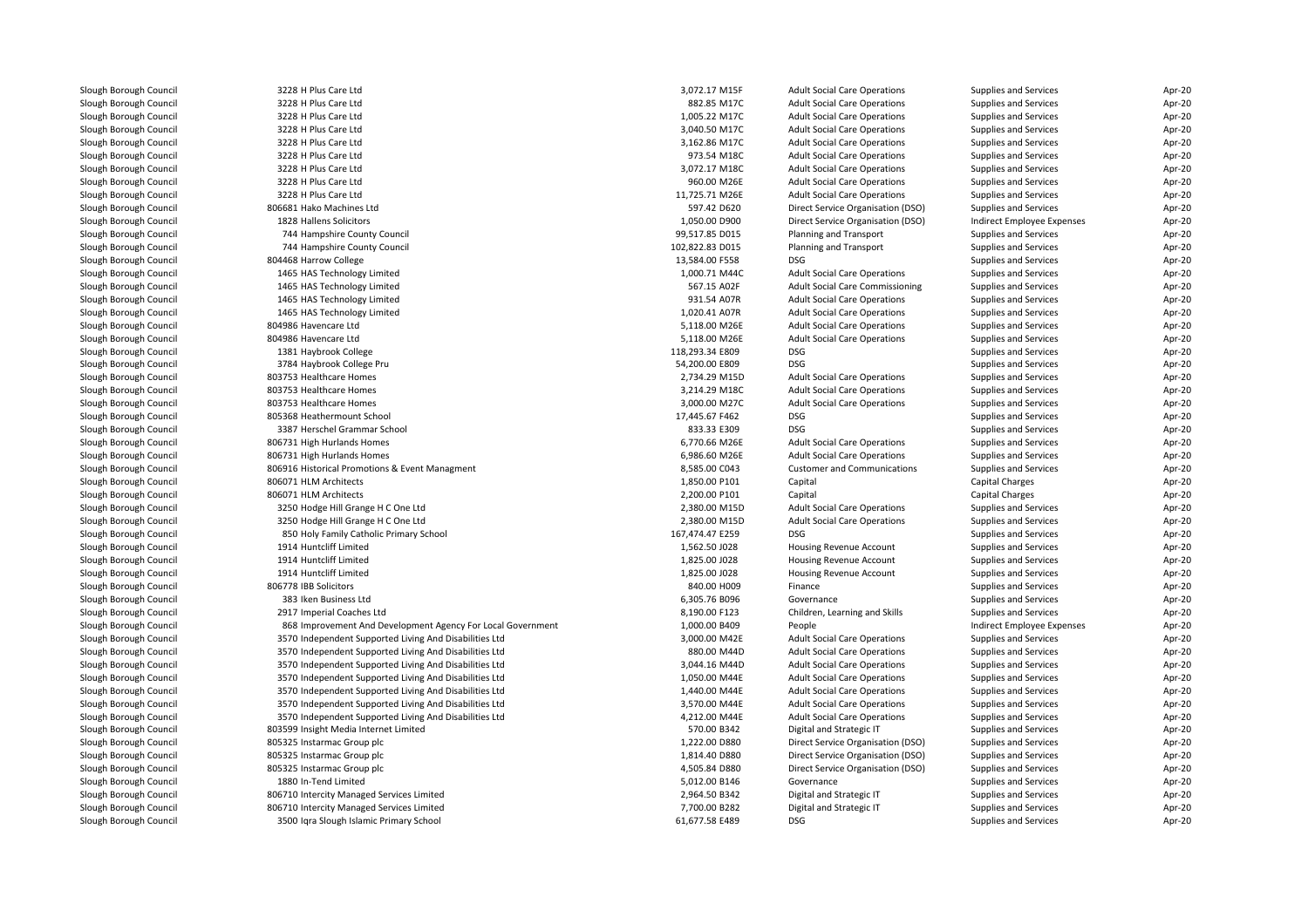| | | | | | | |
|---|---|---|---|---|---|---|
| Slough Borough Council | 3228 H Plus Care Ltd | 3,072.17 M15F | Adult Social Care Operations | Supplies and Services | Apr-20 |
| Slough Borough Council | 3228 H Plus Care Ltd | 882.85 M17C | Adult Social Care Operations | Supplies and Services | Apr-20 |
| Slough Borough Council | 3228 H Plus Care Ltd | 1,005.22 M17C | Adult Social Care Operations | Supplies and Services | Apr-20 |
| Slough Borough Council | 3228 H Plus Care Ltd | 3,040.50 M17C | Adult Social Care Operations | Supplies and Services | Apr-20 |
| Slough Borough Council | 3228 H Plus Care Ltd | 3,162.86 M17C | Adult Social Care Operations | Supplies and Services | Apr-20 |
| Slough Borough Council | 3228 H Plus Care Ltd | 973.54 M18C | Adult Social Care Operations | Supplies and Services | Apr-20 |
| Slough Borough Council | 3228 H Plus Care Ltd | 3,072.17 M18C | Adult Social Care Operations | Supplies and Services | Apr-20 |
| Slough Borough Council | 3228 H Plus Care Ltd | 960.00 M26E | Adult Social Care Operations | Supplies and Services | Apr-20 |
| Slough Borough Council | 3228 H Plus Care Ltd | 11,725.71 M26E | Adult Social Care Operations | Supplies and Services | Apr-20 |
| Slough Borough Council | 806681 Hako Machines Ltd | 597.42 D620 | Direct Service Organisation (DSO) | Supplies and Services | Apr-20 |
| Slough Borough Council | 1828 Hallens Solicitors | 1,050.00 D900 | Direct Service Organisation (DSO) | Indirect Employee Expenses | Apr-20 |
| Slough Borough Council | 744 Hampshire County Council | 99,517.85 D015 | Planning and Transport | Supplies and Services | Apr-20 |
| Slough Borough Council | 744 Hampshire County Council | 102,822.83 D015 | Planning and Transport | Supplies and Services | Apr-20 |
| Slough Borough Council | 804468 Harrow College | 13,584.00 F558 | DSG | Supplies and Services | Apr-20 |
| Slough Borough Council | 1465 HAS Technology Limited | 1,000.71 M44C | Adult Social Care Operations | Supplies and Services | Apr-20 |
| Slough Borough Council | 1465 HAS Technology Limited | 567.15 A02F | Adult Social Care Commissioning | Supplies and Services | Apr-20 |
| Slough Borough Council | 1465 HAS Technology Limited | 931.54 A07R | Adult Social Care Operations | Supplies and Services | Apr-20 |
| Slough Borough Council | 1465 HAS Technology Limited | 1,020.41 A07R | Adult Social Care Operations | Supplies and Services | Apr-20 |
| Slough Borough Council | 804986 Havencare Ltd | 5,118.00 M26E | Adult Social Care Operations | Supplies and Services | Apr-20 |
| Slough Borough Council | 804986 Havencare Ltd | 5,118.00 M26E | Adult Social Care Operations | Supplies and Services | Apr-20 |
| Slough Borough Council | 1381 Haybrook College | 118,293.34 E809 | DSG | Supplies and Services | Apr-20 |
| Slough Borough Council | 3784 Haybrook College Pru | 54,200.00 E809 | DSG | Supplies and Services | Apr-20 |
| Slough Borough Council | 803753 Healthcare Homes | 2,734.29 M15D | Adult Social Care Operations | Supplies and Services | Apr-20 |
| Slough Borough Council | 803753 Healthcare Homes | 3,214.29 M18C | Adult Social Care Operations | Supplies and Services | Apr-20 |
| Slough Borough Council | 803753 Healthcare Homes | 3,000.00 M27C | Adult Social Care Operations | Supplies and Services | Apr-20 |
| Slough Borough Council | 805368 Heathermount School | 17,445.67 F462 | DSG | Supplies and Services | Apr-20 |
| Slough Borough Council | 3387 Herschel Grammar School | 833.33 E309 | DSG | Supplies and Services | Apr-20 |
| Slough Borough Council | 806731 High Hurlands Homes | 6,770.66 M26E | Adult Social Care Operations | Supplies and Services | Apr-20 |
| Slough Borough Council | 806731 High Hurlands Homes | 6,986.60 M26E | Adult Social Care Operations | Supplies and Services | Apr-20 |
| Slough Borough Council | 806916 Historical Promotions & Event Managment | 8,585.00 C043 | Customer and Communications | Supplies and Services | Apr-20 |
| Slough Borough Council | 806071 HLM Architects | 1,850.00 P101 | Capital | Capital Charges | Apr-20 |
| Slough Borough Council | 806071 HLM Architects | 2,200.00 P101 | Capital | Capital Charges | Apr-20 |
| Slough Borough Council | 3250 Hodge Hill Grange H C One Ltd | 2,380.00 M15D | Adult Social Care Operations | Supplies and Services | Apr-20 |
| Slough Borough Council | 3250 Hodge Hill Grange H C One Ltd | 2,380.00 M15D | Adult Social Care Operations | Supplies and Services | Apr-20 |
| Slough Borough Council | 850 Holy Family Catholic Primary School | 167,474.47 E259 | DSG | Supplies and Services | Apr-20 |
| Slough Borough Council | 1914 Huntcliff Limited | 1,562.50 J028 | Housing Revenue Account | Supplies and Services | Apr-20 |
| Slough Borough Council | 1914 Huntcliff Limited | 1,825.00 J028 | Housing Revenue Account | Supplies and Services | Apr-20 |
| Slough Borough Council | 1914 Huntcliff Limited | 1,825.00 J028 | Housing Revenue Account | Supplies and Services | Apr-20 |
| Slough Borough Council | 806778 IBB Solicitors | 840.00 H009 | Finance | Supplies and Services | Apr-20 |
| Slough Borough Council | 383 Iken Business Ltd | 6,305.76 B096 | Governance | Supplies and Services | Apr-20 |
| Slough Borough Council | 2917 Imperial Coaches Ltd | 8,190.00 F123 | Children, Learning and Skills | Supplies and Services | Apr-20 |
| Slough Borough Council | 868 Improvement And Development Agency For Local Government | 1,000.00 B409 | People | Indirect Employee Expenses | Apr-20 |
| Slough Borough Council | 3570 Independent Supported Living And Disabilities Ltd | 3,000.00 M42E | Adult Social Care Operations | Supplies and Services | Apr-20 |
| Slough Borough Council | 3570 Independent Supported Living And Disabilities Ltd | 880.00 M44D | Adult Social Care Operations | Supplies and Services | Apr-20 |
| Slough Borough Council | 3570 Independent Supported Living And Disabilities Ltd | 3,044.16 M44D | Adult Social Care Operations | Supplies and Services | Apr-20 |
| Slough Borough Council | 3570 Independent Supported Living And Disabilities Ltd | 1,050.00 M44E | Adult Social Care Operations | Supplies and Services | Apr-20 |
| Slough Borough Council | 3570 Independent Supported Living And Disabilities Ltd | 1,440.00 M44E | Adult Social Care Operations | Supplies and Services | Apr-20 |
| Slough Borough Council | 3570 Independent Supported Living And Disabilities Ltd | 3,570.00 M44E | Adult Social Care Operations | Supplies and Services | Apr-20 |
| Slough Borough Council | 3570 Independent Supported Living And Disabilities Ltd | 4,212.00 M44E | Adult Social Care Operations | Supplies and Services | Apr-20 |
| Slough Borough Council | 803599 Insight Media Internet Limited | 570.00 B342 | Digital and Strategic IT | Supplies and Services | Apr-20 |
| Slough Borough Council | 805325 Instarmac Group plc | 1,222.00 D880 | Direct Service Organisation (DSO) | Supplies and Services | Apr-20 |
| Slough Borough Council | 805325 Instarmac Group plc | 1,814.40 D880 | Direct Service Organisation (DSO) | Supplies and Services | Apr-20 |
| Slough Borough Council | 805325 Instarmac Group plc | 4,505.84 D880 | Direct Service Organisation (DSO) | Supplies and Services | Apr-20 |
| Slough Borough Council | 1880 In-Tend Limited | 5,012.00 B146 | Governance | Supplies and Services | Apr-20 |
| Slough Borough Council | 806710 Intercity Managed Services Limited | 2,964.50 B342 | Digital and Strategic IT | Supplies and Services | Apr-20 |
| Slough Borough Council | 806710 Intercity Managed Services Limited | 7,700.00 B282 | Digital and Strategic IT | Supplies and Services | Apr-20 |
| Slough Borough Council | 3500 Iqra Slough Islamic Primary School | 61,677.58 E489 | DSG | Supplies and Services | Apr-20 |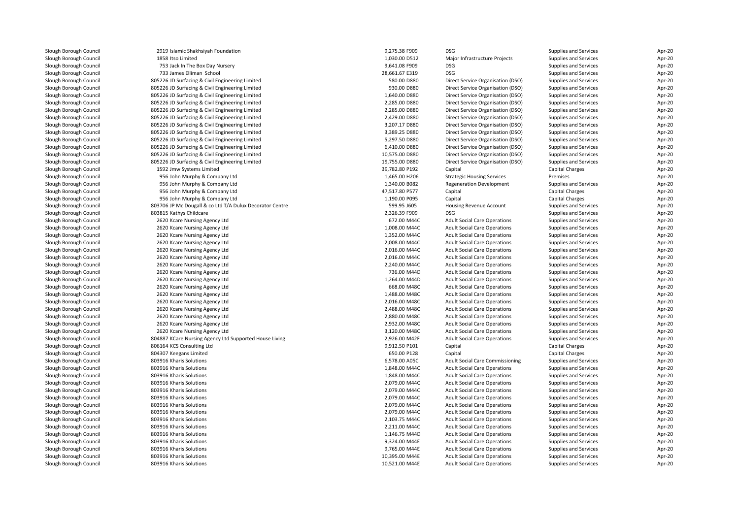| | | | | | |
|---|---|---|---|---|---|
| Slough Borough Council | 2919 Islamic Shakhsiyah Foundation | 9,275.38 F909 | DSG | Supplies and Services | Apr-20 |
| Slough Borough Council | 1858 Itso Limited | 1,030.00 D512 | Major Infrastructure Projects | Supplies and Services | Apr-20 |
| Slough Borough Council | 753 Jack In The Box Day Nursery | 9,641.08 F909 | DSG | Supplies and Services | Apr-20 |
| Slough Borough Council | 733 James Elliman School | 28,661.67 E319 | DSG | Supplies and Services | Apr-20 |
| Slough Borough Council | 805226 JD Surfacing & Civil Engineering Limited | 580.00 D880 | Direct Service Organisation (DSO) | Supplies and Services | Apr-20 |
| Slough Borough Council | 805226 JD Surfacing & Civil Engineering Limited | 930.00 D880 | Direct Service Organisation (DSO) | Supplies and Services | Apr-20 |
| Slough Borough Council | 805226 JD Surfacing & Civil Engineering Limited | 1,640.00 D880 | Direct Service Organisation (DSO) | Supplies and Services | Apr-20 |
| Slough Borough Council | 805226 JD Surfacing & Civil Engineering Limited | 2,285.00 D880 | Direct Service Organisation (DSO) | Supplies and Services | Apr-20 |
| Slough Borough Council | 805226 JD Surfacing & Civil Engineering Limited | 2,285.00 D880 | Direct Service Organisation (DSO) | Supplies and Services | Apr-20 |
| Slough Borough Council | 805226 JD Surfacing & Civil Engineering Limited | 2,429.00 D880 | Direct Service Organisation (DSO) | Supplies and Services | Apr-20 |
| Slough Borough Council | 805226 JD Surfacing & Civil Engineering Limited | 3,207.17 D880 | Direct Service Organisation (DSO) | Supplies and Services | Apr-20 |
| Slough Borough Council | 805226 JD Surfacing & Civil Engineering Limited | 3,389.25 D880 | Direct Service Organisation (DSO) | Supplies and Services | Apr-20 |
| Slough Borough Council | 805226 JD Surfacing & Civil Engineering Limited | 5,297.50 D880 | Direct Service Organisation (DSO) | Supplies and Services | Apr-20 |
| Slough Borough Council | 805226 JD Surfacing & Civil Engineering Limited | 6,410.00 D880 | Direct Service Organisation (DSO) | Supplies and Services | Apr-20 |
| Slough Borough Council | 805226 JD Surfacing & Civil Engineering Limited | 10,575.00 D880 | Direct Service Organisation (DSO) | Supplies and Services | Apr-20 |
| Slough Borough Council | 805226 JD Surfacing & Civil Engineering Limited | 19,755.00 D880 | Direct Service Organisation (DSO) | Supplies and Services | Apr-20 |
| Slough Borough Council | 1592 Jmw Systems Limited | 39,782.80 P192 | Capital | Capital Charges | Apr-20 |
| Slough Borough Council | 956 John Murphy & Company Ltd | 1,465.00 H206 | Strategic Housing Services | Premises | Apr-20 |
| Slough Borough Council | 956 John Murphy & Company Ltd | 1,340.00 B082 | Regeneration Development | Supplies and Services | Apr-20 |
| Slough Borough Council | 956 John Murphy & Company Ltd | 47,517.80 P577 | Capital | Capital Charges | Apr-20 |
| Slough Borough Council | 956 John Murphy & Company Ltd | 1,190.00 P095 | Capital | Capital Charges | Apr-20 |
| Slough Borough Council | 803706 JP Mc Dougall & co Ltd T/A Dulux Decorator Centre | 599.95 J605 | Housing Revenue Account | Supplies and Services | Apr-20 |
| Slough Borough Council | 803815 Kathys Childcare | 2,326.39 F909 | DSG | Supplies and Services | Apr-20 |
| Slough Borough Council | 2620 Kcare Nursing Agency Ltd | 672.00 M44C | Adult Social Care Operations | Supplies and Services | Apr-20 |
| Slough Borough Council | 2620 Kcare Nursing Agency Ltd | 1,008.00 M44C | Adult Social Care Operations | Supplies and Services | Apr-20 |
| Slough Borough Council | 2620 Kcare Nursing Agency Ltd | 1,352.00 M44C | Adult Social Care Operations | Supplies and Services | Apr-20 |
| Slough Borough Council | 2620 Kcare Nursing Agency Ltd | 2,008.00 M44C | Adult Social Care Operations | Supplies and Services | Apr-20 |
| Slough Borough Council | 2620 Kcare Nursing Agency Ltd | 2,016.00 M44C | Adult Social Care Operations | Supplies and Services | Apr-20 |
| Slough Borough Council | 2620 Kcare Nursing Agency Ltd | 2,016.00 M44C | Adult Social Care Operations | Supplies and Services | Apr-20 |
| Slough Borough Council | 2620 Kcare Nursing Agency Ltd | 2,240.00 M44C | Adult Social Care Operations | Supplies and Services | Apr-20 |
| Slough Borough Council | 2620 Kcare Nursing Agency Ltd | 736.00 M44D | Adult Social Care Operations | Supplies and Services | Apr-20 |
| Slough Borough Council | 2620 Kcare Nursing Agency Ltd | 1,264.00 M44D | Adult Social Care Operations | Supplies and Services | Apr-20 |
| Slough Borough Council | 2620 Kcare Nursing Agency Ltd | 668.00 M48C | Adult Social Care Operations | Supplies and Services | Apr-20 |
| Slough Borough Council | 2620 Kcare Nursing Agency Ltd | 1,488.00 M48C | Adult Social Care Operations | Supplies and Services | Apr-20 |
| Slough Borough Council | 2620 Kcare Nursing Agency Ltd | 2,016.00 M48C | Adult Social Care Operations | Supplies and Services | Apr-20 |
| Slough Borough Council | 2620 Kcare Nursing Agency Ltd | 2,488.00 M48C | Adult Social Care Operations | Supplies and Services | Apr-20 |
| Slough Borough Council | 2620 Kcare Nursing Agency Ltd | 2,880.00 M48C | Adult Social Care Operations | Supplies and Services | Apr-20 |
| Slough Borough Council | 2620 Kcare Nursing Agency Ltd | 2,932.00 M48C | Adult Social Care Operations | Supplies and Services | Apr-20 |
| Slough Borough Council | 2620 Kcare Nursing Agency Ltd | 3,120.00 M48C | Adult Social Care Operations | Supplies and Services | Apr-20 |
| Slough Borough Council | 804887 KCare Nursing Agency Ltd Supported House Living | 2,926.00 M42F | Adult Social Care Operations | Supplies and Services | Apr-20 |
| Slough Borough Council | 806164 KCS Consulting Ltd | 9,912.50 P101 | Capital | Capital Charges | Apr-20 |
| Slough Borough Council | 804307 Keegans Limited | 650.00 P128 | Capital | Capital Charges | Apr-20 |
| Slough Borough Council | 803916 Kharis Solutions | 6,578.00 A05C | Adult Social Care Commissioning | Supplies and Services | Apr-20 |
| Slough Borough Council | 803916 Kharis Solutions | 1,848.00 M44C | Adult Social Care Operations | Supplies and Services | Apr-20 |
| Slough Borough Council | 803916 Kharis Solutions | 1,848.00 M44C | Adult Social Care Operations | Supplies and Services | Apr-20 |
| Slough Borough Council | 803916 Kharis Solutions | 2,079.00 M44C | Adult Social Care Operations | Supplies and Services | Apr-20 |
| Slough Borough Council | 803916 Kharis Solutions | 2,079.00 M44C | Adult Social Care Operations | Supplies and Services | Apr-20 |
| Slough Borough Council | 803916 Kharis Solutions | 2,079.00 M44C | Adult Social Care Operations | Supplies and Services | Apr-20 |
| Slough Borough Council | 803916 Kharis Solutions | 2,079.00 M44C | Adult Social Care Operations | Supplies and Services | Apr-20 |
| Slough Borough Council | 803916 Kharis Solutions | 2,079.00 M44C | Adult Social Care Operations | Supplies and Services | Apr-20 |
| Slough Borough Council | 803916 Kharis Solutions | 2,103.75 M44C | Adult Social Care Operations | Supplies and Services | Apr-20 |
| Slough Borough Council | 803916 Kharis Solutions | 2,211.00 M44C | Adult Social Care Operations | Supplies and Services | Apr-20 |
| Slough Borough Council | 803916 Kharis Solutions | 1,146.75 M44D | Adult Social Care Operations | Supplies and Services | Apr-20 |
| Slough Borough Council | 803916 Kharis Solutions | 9,324.00 M44E | Adult Social Care Operations | Supplies and Services | Apr-20 |
| Slough Borough Council | 803916 Kharis Solutions | 9,765.00 M44E | Adult Social Care Operations | Supplies and Services | Apr-20 |
| Slough Borough Council | 803916 Kharis Solutions | 10,395.00 M44E | Adult Social Care Operations | Supplies and Services | Apr-20 |
| Slough Borough Council | 803916 Kharis Solutions | 10,521.00 M44E | Adult Social Care Operations | Supplies and Services | Apr-20 |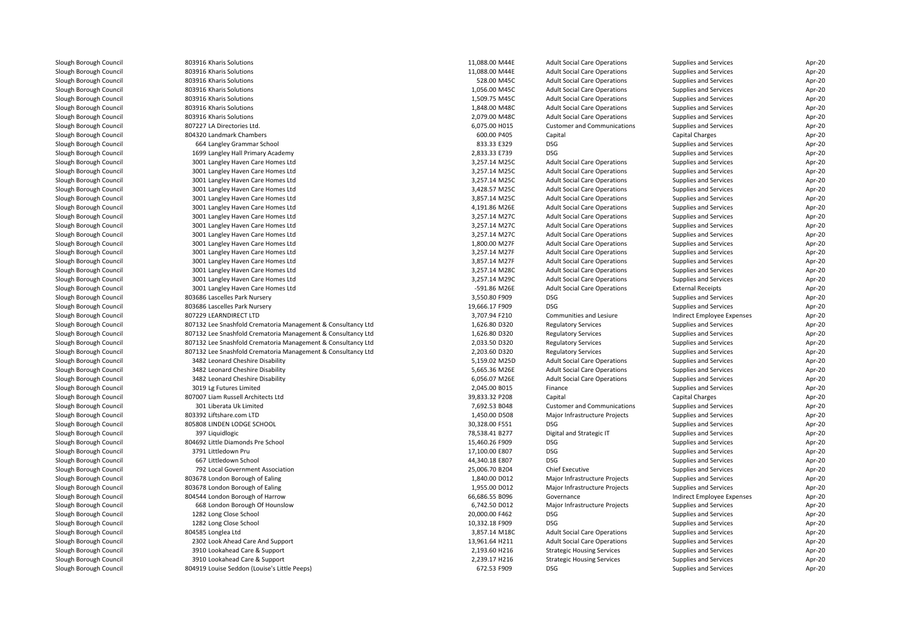| | | | | | | |
|---|---|---|---|---|---|---|
| Slough Borough Council | 803916 Kharis Solutions | 11,088.00 M44E | Adult Social Care Operations | Supplies and Services | Apr-20 |
| Slough Borough Council | 803916 Kharis Solutions | 11,088.00 M44E | Adult Social Care Operations | Supplies and Services | Apr-20 |
| Slough Borough Council | 803916 Kharis Solutions | 528.00 M45C | Adult Social Care Operations | Supplies and Services | Apr-20 |
| Slough Borough Council | 803916 Kharis Solutions | 1,056.00 M45C | Adult Social Care Operations | Supplies and Services | Apr-20 |
| Slough Borough Council | 803916 Kharis Solutions | 1,509.75 M45C | Adult Social Care Operations | Supplies and Services | Apr-20 |
| Slough Borough Council | 803916 Kharis Solutions | 1,848.00 M48C | Adult Social Care Operations | Supplies and Services | Apr-20 |
| Slough Borough Council | 803916 Kharis Solutions | 2,079.00 M48C | Adult Social Care Operations | Supplies and Services | Apr-20 |
| Slough Borough Council | 807227 LA Directories Ltd. | 6,075.00 H015 | Customer and Communications | Supplies and Services | Apr-20 |
| Slough Borough Council | 804320 Landmark Chambers | 600.00 P405 | Capital | Capital Charges | Apr-20 |
| Slough Borough Council | 664 Langley Grammar School | 833.33 E329 | DSG | Supplies and Services | Apr-20 |
| Slough Borough Council | 1699 Langley Hall Primary Academy | 2,833.33 E739 | DSG | Supplies and Services | Apr-20 |
| Slough Borough Council | 3001 Langley Haven Care Homes Ltd | 3,257.14 M25C | Adult Social Care Operations | Supplies and Services | Apr-20 |
| Slough Borough Council | 3001 Langley Haven Care Homes Ltd | 3,257.14 M25C | Adult Social Care Operations | Supplies and Services | Apr-20 |
| Slough Borough Council | 3001 Langley Haven Care Homes Ltd | 3,257.14 M25C | Adult Social Care Operations | Supplies and Services | Apr-20 |
| Slough Borough Council | 3001 Langley Haven Care Homes Ltd | 3,428.57 M25C | Adult Social Care Operations | Supplies and Services | Apr-20 |
| Slough Borough Council | 3001 Langley Haven Care Homes Ltd | 3,857.14 M25C | Adult Social Care Operations | Supplies and Services | Apr-20 |
| Slough Borough Council | 3001 Langley Haven Care Homes Ltd | 4,191.86 M26E | Adult Social Care Operations | Supplies and Services | Apr-20 |
| Slough Borough Council | 3001 Langley Haven Care Homes Ltd | 3,257.14 M27C | Adult Social Care Operations | Supplies and Services | Apr-20 |
| Slough Borough Council | 3001 Langley Haven Care Homes Ltd | 3,257.14 M27C | Adult Social Care Operations | Supplies and Services | Apr-20 |
| Slough Borough Council | 3001 Langley Haven Care Homes Ltd | 3,257.14 M27C | Adult Social Care Operations | Supplies and Services | Apr-20 |
| Slough Borough Council | 3001 Langley Haven Care Homes Ltd | 1,800.00 M27F | Adult Social Care Operations | Supplies and Services | Apr-20 |
| Slough Borough Council | 3001 Langley Haven Care Homes Ltd | 3,257.14 M27F | Adult Social Care Operations | Supplies and Services | Apr-20 |
| Slough Borough Council | 3001 Langley Haven Care Homes Ltd | 3,857.14 M27F | Adult Social Care Operations | Supplies and Services | Apr-20 |
| Slough Borough Council | 3001 Langley Haven Care Homes Ltd | 3,257.14 M28C | Adult Social Care Operations | Supplies and Services | Apr-20 |
| Slough Borough Council | 3001 Langley Haven Care Homes Ltd | 3,257.14 M29C | Adult Social Care Operations | Supplies and Services | Apr-20 |
| Slough Borough Council | 3001 Langley Haven Care Homes Ltd | -591.86 M26E | Adult Social Care Operations | External Receipts | Apr-20 |
| Slough Borough Council | 803686 Lascelles Park Nursery | 3,550.80 F909 | DSG | Supplies and Services | Apr-20 |
| Slough Borough Council | 803686 Lascelles Park Nursery | 19,666.17 F909 | DSG | Supplies and Services | Apr-20 |
| Slough Borough Council | 807229 LEARNDIRECT LTD | 3,707.94 F210 | Communities and Lesiure | Indirect Employee Expenses | Apr-20 |
| Slough Borough Council | 807132 Lee Snashfold Crematoria Management & Consultancy Ltd | 1,626.80 D320 | Regulatory Services | Supplies and Services | Apr-20 |
| Slough Borough Council | 807132 Lee Snashfold Crematoria Management & Consultancy Ltd | 1,626.80 D320 | Regulatory Services | Supplies and Services | Apr-20 |
| Slough Borough Council | 807132 Lee Snashfold Crematoria Management & Consultancy Ltd | 2,033.50 D320 | Regulatory Services | Supplies and Services | Apr-20 |
| Slough Borough Council | 807132 Lee Snashfold Crematoria Management & Consultancy Ltd | 2,203.60 D320 | Regulatory Services | Supplies and Services | Apr-20 |
| Slough Borough Council | 3482 Leonard Cheshire Disability | 5,159.02 M25D | Adult Social Care Operations | Supplies and Services | Apr-20 |
| Slough Borough Council | 3482 Leonard Cheshire Disability | 5,665.36 M26E | Adult Social Care Operations | Supplies and Services | Apr-20 |
| Slough Borough Council | 3482 Leonard Cheshire Disability | 6,056.07 M26E | Adult Social Care Operations | Supplies and Services | Apr-20 |
| Slough Borough Council | 3019 Lg Futures Limited | 2,045.00 B015 | Finance | Supplies and Services | Apr-20 |
| Slough Borough Council | 807007 Liam Russell Architects Ltd | 39,833.32 P208 | Capital | Capital Charges | Apr-20 |
| Slough Borough Council | 301 Liberata Uk Limited | 7,692.53 B048 | Customer and Communications | Supplies and Services | Apr-20 |
| Slough Borough Council | 803392 Liftshare.com LTD | 1,450.00 D508 | Major Infrastructure Projects | Supplies and Services | Apr-20 |
| Slough Borough Council | 805808 LINDEN LODGE SCHOOL | 30,328.00 F551 | DSG | Supplies and Services | Apr-20 |
| Slough Borough Council | 397 Liquidlogic | 78,538.41 B277 | Digital and Strategic IT | Supplies and Services | Apr-20 |
| Slough Borough Council | 804692 Little Diamonds Pre School | 15,460.26 F909 | DSG | Supplies and Services | Apr-20 |
| Slough Borough Council | 3791 Littledown Pru | 17,100.00 E807 | DSG | Supplies and Services | Apr-20 |
| Slough Borough Council | 667 Littledown School | 44,340.18 E807 | DSG | Supplies and Services | Apr-20 |
| Slough Borough Council | 792 Local Government Association | 25,006.70 B204 | Chief Executive | Supplies and Services | Apr-20 |
| Slough Borough Council | 803678 London Borough of Ealing | 1,840.00 D012 | Major Infrastructure Projects | Supplies and Services | Apr-20 |
| Slough Borough Council | 803678 London Borough of Ealing | 1,955.00 D012 | Major Infrastructure Projects | Supplies and Services | Apr-20 |
| Slough Borough Council | 804544 London Borough of Harrow | 66,686.55 B096 | Governance | Indirect Employee Expenses | Apr-20 |
| Slough Borough Council | 668 London Borough Of Hounslow | 6,742.50 D012 | Major Infrastructure Projects | Supplies and Services | Apr-20 |
| Slough Borough Council | 1282 Long Close School | 20,000.00 F462 | DSG | Supplies and Services | Apr-20 |
| Slough Borough Council | 1282 Long Close School | 10,332.18 F909 | DSG | Supplies and Services | Apr-20 |
| Slough Borough Council | 804585 Longlea Ltd | 3,857.14 M18C | Adult Social Care Operations | Supplies and Services | Apr-20 |
| Slough Borough Council | 2302 Look Ahead Care And Support | 13,961.64 H211 | Adult Social Care Operations | Supplies and Services | Apr-20 |
| Slough Borough Council | 3910 Lookahead Care & Support | 2,193.60 H216 | Strategic Housing Services | Supplies and Services | Apr-20 |
| Slough Borough Council | 3910 Lookahead Care & Support | 2,239.17 H216 | Strategic Housing Services | Supplies and Services | Apr-20 |
| Slough Borough Council | 804919 Louise Seddon (Louise's Little Peeps) | 672.53 F909 | DSG | Supplies and Services | Apr-20 |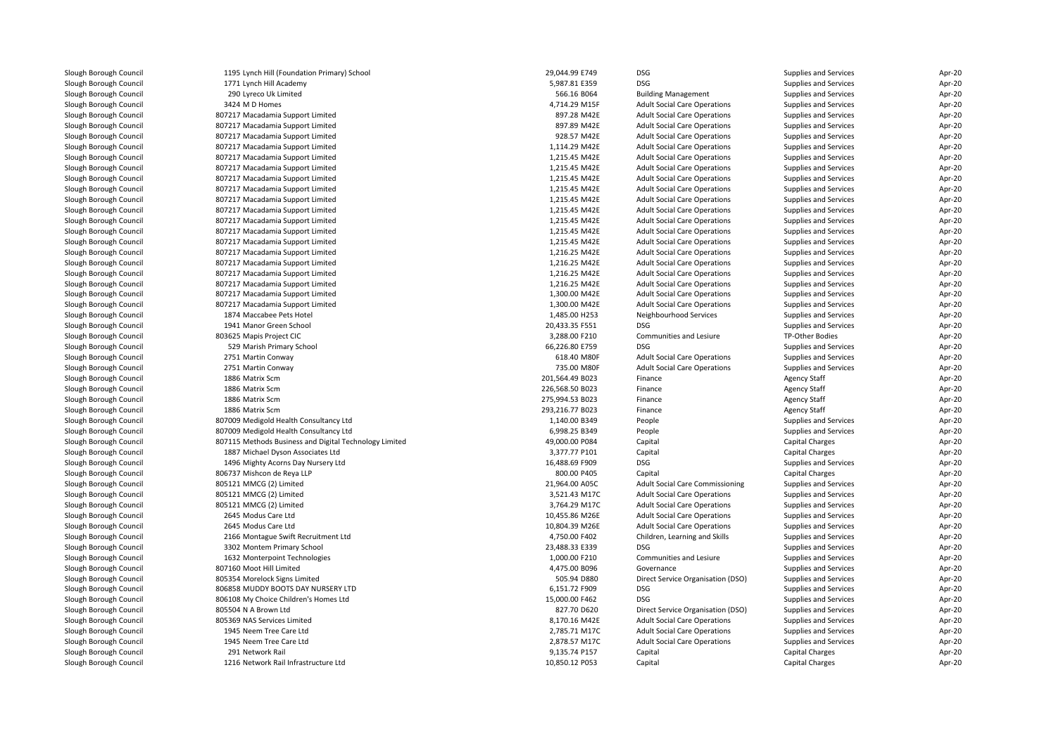| | | | | | |
|---|---|---|---|---|---|
| Slough Borough Council | 1195 Lynch Hill (Foundation Primary) School | 29,044.99 E749 | DSG | Supplies and Services | Apr-20 |
| Slough Borough Council | 1771 Lynch Hill Academy | 5,987.81 E359 | DSG | Supplies and Services | Apr-20 |
| Slough Borough Council | 290 Lyreco Uk Limited | 566.16 B064 | Building Management | Supplies and Services | Apr-20 |
| Slough Borough Council | 3424 M D Homes | 4,714.29 M15F | Adult Social Care Operations | Supplies and Services | Apr-20 |
| Slough Borough Council | 807217 Macadamia Support Limited | 897.28 M42E | Adult Social Care Operations | Supplies and Services | Apr-20 |
| Slough Borough Council | 807217 Macadamia Support Limited | 897.89 M42E | Adult Social Care Operations | Supplies and Services | Apr-20 |
| Slough Borough Council | 807217 Macadamia Support Limited | 928.57 M42E | Adult Social Care Operations | Supplies and Services | Apr-20 |
| Slough Borough Council | 807217 Macadamia Support Limited | 1,114.29 M42E | Adult Social Care Operations | Supplies and Services | Apr-20 |
| Slough Borough Council | 807217 Macadamia Support Limited | 1,215.45 M42E | Adult Social Care Operations | Supplies and Services | Apr-20 |
| Slough Borough Council | 807217 Macadamia Support Limited | 1,215.45 M42E | Adult Social Care Operations | Supplies and Services | Apr-20 |
| Slough Borough Council | 807217 Macadamia Support Limited | 1,215.45 M42E | Adult Social Care Operations | Supplies and Services | Apr-20 |
| Slough Borough Council | 807217 Macadamia Support Limited | 1,215.45 M42E | Adult Social Care Operations | Supplies and Services | Apr-20 |
| Slough Borough Council | 807217 Macadamia Support Limited | 1,215.45 M42E | Adult Social Care Operations | Supplies and Services | Apr-20 |
| Slough Borough Council | 807217 Macadamia Support Limited | 1,215.45 M42E | Adult Social Care Operations | Supplies and Services | Apr-20 |
| Slough Borough Council | 807217 Macadamia Support Limited | 1,215.45 M42E | Adult Social Care Operations | Supplies and Services | Apr-20 |
| Slough Borough Council | 807217 Macadamia Support Limited | 1,215.45 M42E | Adult Social Care Operations | Supplies and Services | Apr-20 |
| Slough Borough Council | 807217 Macadamia Support Limited | 1,215.45 M42E | Adult Social Care Operations | Supplies and Services | Apr-20 |
| Slough Borough Council | 807217 Macadamia Support Limited | 1,216.25 M42E | Adult Social Care Operations | Supplies and Services | Apr-20 |
| Slough Borough Council | 807217 Macadamia Support Limited | 1,216.25 M42E | Adult Social Care Operations | Supplies and Services | Apr-20 |
| Slough Borough Council | 807217 Macadamia Support Limited | 1,216.25 M42E | Adult Social Care Operations | Supplies and Services | Apr-20 |
| Slough Borough Council | 807217 Macadamia Support Limited | 1,216.25 M42E | Adult Social Care Operations | Supplies and Services | Apr-20 |
| Slough Borough Council | 807217 Macadamia Support Limited | 1,300.00 M42E | Adult Social Care Operations | Supplies and Services | Apr-20 |
| Slough Borough Council | 807217 Macadamia Support Limited | 1,300.00 M42E | Adult Social Care Operations | Supplies and Services | Apr-20 |
| Slough Borough Council | 1874 Maccabee Pets Hotel | 1,485.00 H253 | Neighbourhood Services | Supplies and Services | Apr-20 |
| Slough Borough Council | 1941 Manor Green School | 20,433.35 F551 | DSG | Supplies and Services | Apr-20 |
| Slough Borough Council | 803625 Mapis Project CIC | 3,288.00 F210 | Communities and Lesiure | TP-Other Bodies | Apr-20 |
| Slough Borough Council | 529 Marish Primary School | 66,226.80 E759 | DSG | Supplies and Services | Apr-20 |
| Slough Borough Council | 2751 Martin Conway | 618.40 M80F | Adult Social Care Operations | Supplies and Services | Apr-20 |
| Slough Borough Council | 2751 Martin Conway | 735.00 M80F | Adult Social Care Operations | Supplies and Services | Apr-20 |
| Slough Borough Council | 1886 Matrix Scm | 201,564.49 B023 | Finance | Agency Staff | Apr-20 |
| Slough Borough Council | 1886 Matrix Scm | 226,568.50 B023 | Finance | Agency Staff | Apr-20 |
| Slough Borough Council | 1886 Matrix Scm | 275,994.53 B023 | Finance | Agency Staff | Apr-20 |
| Slough Borough Council | 1886 Matrix Scm | 293,216.77 B023 | Finance | Agency Staff | Apr-20 |
| Slough Borough Council | 807009 Medigold Health Consultancy Ltd | 1,140.00 B349 | People | Supplies and Services | Apr-20 |
| Slough Borough Council | 807009 Medigold Health Consultancy Ltd | 6,998.25 B349 | People | Supplies and Services | Apr-20 |
| Slough Borough Council | 807115 Methods Business and Digital Technology Limited | 49,000.00 P084 | Capital | Capital Charges | Apr-20 |
| Slough Borough Council | 1887 Michael Dyson Associates Ltd | 3,377.77 P101 | Capital | Capital Charges | Apr-20 |
| Slough Borough Council | 1496 Mighty Acorns Day Nursery Ltd | 16,488.69 F909 | DSG | Supplies and Services | Apr-20 |
| Slough Borough Council | 806737 Mishcon de Reya LLP | 800.00 P405 | Capital | Capital Charges | Apr-20 |
| Slough Borough Council | 805121 MMCG (2) Limited | 21,964.00 A05C | Adult Social Care Commissioning | Supplies and Services | Apr-20 |
| Slough Borough Council | 805121 MMCG (2) Limited | 3,521.43 M17C | Adult Social Care Operations | Supplies and Services | Apr-20 |
| Slough Borough Council | 805121 MMCG (2) Limited | 3,764.29 M17C | Adult Social Care Operations | Supplies and Services | Apr-20 |
| Slough Borough Council | 2645 Modus Care Ltd | 10,455.86 M26E | Adult Social Care Operations | Supplies and Services | Apr-20 |
| Slough Borough Council | 2645 Modus Care Ltd | 10,804.39 M26E | Adult Social Care Operations | Supplies and Services | Apr-20 |
| Slough Borough Council | 2166 Montague Swift Recruitment Ltd | 4,750.00 F402 | Children, Learning and Skills | Supplies and Services | Apr-20 |
| Slough Borough Council | 3302 Montem Primary School | 23,488.33 E339 | DSG | Supplies and Services | Apr-20 |
| Slough Borough Council | 1632 Monterpoint Technologies | 1,000.00 F210 | Communities and Lesiure | Supplies and Services | Apr-20 |
| Slough Borough Council | 807160 Moot Hill Limited | 4,475.00 B096 | Governance | Supplies and Services | Apr-20 |
| Slough Borough Council | 805354 Morelock Signs Limited | 505.94 D880 | Direct Service Organisation (DSO) | Supplies and Services | Apr-20 |
| Slough Borough Council | 806858 MUDDY BOOTS DAY NURSERY LTD | 6,151.72 F909 | DSG | Supplies and Services | Apr-20 |
| Slough Borough Council | 806108 My Choice Children's Homes Ltd | 15,000.00 F462 | DSG | Supplies and Services | Apr-20 |
| Slough Borough Council | 805504 N A Brown Ltd | 827.70 D620 | Direct Service Organisation (DSO) | Supplies and Services | Apr-20 |
| Slough Borough Council | 805369 NAS Services Limited | 8,170.16 M42E | Adult Social Care Operations | Supplies and Services | Apr-20 |
| Slough Borough Council | 1945 Neem Tree Care Ltd | 2,785.71 M17C | Adult Social Care Operations | Supplies and Services | Apr-20 |
| Slough Borough Council | 1945 Neem Tree Care Ltd | 2,878.57 M17C | Adult Social Care Operations | Supplies and Services | Apr-20 |
| Slough Borough Council | 291 Network Rail | 9,135.74 P157 | Capital | Capital Charges | Apr-20 |
| Slough Borough Council | 1216 Network Rail Infrastructure Ltd | 10,850.12 P053 | Capital | Capital Charges | Apr-20 |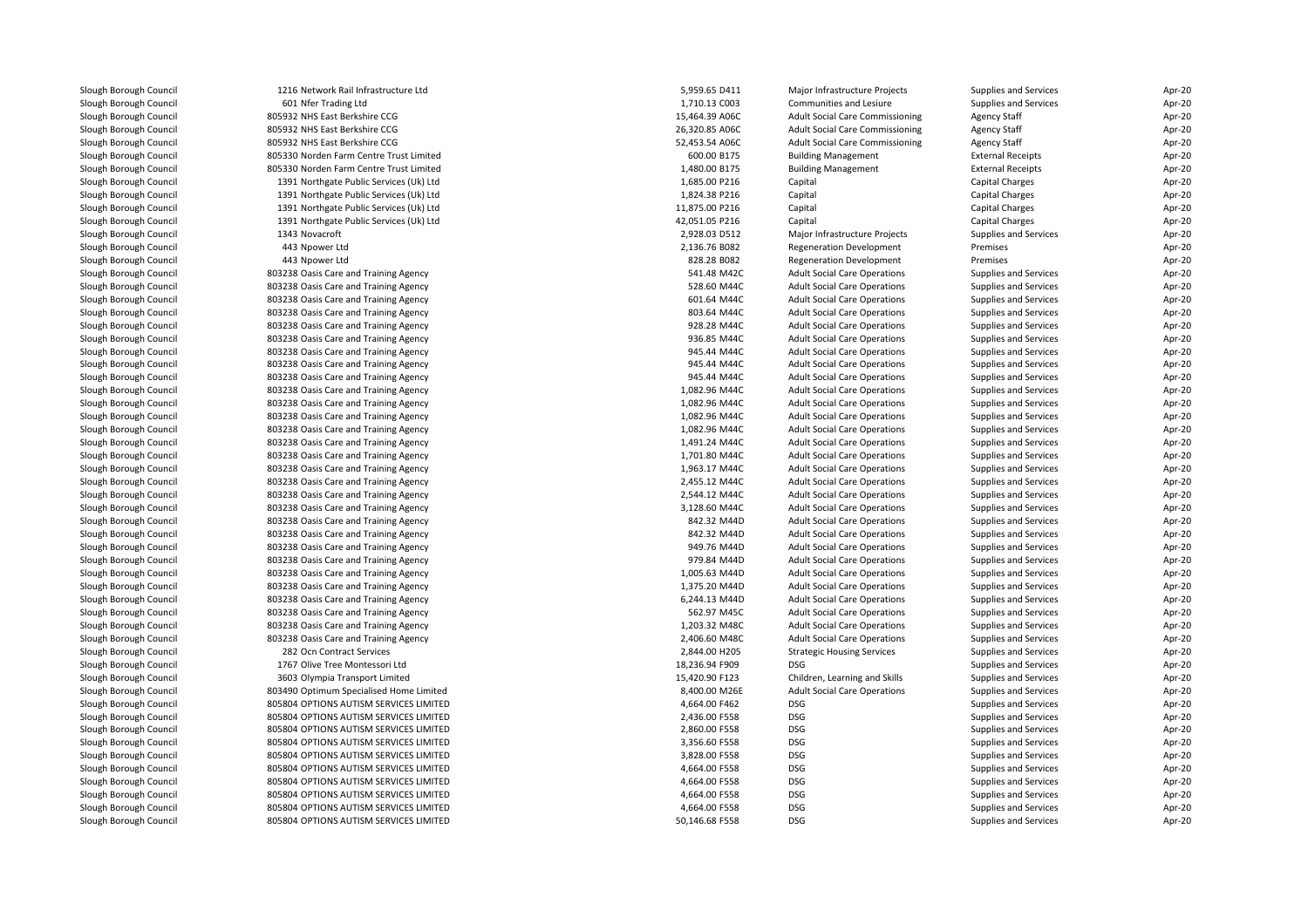| | | | | | | |
|---|---|---|---|---|---|---|
| Slough Borough Council | 1216 Network Rail Infrastructure Ltd | 5,959.65 D411 | Major Infrastructure Projects | Supplies and Services | Apr-20 |
| Slough Borough Council | 601 Nfer Trading Ltd | 1,710.13 C003 | Communities and Lesiure | Supplies and Services | Apr-20 |
| Slough Borough Council | 805932 NHS East Berkshire CCG | 15,464.39 A06C | Adult Social Care Commissioning | Agency Staff | Apr-20 |
| Slough Borough Council | 805932 NHS East Berkshire CCG | 26,320.85 A06C | Adult Social Care Commissioning | Agency Staff | Apr-20 |
| Slough Borough Council | 805932 NHS East Berkshire CCG | 52,453.54 A06C | Adult Social Care Commissioning | Agency Staff | Apr-20 |
| Slough Borough Council | 805330 Norden Farm Centre Trust Limited | 600.00 B175 | Building Management | External Receipts | Apr-20 |
| Slough Borough Council | 805330 Norden Farm Centre Trust Limited | 1,480.00 B175 | Building Management | External Receipts | Apr-20 |
| Slough Borough Council | 1391 Northgate Public Services (Uk) Ltd | 1,685.00 P216 | Capital | Capital Charges | Apr-20 |
| Slough Borough Council | 1391 Northgate Public Services (Uk) Ltd | 1,824.38 P216 | Capital | Capital Charges | Apr-20 |
| Slough Borough Council | 1391 Northgate Public Services (Uk) Ltd | 11,875.00 P216 | Capital | Capital Charges | Apr-20 |
| Slough Borough Council | 1391 Northgate Public Services (Uk) Ltd | 42,051.05 P216 | Capital | Capital Charges | Apr-20 |
| Slough Borough Council | 1343 Novacroft | 2,928.03 D512 | Major Infrastructure Projects | Supplies and Services | Apr-20 |
| Slough Borough Council | 443 Npower Ltd | 2,136.76 B082 | Regeneration Development | Premises | Apr-20 |
| Slough Borough Council | 443 Npower Ltd | 828.28 B082 | Regeneration Development | Premises | Apr-20 |
| Slough Borough Council | 803238 Oasis Care and Training Agency | 541.48 M42C | Adult Social Care Operations | Supplies and Services | Apr-20 |
| Slough Borough Council | 803238 Oasis Care and Training Agency | 528.60 M44C | Adult Social Care Operations | Supplies and Services | Apr-20 |
| Slough Borough Council | 803238 Oasis Care and Training Agency | 601.64 M44C | Adult Social Care Operations | Supplies and Services | Apr-20 |
| Slough Borough Council | 803238 Oasis Care and Training Agency | 803.64 M44C | Adult Social Care Operations | Supplies and Services | Apr-20 |
| Slough Borough Council | 803238 Oasis Care and Training Agency | 928.28 M44C | Adult Social Care Operations | Supplies and Services | Apr-20 |
| Slough Borough Council | 803238 Oasis Care and Training Agency | 936.85 M44C | Adult Social Care Operations | Supplies and Services | Apr-20 |
| Slough Borough Council | 803238 Oasis Care and Training Agency | 945.44 M44C | Adult Social Care Operations | Supplies and Services | Apr-20 |
| Slough Borough Council | 803238 Oasis Care and Training Agency | 945.44 M44C | Adult Social Care Operations | Supplies and Services | Apr-20 |
| Slough Borough Council | 803238 Oasis Care and Training Agency | 945.44 M44C | Adult Social Care Operations | Supplies and Services | Apr-20 |
| Slough Borough Council | 803238 Oasis Care and Training Agency | 1,082.96 M44C | Adult Social Care Operations | Supplies and Services | Apr-20 |
| Slough Borough Council | 803238 Oasis Care and Training Agency | 1,082.96 M44C | Adult Social Care Operations | Supplies and Services | Apr-20 |
| Slough Borough Council | 803238 Oasis Care and Training Agency | 1,082.96 M44C | Adult Social Care Operations | Supplies and Services | Apr-20 |
| Slough Borough Council | 803238 Oasis Care and Training Agency | 1,082.96 M44C | Adult Social Care Operations | Supplies and Services | Apr-20 |
| Slough Borough Council | 803238 Oasis Care and Training Agency | 1,491.24 M44C | Adult Social Care Operations | Supplies and Services | Apr-20 |
| Slough Borough Council | 803238 Oasis Care and Training Agency | 1,701.80 M44C | Adult Social Care Operations | Supplies and Services | Apr-20 |
| Slough Borough Council | 803238 Oasis Care and Training Agency | 1,963.17 M44C | Adult Social Care Operations | Supplies and Services | Apr-20 |
| Slough Borough Council | 803238 Oasis Care and Training Agency | 2,455.12 M44C | Adult Social Care Operations | Supplies and Services | Apr-20 |
| Slough Borough Council | 803238 Oasis Care and Training Agency | 2,544.12 M44C | Adult Social Care Operations | Supplies and Services | Apr-20 |
| Slough Borough Council | 803238 Oasis Care and Training Agency | 3,128.60 M44C | Adult Social Care Operations | Supplies and Services | Apr-20 |
| Slough Borough Council | 803238 Oasis Care and Training Agency | 842.32 M44D | Adult Social Care Operations | Supplies and Services | Apr-20 |
| Slough Borough Council | 803238 Oasis Care and Training Agency | 842.32 M44D | Adult Social Care Operations | Supplies and Services | Apr-20 |
| Slough Borough Council | 803238 Oasis Care and Training Agency | 949.76 M44D | Adult Social Care Operations | Supplies and Services | Apr-20 |
| Slough Borough Council | 803238 Oasis Care and Training Agency | 979.84 M44D | Adult Social Care Operations | Supplies and Services | Apr-20 |
| Slough Borough Council | 803238 Oasis Care and Training Agency | 1,005.63 M44D | Adult Social Care Operations | Supplies and Services | Apr-20 |
| Slough Borough Council | 803238 Oasis Care and Training Agency | 1,375.20 M44D | Adult Social Care Operations | Supplies and Services | Apr-20 |
| Slough Borough Council | 803238 Oasis Care and Training Agency | 6,244.13 M44D | Adult Social Care Operations | Supplies and Services | Apr-20 |
| Slough Borough Council | 803238 Oasis Care and Training Agency | 562.97 M45C | Adult Social Care Operations | Supplies and Services | Apr-20 |
| Slough Borough Council | 803238 Oasis Care and Training Agency | 1,203.32 M48C | Adult Social Care Operations | Supplies and Services | Apr-20 |
| Slough Borough Council | 803238 Oasis Care and Training Agency | 2,406.60 M48C | Adult Social Care Operations | Supplies and Services | Apr-20 |
| Slough Borough Council | 282 Ocn Contract Services | 2,844.00 H205 | Strategic Housing Services | Supplies and Services | Apr-20 |
| Slough Borough Council | 1767 Olive Tree Montessori Ltd | 18,236.94 F909 | DSG | Supplies and Services | Apr-20 |
| Slough Borough Council | 3603 Olympia Transport Limited | 15,420.90 F123 | Children, Learning and Skills | Supplies and Services | Apr-20 |
| Slough Borough Council | 803490 Optimum Specialised Home Limited | 8,400.00 M26E | Adult Social Care Operations | Supplies and Services | Apr-20 |
| Slough Borough Council | 805804 OPTIONS AUTISM SERVICES LIMITED | 4,664.00 F462 | DSG | Supplies and Services | Apr-20 |
| Slough Borough Council | 805804 OPTIONS AUTISM SERVICES LIMITED | 2,436.00 F558 | DSG | Supplies and Services | Apr-20 |
| Slough Borough Council | 805804 OPTIONS AUTISM SERVICES LIMITED | 2,860.00 F558 | DSG | Supplies and Services | Apr-20 |
| Slough Borough Council | 805804 OPTIONS AUTISM SERVICES LIMITED | 3,356.60 F558 | DSG | Supplies and Services | Apr-20 |
| Slough Borough Council | 805804 OPTIONS AUTISM SERVICES LIMITED | 3,828.00 F558 | DSG | Supplies and Services | Apr-20 |
| Slough Borough Council | 805804 OPTIONS AUTISM SERVICES LIMITED | 4,664.00 F558 | DSG | Supplies and Services | Apr-20 |
| Slough Borough Council | 805804 OPTIONS AUTISM SERVICES LIMITED | 4,664.00 F558 | DSG | Supplies and Services | Apr-20 |
| Slough Borough Council | 805804 OPTIONS AUTISM SERVICES LIMITED | 4,664.00 F558 | DSG | Supplies and Services | Apr-20 |
| Slough Borough Council | 805804 OPTIONS AUTISM SERVICES LIMITED | 4,664.00 F558 | DSG | Supplies and Services | Apr-20 |
| Slough Borough Council | 805804 OPTIONS AUTISM SERVICES LIMITED | 50,146.68 F558 | DSG | Supplies and Services | Apr-20 |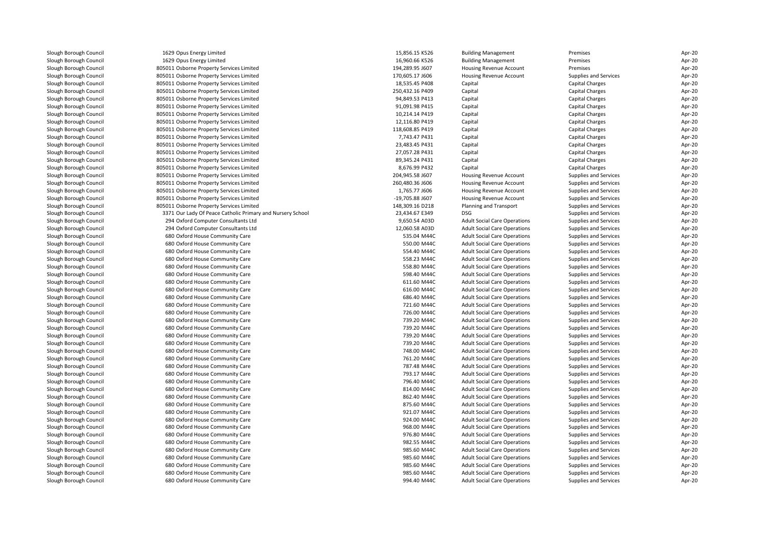| | | | | | | |
|---|---|---|---|---|---|---|
| Slough Borough Council | 1629 Opus Energy Limited | 15,856.15 K526 | Building Management | Premises | Apr-20 |
| Slough Borough Council | 1629 Opus Energy Limited | 16,960.66 K526 | Building Management | Premises | Apr-20 |
| Slough Borough Council | 805011 Osborne Property Services Limited | 194,289.95 J607 | Housing Revenue Account | Premises | Apr-20 |
| Slough Borough Council | 805011 Osborne Property Services Limited | 170,605.17 J606 | Housing Revenue Account | Supplies and Services | Apr-20 |
| Slough Borough Council | 805011 Osborne Property Services Limited | 18,535.45 P408 | Capital | Capital Charges | Apr-20 |
| Slough Borough Council | 805011 Osborne Property Services Limited | 250,432.16 P409 | Capital | Capital Charges | Apr-20 |
| Slough Borough Council | 805011 Osborne Property Services Limited | 94,849.53 P413 | Capital | Capital Charges | Apr-20 |
| Slough Borough Council | 805011 Osborne Property Services Limited | 91,091.98 P415 | Capital | Capital Charges | Apr-20 |
| Slough Borough Council | 805011 Osborne Property Services Limited | 10,214.14 P419 | Capital | Capital Charges | Apr-20 |
| Slough Borough Council | 805011 Osborne Property Services Limited | 12,116.80 P419 | Capital | Capital Charges | Apr-20 |
| Slough Borough Council | 805011 Osborne Property Services Limited | 118,608.85 P419 | Capital | Capital Charges | Apr-20 |
| Slough Borough Council | 805011 Osborne Property Services Limited | 7,743.47 P431 | Capital | Capital Charges | Apr-20 |
| Slough Borough Council | 805011 Osborne Property Services Limited | 23,483.45 P431 | Capital | Capital Charges | Apr-20 |
| Slough Borough Council | 805011 Osborne Property Services Limited | 27,057.28 P431 | Capital | Capital Charges | Apr-20 |
| Slough Borough Council | 805011 Osborne Property Services Limited | 89,345.24 P431 | Capital | Capital Charges | Apr-20 |
| Slough Borough Council | 805011 Osborne Property Services Limited | 8,676.99 P432 | Capital | Capital Charges | Apr-20 |
| Slough Borough Council | 805011 Osborne Property Services Limited | 204,945.58 J607 | Housing Revenue Account | Supplies and Services | Apr-20 |
| Slough Borough Council | 805011 Osborne Property Services Limited | 260,480.36 J606 | Housing Revenue Account | Supplies and Services | Apr-20 |
| Slough Borough Council | 805011 Osborne Property Services Limited | 1,765.77 J606 | Housing Revenue Account | Supplies and Services | Apr-20 |
| Slough Borough Council | 805011 Osborne Property Services Limited | -19,705.88 J607 | Housing Revenue Account | Supplies and Services | Apr-20 |
| Slough Borough Council | 805011 Osborne Property Services Limited | 148,309.16 D218 | Planning and Transport | Supplies and Services | Apr-20 |
| Slough Borough Council | 3371 Our Lady Of Peace Catholic Primary and Nursery School | 23,434.67 E349 | DSG | Supplies and Services | Apr-20 |
| Slough Borough Council | 294 Oxford Computer Consultants Ltd | 9,650.54 A03D | Adult Social Care Operations | Supplies and Services | Apr-20 |
| Slough Borough Council | 294 Oxford Computer Consultants Ltd | 12,060.58 A03D | Adult Social Care Operations | Supplies and Services | Apr-20 |
| Slough Borough Council | 680 Oxford House Community Care | 535.04 M44C | Adult Social Care Operations | Supplies and Services | Apr-20 |
| Slough Borough Council | 680 Oxford House Community Care | 550.00 M44C | Adult Social Care Operations | Supplies and Services | Apr-20 |
| Slough Borough Council | 680 Oxford House Community Care | 554.40 M44C | Adult Social Care Operations | Supplies and Services | Apr-20 |
| Slough Borough Council | 680 Oxford House Community Care | 558.23 M44C | Adult Social Care Operations | Supplies and Services | Apr-20 |
| Slough Borough Council | 680 Oxford House Community Care | 558.80 M44C | Adult Social Care Operations | Supplies and Services | Apr-20 |
| Slough Borough Council | 680 Oxford House Community Care | 598.40 M44C | Adult Social Care Operations | Supplies and Services | Apr-20 |
| Slough Borough Council | 680 Oxford House Community Care | 611.60 M44C | Adult Social Care Operations | Supplies and Services | Apr-20 |
| Slough Borough Council | 680 Oxford House Community Care | 616.00 M44C | Adult Social Care Operations | Supplies and Services | Apr-20 |
| Slough Borough Council | 680 Oxford House Community Care | 686.40 M44C | Adult Social Care Operations | Supplies and Services | Apr-20 |
| Slough Borough Council | 680 Oxford House Community Care | 721.60 M44C | Adult Social Care Operations | Supplies and Services | Apr-20 |
| Slough Borough Council | 680 Oxford House Community Care | 726.00 M44C | Adult Social Care Operations | Supplies and Services | Apr-20 |
| Slough Borough Council | 680 Oxford House Community Care | 739.20 M44C | Adult Social Care Operations | Supplies and Services | Apr-20 |
| Slough Borough Council | 680 Oxford House Community Care | 739.20 M44C | Adult Social Care Operations | Supplies and Services | Apr-20 |
| Slough Borough Council | 680 Oxford House Community Care | 739.20 M44C | Adult Social Care Operations | Supplies and Services | Apr-20 |
| Slough Borough Council | 680 Oxford House Community Care | 739.20 M44C | Adult Social Care Operations | Supplies and Services | Apr-20 |
| Slough Borough Council | 680 Oxford House Community Care | 748.00 M44C | Adult Social Care Operations | Supplies and Services | Apr-20 |
| Slough Borough Council | 680 Oxford House Community Care | 761.20 M44C | Adult Social Care Operations | Supplies and Services | Apr-20 |
| Slough Borough Council | 680 Oxford House Community Care | 787.48 M44C | Adult Social Care Operations | Supplies and Services | Apr-20 |
| Slough Borough Council | 680 Oxford House Community Care | 793.17 M44C | Adult Social Care Operations | Supplies and Services | Apr-20 |
| Slough Borough Council | 680 Oxford House Community Care | 796.40 M44C | Adult Social Care Operations | Supplies and Services | Apr-20 |
| Slough Borough Council | 680 Oxford House Community Care | 814.00 M44C | Adult Social Care Operations | Supplies and Services | Apr-20 |
| Slough Borough Council | 680 Oxford House Community Care | 862.40 M44C | Adult Social Care Operations | Supplies and Services | Apr-20 |
| Slough Borough Council | 680 Oxford House Community Care | 875.60 M44C | Adult Social Care Operations | Supplies and Services | Apr-20 |
| Slough Borough Council | 680 Oxford House Community Care | 921.07 M44C | Adult Social Care Operations | Supplies and Services | Apr-20 |
| Slough Borough Council | 680 Oxford House Community Care | 924.00 M44C | Adult Social Care Operations | Supplies and Services | Apr-20 |
| Slough Borough Council | 680 Oxford House Community Care | 968.00 M44C | Adult Social Care Operations | Supplies and Services | Apr-20 |
| Slough Borough Council | 680 Oxford House Community Care | 976.80 M44C | Adult Social Care Operations | Supplies and Services | Apr-20 |
| Slough Borough Council | 680 Oxford House Community Care | 982.55 M44C | Adult Social Care Operations | Supplies and Services | Apr-20 |
| Slough Borough Council | 680 Oxford House Community Care | 985.60 M44C | Adult Social Care Operations | Supplies and Services | Apr-20 |
| Slough Borough Council | 680 Oxford House Community Care | 985.60 M44C | Adult Social Care Operations | Supplies and Services | Apr-20 |
| Slough Borough Council | 680 Oxford House Community Care | 985.60 M44C | Adult Social Care Operations | Supplies and Services | Apr-20 |
| Slough Borough Council | 680 Oxford House Community Care | 985.60 M44C | Adult Social Care Operations | Supplies and Services | Apr-20 |
| Slough Borough Council | 680 Oxford House Community Care | 994.40 M44C | Adult Social Care Operations | Supplies and Services | Apr-20 |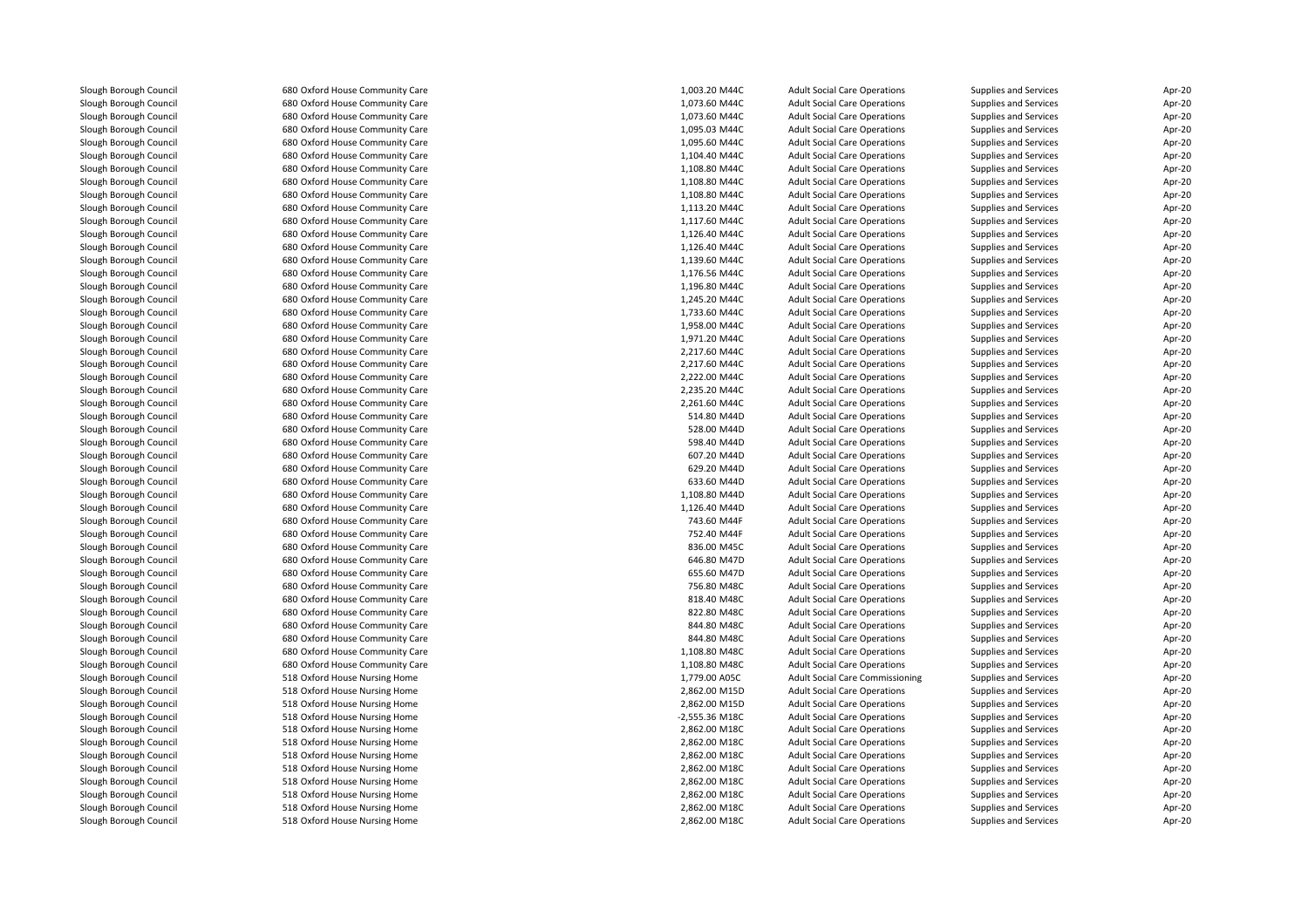| | | | | | | |
|---|---|---|---|---|---|---|
| Slough Borough Council | 680 Oxford House Community Care | 1,003.20 M44C | Adult Social Care Operations | Supplies and Services | Apr-20 |
| Slough Borough Council | 680 Oxford House Community Care | 1,073.60 M44C | Adult Social Care Operations | Supplies and Services | Apr-20 |
| Slough Borough Council | 680 Oxford House Community Care | 1,073.60 M44C | Adult Social Care Operations | Supplies and Services | Apr-20 |
| Slough Borough Council | 680 Oxford House Community Care | 1,095.03 M44C | Adult Social Care Operations | Supplies and Services | Apr-20 |
| Slough Borough Council | 680 Oxford House Community Care | 1,095.60 M44C | Adult Social Care Operations | Supplies and Services | Apr-20 |
| Slough Borough Council | 680 Oxford House Community Care | 1,104.40 M44C | Adult Social Care Operations | Supplies and Services | Apr-20 |
| Slough Borough Council | 680 Oxford House Community Care | 1,108.80 M44C | Adult Social Care Operations | Supplies and Services | Apr-20 |
| Slough Borough Council | 680 Oxford House Community Care | 1,108.80 M44C | Adult Social Care Operations | Supplies and Services | Apr-20 |
| Slough Borough Council | 680 Oxford House Community Care | 1,108.80 M44C | Adult Social Care Operations | Supplies and Services | Apr-20 |
| Slough Borough Council | 680 Oxford House Community Care | 1,113.20 M44C | Adult Social Care Operations | Supplies and Services | Apr-20 |
| Slough Borough Council | 680 Oxford House Community Care | 1,117.60 M44C | Adult Social Care Operations | Supplies and Services | Apr-20 |
| Slough Borough Council | 680 Oxford House Community Care | 1,126.40 M44C | Adult Social Care Operations | Supplies and Services | Apr-20 |
| Slough Borough Council | 680 Oxford House Community Care | 1,126.40 M44C | Adult Social Care Operations | Supplies and Services | Apr-20 |
| Slough Borough Council | 680 Oxford House Community Care | 1,139.60 M44C | Adult Social Care Operations | Supplies and Services | Apr-20 |
| Slough Borough Council | 680 Oxford House Community Care | 1,176.56 M44C | Adult Social Care Operations | Supplies and Services | Apr-20 |
| Slough Borough Council | 680 Oxford House Community Care | 1,196.80 M44C | Adult Social Care Operations | Supplies and Services | Apr-20 |
| Slough Borough Council | 680 Oxford House Community Care | 1,245.20 M44C | Adult Social Care Operations | Supplies and Services | Apr-20 |
| Slough Borough Council | 680 Oxford House Community Care | 1,733.60 M44C | Adult Social Care Operations | Supplies and Services | Apr-20 |
| Slough Borough Council | 680 Oxford House Community Care | 1,958.00 M44C | Adult Social Care Operations | Supplies and Services | Apr-20 |
| Slough Borough Council | 680 Oxford House Community Care | 1,971.20 M44C | Adult Social Care Operations | Supplies and Services | Apr-20 |
| Slough Borough Council | 680 Oxford House Community Care | 2,217.60 M44C | Adult Social Care Operations | Supplies and Services | Apr-20 |
| Slough Borough Council | 680 Oxford House Community Care | 2,217.60 M44C | Adult Social Care Operations | Supplies and Services | Apr-20 |
| Slough Borough Council | 680 Oxford House Community Care | 2,222.00 M44C | Adult Social Care Operations | Supplies and Services | Apr-20 |
| Slough Borough Council | 680 Oxford House Community Care | 2,235.20 M44C | Adult Social Care Operations | Supplies and Services | Apr-20 |
| Slough Borough Council | 680 Oxford House Community Care | 2,261.60 M44C | Adult Social Care Operations | Supplies and Services | Apr-20 |
| Slough Borough Council | 680 Oxford House Community Care | 514.80 M44D | Adult Social Care Operations | Supplies and Services | Apr-20 |
| Slough Borough Council | 680 Oxford House Community Care | 528.00 M44D | Adult Social Care Operations | Supplies and Services | Apr-20 |
| Slough Borough Council | 680 Oxford House Community Care | 598.40 M44D | Adult Social Care Operations | Supplies and Services | Apr-20 |
| Slough Borough Council | 680 Oxford House Community Care | 607.20 M44D | Adult Social Care Operations | Supplies and Services | Apr-20 |
| Slough Borough Council | 680 Oxford House Community Care | 629.20 M44D | Adult Social Care Operations | Supplies and Services | Apr-20 |
| Slough Borough Council | 680 Oxford House Community Care | 633.60 M44D | Adult Social Care Operations | Supplies and Services | Apr-20 |
| Slough Borough Council | 680 Oxford House Community Care | 1,108.80 M44D | Adult Social Care Operations | Supplies and Services | Apr-20 |
| Slough Borough Council | 680 Oxford House Community Care | 1,126.40 M44D | Adult Social Care Operations | Supplies and Services | Apr-20 |
| Slough Borough Council | 680 Oxford House Community Care | 743.60 M44F | Adult Social Care Operations | Supplies and Services | Apr-20 |
| Slough Borough Council | 680 Oxford House Community Care | 752.40 M44F | Adult Social Care Operations | Supplies and Services | Apr-20 |
| Slough Borough Council | 680 Oxford House Community Care | 836.00 M45C | Adult Social Care Operations | Supplies and Services | Apr-20 |
| Slough Borough Council | 680 Oxford House Community Care | 646.80 M47D | Adult Social Care Operations | Supplies and Services | Apr-20 |
| Slough Borough Council | 680 Oxford House Community Care | 655.60 M47D | Adult Social Care Operations | Supplies and Services | Apr-20 |
| Slough Borough Council | 680 Oxford House Community Care | 756.80 M48C | Adult Social Care Operations | Supplies and Services | Apr-20 |
| Slough Borough Council | 680 Oxford House Community Care | 818.40 M48C | Adult Social Care Operations | Supplies and Services | Apr-20 |
| Slough Borough Council | 680 Oxford House Community Care | 822.80 M48C | Adult Social Care Operations | Supplies and Services | Apr-20 |
| Slough Borough Council | 680 Oxford House Community Care | 844.80 M48C | Adult Social Care Operations | Supplies and Services | Apr-20 |
| Slough Borough Council | 680 Oxford House Community Care | 844.80 M48C | Adult Social Care Operations | Supplies and Services | Apr-20 |
| Slough Borough Council | 680 Oxford House Community Care | 1,108.80 M48C | Adult Social Care Operations | Supplies and Services | Apr-20 |
| Slough Borough Council | 680 Oxford House Community Care | 1,108.80 M48C | Adult Social Care Operations | Supplies and Services | Apr-20 |
| Slough Borough Council | 518 Oxford House Nursing Home | 1,779.00 A05C | Adult Social Care Commissioning | Supplies and Services | Apr-20 |
| Slough Borough Council | 518 Oxford House Nursing Home | 2,862.00 M15D | Adult Social Care Operations | Supplies and Services | Apr-20 |
| Slough Borough Council | 518 Oxford House Nursing Home | 2,862.00 M15D | Adult Social Care Operations | Supplies and Services | Apr-20 |
| Slough Borough Council | 518 Oxford House Nursing Home | -2,555.36 M18C | Adult Social Care Operations | Supplies and Services | Apr-20 |
| Slough Borough Council | 518 Oxford House Nursing Home | 2,862.00 M18C | Adult Social Care Operations | Supplies and Services | Apr-20 |
| Slough Borough Council | 518 Oxford House Nursing Home | 2,862.00 M18C | Adult Social Care Operations | Supplies and Services | Apr-20 |
| Slough Borough Council | 518 Oxford House Nursing Home | 2,862.00 M18C | Adult Social Care Operations | Supplies and Services | Apr-20 |
| Slough Borough Council | 518 Oxford House Nursing Home | 2,862.00 M18C | Adult Social Care Operations | Supplies and Services | Apr-20 |
| Slough Borough Council | 518 Oxford House Nursing Home | 2,862.00 M18C | Adult Social Care Operations | Supplies and Services | Apr-20 |
| Slough Borough Council | 518 Oxford House Nursing Home | 2,862.00 M18C | Adult Social Care Operations | Supplies and Services | Apr-20 |
| Slough Borough Council | 518 Oxford House Nursing Home | 2,862.00 M18C | Adult Social Care Operations | Supplies and Services | Apr-20 |
| Slough Borough Council | 518 Oxford House Nursing Home | 2,862.00 M18C | Adult Social Care Operations | Supplies and Services | Apr-20 |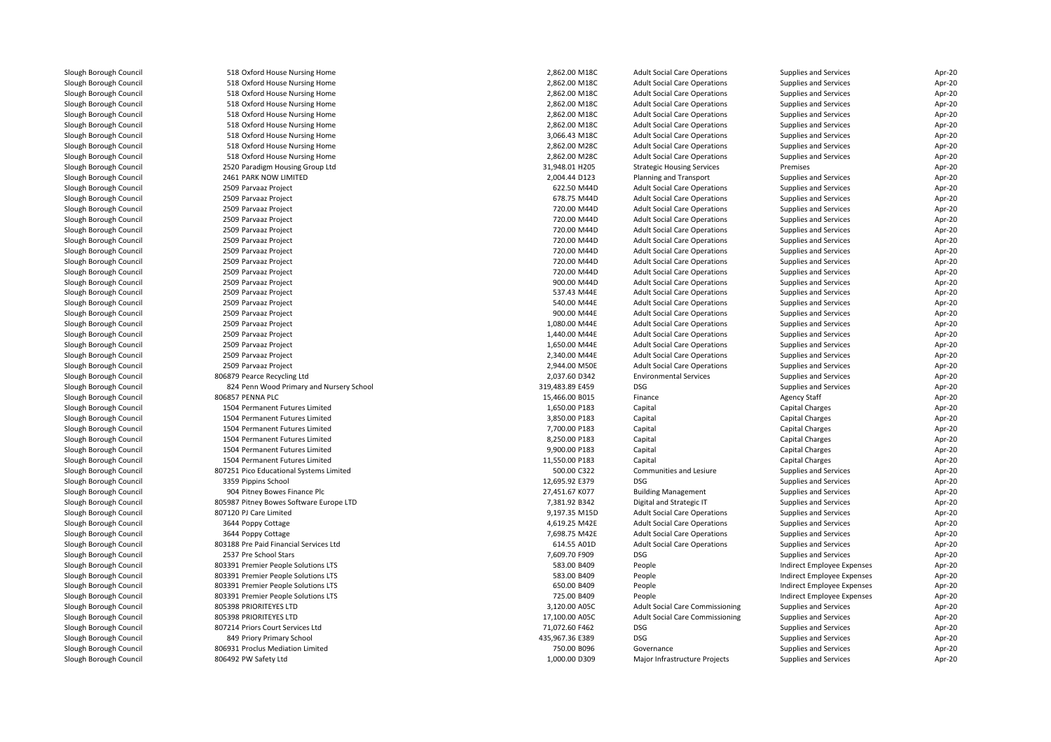| | | | | | | |
|---|---|---|---|---|---|---|
| Slough Borough Council | 518 Oxford House Nursing Home | 2,862.00 M18C | Adult Social Care Operations | Supplies and Services | Apr-20 |
| Slough Borough Council | 518 Oxford House Nursing Home | 2,862.00 M18C | Adult Social Care Operations | Supplies and Services | Apr-20 |
| Slough Borough Council | 518 Oxford House Nursing Home | 2,862.00 M18C | Adult Social Care Operations | Supplies and Services | Apr-20 |
| Slough Borough Council | 518 Oxford House Nursing Home | 2,862.00 M18C | Adult Social Care Operations | Supplies and Services | Apr-20 |
| Slough Borough Council | 518 Oxford House Nursing Home | 2,862.00 M18C | Adult Social Care Operations | Supplies and Services | Apr-20 |
| Slough Borough Council | 518 Oxford House Nursing Home | 2,862.00 M18C | Adult Social Care Operations | Supplies and Services | Apr-20 |
| Slough Borough Council | 518 Oxford House Nursing Home | 3,066.43 M18C | Adult Social Care Operations | Supplies and Services | Apr-20 |
| Slough Borough Council | 518 Oxford House Nursing Home | 2,862.00 M28C | Adult Social Care Operations | Supplies and Services | Apr-20 |
| Slough Borough Council | 518 Oxford House Nursing Home | 2,862.00 M28C | Adult Social Care Operations | Supplies and Services | Apr-20 |
| Slough Borough Council | 2520 Paradigm Housing Group Ltd | 31,948.01 H205 | Strategic Housing Services | Premises | Apr-20 |
| Slough Borough Council | 2461 PARK NOW LIMITED | 2,004.44 D123 | Planning and Transport | Supplies and Services | Apr-20 |
| Slough Borough Council | 2509 Parvaaz Project | 622.50 M44D | Adult Social Care Operations | Supplies and Services | Apr-20 |
| Slough Borough Council | 2509 Parvaaz Project | 678.75 M44D | Adult Social Care Operations | Supplies and Services | Apr-20 |
| Slough Borough Council | 2509 Parvaaz Project | 720.00 M44D | Adult Social Care Operations | Supplies and Services | Apr-20 |
| Slough Borough Council | 2509 Parvaaz Project | 720.00 M44D | Adult Social Care Operations | Supplies and Services | Apr-20 |
| Slough Borough Council | 2509 Parvaaz Project | 720.00 M44D | Adult Social Care Operations | Supplies and Services | Apr-20 |
| Slough Borough Council | 2509 Parvaaz Project | 720.00 M44D | Adult Social Care Operations | Supplies and Services | Apr-20 |
| Slough Borough Council | 2509 Parvaaz Project | 720.00 M44D | Adult Social Care Operations | Supplies and Services | Apr-20 |
| Slough Borough Council | 2509 Parvaaz Project | 720.00 M44D | Adult Social Care Operations | Supplies and Services | Apr-20 |
| Slough Borough Council | 2509 Parvaaz Project | 720.00 M44D | Adult Social Care Operations | Supplies and Services | Apr-20 |
| Slough Borough Council | 2509 Parvaaz Project | 900.00 M44D | Adult Social Care Operations | Supplies and Services | Apr-20 |
| Slough Borough Council | 2509 Parvaaz Project | 537.43 M44E | Adult Social Care Operations | Supplies and Services | Apr-20 |
| Slough Borough Council | 2509 Parvaaz Project | 540.00 M44E | Adult Social Care Operations | Supplies and Services | Apr-20 |
| Slough Borough Council | 2509 Parvaaz Project | 900.00 M44E | Adult Social Care Operations | Supplies and Services | Apr-20 |
| Slough Borough Council | 2509 Parvaaz Project | 1,080.00 M44E | Adult Social Care Operations | Supplies and Services | Apr-20 |
| Slough Borough Council | 2509 Parvaaz Project | 1,440.00 M44E | Adult Social Care Operations | Supplies and Services | Apr-20 |
| Slough Borough Council | 2509 Parvaaz Project | 1,650.00 M44E | Adult Social Care Operations | Supplies and Services | Apr-20 |
| Slough Borough Council | 2509 Parvaaz Project | 2,340.00 M44E | Adult Social Care Operations | Supplies and Services | Apr-20 |
| Slough Borough Council | 2509 Parvaaz Project | 2,944.00 M50E | Adult Social Care Operations | Supplies and Services | Apr-20 |
| Slough Borough Council | 806879 Pearce Recycling Ltd | 2,037.60 D342 | Environmental Services | Supplies and Services | Apr-20 |
| Slough Borough Council | 824 Penn Wood Primary and Nursery School | 319,483.89 E459 | DSG | Supplies and Services | Apr-20 |
| Slough Borough Council | 806857 PENNA PLC | 15,466.00 B015 | Finance | Agency Staff | Apr-20 |
| Slough Borough Council | 1504 Permanent Futures Limited | 1,650.00 P183 | Capital | Capital Charges | Apr-20 |
| Slough Borough Council | 1504 Permanent Futures Limited | 3,850.00 P183 | Capital | Capital Charges | Apr-20 |
| Slough Borough Council | 1504 Permanent Futures Limited | 7,700.00 P183 | Capital | Capital Charges | Apr-20 |
| Slough Borough Council | 1504 Permanent Futures Limited | 8,250.00 P183 | Capital | Capital Charges | Apr-20 |
| Slough Borough Council | 1504 Permanent Futures Limited | 9,900.00 P183 | Capital | Capital Charges | Apr-20 |
| Slough Borough Council | 1504 Permanent Futures Limited | 11,550.00 P183 | Capital | Capital Charges | Apr-20 |
| Slough Borough Council | 807251 Pico Educational Systems Limited | 500.00 C322 | Communities and Lesiure | Supplies and Services | Apr-20 |
| Slough Borough Council | 3359 Pippins School | 12,695.92 E379 | DSG | Supplies and Services | Apr-20 |
| Slough Borough Council | 904 Pitney Bowes Finance Plc | 27,451.67 K077 | Building Management | Supplies and Services | Apr-20 |
| Slough Borough Council | 805987 Pitney Bowes Software Europe LTD | 7,381.92 B342 | Digital and Strategic IT | Supplies and Services | Apr-20 |
| Slough Borough Council | 807120 PJ Care Limited | 9,197.35 M15D | Adult Social Care Operations | Supplies and Services | Apr-20 |
| Slough Borough Council | 3644 Poppy Cottage | 4,619.25 M42E | Adult Social Care Operations | Supplies and Services | Apr-20 |
| Slough Borough Council | 3644 Poppy Cottage | 7,698.75 M42E | Adult Social Care Operations | Supplies and Services | Apr-20 |
| Slough Borough Council | 803188 Pre Paid Financial Services Ltd | 614.55 A01D | Adult Social Care Operations | Supplies and Services | Apr-20 |
| Slough Borough Council | 2537 Pre School Stars | 7,609.70 F909 | DSG | Supplies and Services | Apr-20 |
| Slough Borough Council | 803391 Premier People Solutions LTS | 583.00 B409 | People | Indirect Employee Expenses | Apr-20 |
| Slough Borough Council | 803391 Premier People Solutions LTS | 583.00 B409 | People | Indirect Employee Expenses | Apr-20 |
| Slough Borough Council | 803391 Premier People Solutions LTS | 650.00 B409 | People | Indirect Employee Expenses | Apr-20 |
| Slough Borough Council | 803391 Premier People Solutions LTS | 725.00 B409 | People | Indirect Employee Expenses | Apr-20 |
| Slough Borough Council | 805398 PRIORITEYES LTD | 3,120.00 A05C | Adult Social Care Commissioning | Supplies and Services | Apr-20 |
| Slough Borough Council | 805398 PRIORITEYES LTD | 17,100.00 A05C | Adult Social Care Commissioning | Supplies and Services | Apr-20 |
| Slough Borough Council | 807214 Priors Court Services Ltd | 71,072.60 F462 | DSG | Supplies and Services | Apr-20 |
| Slough Borough Council | 849 Priory Primary School | 435,967.36 E389 | DSG | Supplies and Services | Apr-20 |
| Slough Borough Council | 806931 Proclus Mediation Limited | 750.00 B096 | Governance | Supplies and Services | Apr-20 |
| Slough Borough Council | 806492 PW Safety Ltd | 1,000.00 D309 | Major Infrastructure Projects | Supplies and Services | Apr-20 |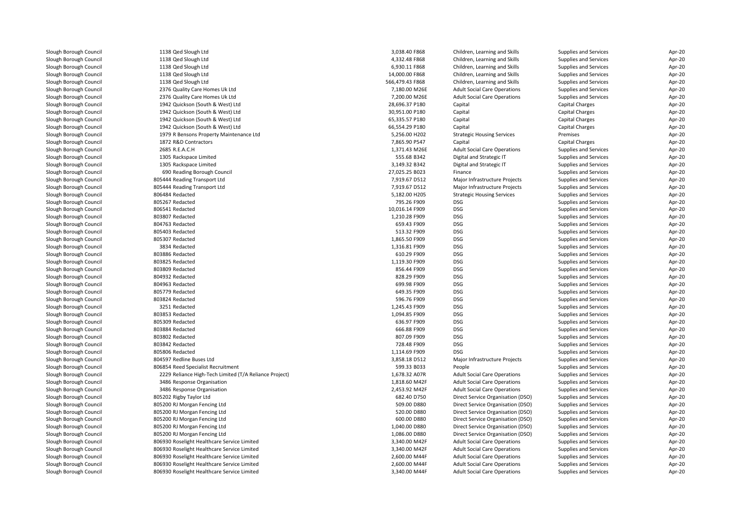| | | | | | | |
|---|---|---|---|---|---|---|
| Slough Borough Council | 1138 Qed Slough Ltd | 3,038.40 F868 | Children, Learning and Skills | Supplies and Services | Apr-20 |
| Slough Borough Council | 1138 Qed Slough Ltd | 4,332.48 F868 | Children, Learning and Skills | Supplies and Services | Apr-20 |
| Slough Borough Council | 1138 Qed Slough Ltd | 6,930.11 F868 | Children, Learning and Skills | Supplies and Services | Apr-20 |
| Slough Borough Council | 1138 Qed Slough Ltd | 14,000.00 F868 | Children, Learning and Skills | Supplies and Services | Apr-20 |
| Slough Borough Council | 1138 Qed Slough Ltd | 566,479.43 F868 | Children, Learning and Skills | Supplies and Services | Apr-20 |
| Slough Borough Council | 2376 Quality Care Homes Uk Ltd | 7,180.00 M26E | Adult Social Care Operations | Supplies and Services | Apr-20 |
| Slough Borough Council | 2376 Quality Care Homes Uk Ltd | 7,200.00 M26E | Adult Social Care Operations | Supplies and Services | Apr-20 |
| Slough Borough Council | 1942 Quickson (South & West) Ltd | 28,696.37 P180 | Capital | Capital Charges | Apr-20 |
| Slough Borough Council | 1942 Quickson (South & West) Ltd | 30,951.00 P180 | Capital | Capital Charges | Apr-20 |
| Slough Borough Council | 1942 Quickson (South & West) Ltd | 65,335.57 P180 | Capital | Capital Charges | Apr-20 |
| Slough Borough Council | 1942 Quickson (South & West) Ltd | 66,554.29 P180 | Capital | Capital Charges | Apr-20 |
| Slough Borough Council | 1979 R Bensons Property Maintenance Ltd | 5,256.00 H202 | Strategic Housing Services | Premises | Apr-20 |
| Slough Borough Council | 1872 R&D Contractors | 7,865.90 P547 | Capital | Capital Charges | Apr-20 |
| Slough Borough Council | 2685 R.E.A.C.H | 1,371.43 M26E | Adult Social Care Operations | Supplies and Services | Apr-20 |
| Slough Borough Council | 1305 Rackspace Limited | 555.68 B342 | Digital and Strategic IT | Supplies and Services | Apr-20 |
| Slough Borough Council | 1305 Rackspace Limited | 3,149.32 B342 | Digital and Strategic IT | Supplies and Services | Apr-20 |
| Slough Borough Council | 690 Reading Borough Council | 27,025.25 B023 | Finance | Supplies and Services | Apr-20 |
| Slough Borough Council | 805444 Reading Transport Ltd | 7,919.67 D512 | Major Infrastructure Projects | Supplies and Services | Apr-20 |
| Slough Borough Council | 805444 Reading Transport Ltd | 7,919.67 D512 | Major Infrastructure Projects | Supplies and Services | Apr-20 |
| Slough Borough Council | 806484 Redacted | 5,182.00 H205 | Strategic Housing Services | Supplies and Services | Apr-20 |
| Slough Borough Council | 805267 Redacted | 795.26 F909 | DSG | Supplies and Services | Apr-20 |
| Slough Borough Council | 806541 Redacted | 10,016.14 F909 | DSG | Supplies and Services | Apr-20 |
| Slough Borough Council | 803807 Redacted | 1,210.28 F909 | DSG | Supplies and Services | Apr-20 |
| Slough Borough Council | 804763 Redacted | 659.43 F909 | DSG | Supplies and Services | Apr-20 |
| Slough Borough Council | 805403 Redacted | 513.32 F909 | DSG | Supplies and Services | Apr-20 |
| Slough Borough Council | 805307 Redacted | 1,865.50 F909 | DSG | Supplies and Services | Apr-20 |
| Slough Borough Council | 3834 Redacted | 1,316.81 F909 | DSG | Supplies and Services | Apr-20 |
| Slough Borough Council | 803886 Redacted | 610.29 F909 | DSG | Supplies and Services | Apr-20 |
| Slough Borough Council | 803825 Redacted | 1,119.30 F909 | DSG | Supplies and Services | Apr-20 |
| Slough Borough Council | 803809 Redacted | 856.44 F909 | DSG | Supplies and Services | Apr-20 |
| Slough Borough Council | 804932 Redacted | 828.29 F909 | DSG | Supplies and Services | Apr-20 |
| Slough Borough Council | 804963 Redacted | 699.98 F909 | DSG | Supplies and Services | Apr-20 |
| Slough Borough Council | 805779 Redacted | 649.35 F909 | DSG | Supplies and Services | Apr-20 |
| Slough Borough Council | 803824 Redacted | 596.76 F909 | DSG | Supplies and Services | Apr-20 |
| Slough Borough Council | 3251 Redacted | 1,245.43 F909 | DSG | Supplies and Services | Apr-20 |
| Slough Borough Council | 803853 Redacted | 1,094.85 F909 | DSG | Supplies and Services | Apr-20 |
| Slough Borough Council | 805309 Redacted | 636.97 F909 | DSG | Supplies and Services | Apr-20 |
| Slough Borough Council | 803884 Redacted | 666.88 F909 | DSG | Supplies and Services | Apr-20 |
| Slough Borough Council | 803802 Redacted | 807.09 F909 | DSG | Supplies and Services | Apr-20 |
| Slough Borough Council | 803842 Redacted | 728.48 F909 | DSG | Supplies and Services | Apr-20 |
| Slough Borough Council | 805806 Redacted | 1,114.69 F909 | DSG | Supplies and Services | Apr-20 |
| Slough Borough Council | 804597 Redline Buses Ltd | 3,858.18 D512 | Major Infrastructure Projects | Supplies and Services | Apr-20 |
| Slough Borough Council | 806854 Reed Specialist Recruitment | 599.33 B033 | People | Supplies and Services | Apr-20 |
| Slough Borough Council | 2229 Reliance High-Tech Limited (T/A Reliance Project) | 1,678.32 A07R | Adult Social Care Operations | Supplies and Services | Apr-20 |
| Slough Borough Council | 3486 Response Organisation | 1,818.60 M42F | Adult Social Care Operations | Supplies and Services | Apr-20 |
| Slough Borough Council | 3486 Response Organisation | 2,453.92 M42F | Adult Social Care Operations | Supplies and Services | Apr-20 |
| Slough Borough Council | 805202 Rigby Taylor Ltd | 682.40 D750 | Direct Service Organisation (DSO) | Supplies and Services | Apr-20 |
| Slough Borough Council | 805200 RJ Morgan Fencing Ltd | 509.00 D880 | Direct Service Organisation (DSO) | Supplies and Services | Apr-20 |
| Slough Borough Council | 805200 RJ Morgan Fencing Ltd | 520.00 D880 | Direct Service Organisation (DSO) | Supplies and Services | Apr-20 |
| Slough Borough Council | 805200 RJ Morgan Fencing Ltd | 600.00 D880 | Direct Service Organisation (DSO) | Supplies and Services | Apr-20 |
| Slough Borough Council | 805200 RJ Morgan Fencing Ltd | 1,040.00 D880 | Direct Service Organisation (DSO) | Supplies and Services | Apr-20 |
| Slough Borough Council | 805200 RJ Morgan Fencing Ltd | 1,086.00 D880 | Direct Service Organisation (DSO) | Supplies and Services | Apr-20 |
| Slough Borough Council | 806930 Roselight Healthcare Service Limited | 3,340.00 M42F | Adult Social Care Operations | Supplies and Services | Apr-20 |
| Slough Borough Council | 806930 Roselight Healthcare Service Limited | 3,340.00 M42F | Adult Social Care Operations | Supplies and Services | Apr-20 |
| Slough Borough Council | 806930 Roselight Healthcare Service Limited | 2,600.00 M44F | Adult Social Care Operations | Supplies and Services | Apr-20 |
| Slough Borough Council | 806930 Roselight Healthcare Service Limited | 2,600.00 M44F | Adult Social Care Operations | Supplies and Services | Apr-20 |
| Slough Borough Council | 806930 Roselight Healthcare Service Limited | 3,340.00 M44F | Adult Social Care Operations | Supplies and Services | Apr-20 |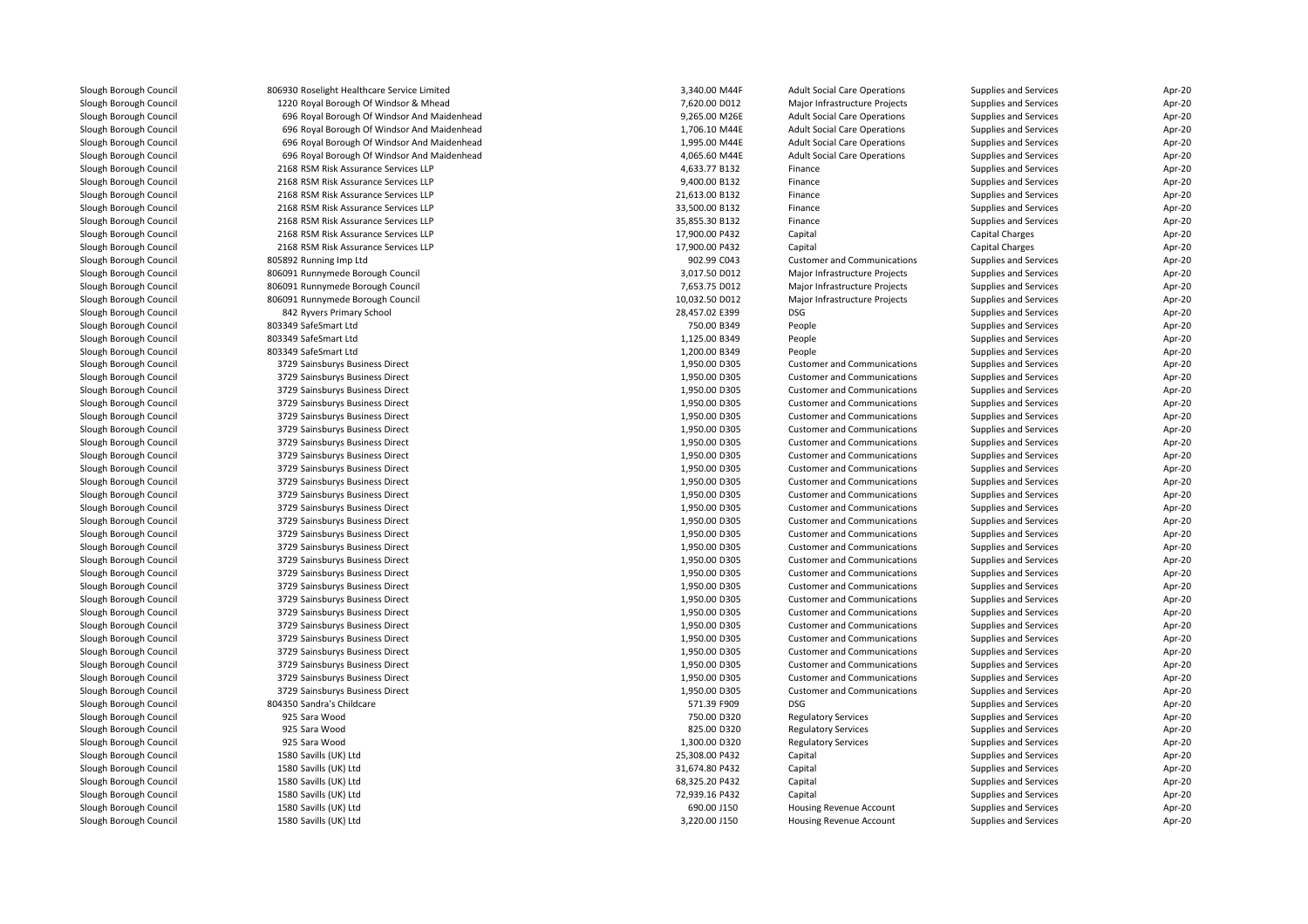| | | | | | | |
|---|---|---|---|---|---|---|
| Slough Borough Council | 806930 Roselight Healthcare Service Limited | 3,340.00 M44F | Adult Social Care Operations | Supplies and Services | Apr-20 |
| Slough Borough Council | 1220 Royal Borough Of Windsor & Mhead | 7,620.00 D012 | Major Infrastructure Projects | Supplies and Services | Apr-20 |
| Slough Borough Council | 696 Royal Borough Of Windsor And Maidenhead | 9,265.00 M26E | Adult Social Care Operations | Supplies and Services | Apr-20 |
| Slough Borough Council | 696 Royal Borough Of Windsor And Maidenhead | 1,706.10 M44E | Adult Social Care Operations | Supplies and Services | Apr-20 |
| Slough Borough Council | 696 Royal Borough Of Windsor And Maidenhead | 1,995.00 M44E | Adult Social Care Operations | Supplies and Services | Apr-20 |
| Slough Borough Council | 696 Royal Borough Of Windsor And Maidenhead | 4,065.60 M44E | Adult Social Care Operations | Supplies and Services | Apr-20 |
| Slough Borough Council | 2168 RSM Risk Assurance Services LLP | 4,633.77 B132 | Finance | Supplies and Services | Apr-20 |
| Slough Borough Council | 2168 RSM Risk Assurance Services LLP | 9,400.00 B132 | Finance | Supplies and Services | Apr-20 |
| Slough Borough Council | 2168 RSM Risk Assurance Services LLP | 21,613.00 B132 | Finance | Supplies and Services | Apr-20 |
| Slough Borough Council | 2168 RSM Risk Assurance Services LLP | 33,500.00 B132 | Finance | Supplies and Services | Apr-20 |
| Slough Borough Council | 2168 RSM Risk Assurance Services LLP | 35,855.30 B132 | Finance | Supplies and Services | Apr-20 |
| Slough Borough Council | 2168 RSM Risk Assurance Services LLP | 17,900.00 P432 | Capital | Capital Charges | Apr-20 |
| Slough Borough Council | 2168 RSM Risk Assurance Services LLP | 17,900.00 P432 | Capital | Capital Charges | Apr-20 |
| Slough Borough Council | 805892 Running Imp Ltd | 902.99 C043 | Customer and Communications | Supplies and Services | Apr-20 |
| Slough Borough Council | 806091 Runnymede Borough Council | 3,017.50 D012 | Major Infrastructure Projects | Supplies and Services | Apr-20 |
| Slough Borough Council | 806091 Runnymede Borough Council | 7,653.75 D012 | Major Infrastructure Projects | Supplies and Services | Apr-20 |
| Slough Borough Council | 806091 Runnymede Borough Council | 10,032.50 D012 | Major Infrastructure Projects | Supplies and Services | Apr-20 |
| Slough Borough Council | 842 Ryvers Primary School | 28,457.02 E399 | DSG | Supplies and Services | Apr-20 |
| Slough Borough Council | 803349 SafeSmart Ltd | 750.00 B349 | People | Supplies and Services | Apr-20 |
| Slough Borough Council | 803349 SafeSmart Ltd | 1,125.00 B349 | People | Supplies and Services | Apr-20 |
| Slough Borough Council | 803349 SafeSmart Ltd | 1,200.00 B349 | People | Supplies and Services | Apr-20 |
| Slough Borough Council | 3729 Sainsburys Business Direct | 1,950.00 D305 | Customer and Communications | Supplies and Services | Apr-20 |
| Slough Borough Council | 3729 Sainsburys Business Direct | 1,950.00 D305 | Customer and Communications | Supplies and Services | Apr-20 |
| Slough Borough Council | 3729 Sainsburys Business Direct | 1,950.00 D305 | Customer and Communications | Supplies and Services | Apr-20 |
| Slough Borough Council | 3729 Sainsburys Business Direct | 1,950.00 D305 | Customer and Communications | Supplies and Services | Apr-20 |
| Slough Borough Council | 3729 Sainsburys Business Direct | 1,950.00 D305 | Customer and Communications | Supplies and Services | Apr-20 |
| Slough Borough Council | 3729 Sainsburys Business Direct | 1,950.00 D305 | Customer and Communications | Supplies and Services | Apr-20 |
| Slough Borough Council | 3729 Sainsburys Business Direct | 1,950.00 D305 | Customer and Communications | Supplies and Services | Apr-20 |
| Slough Borough Council | 3729 Sainsburys Business Direct | 1,950.00 D305 | Customer and Communications | Supplies and Services | Apr-20 |
| Slough Borough Council | 3729 Sainsburys Business Direct | 1,950.00 D305 | Customer and Communications | Supplies and Services | Apr-20 |
| Slough Borough Council | 3729 Sainsburys Business Direct | 1,950.00 D305 | Customer and Communications | Supplies and Services | Apr-20 |
| Slough Borough Council | 3729 Sainsburys Business Direct | 1,950.00 D305 | Customer and Communications | Supplies and Services | Apr-20 |
| Slough Borough Council | 3729 Sainsburys Business Direct | 1,950.00 D305 | Customer and Communications | Supplies and Services | Apr-20 |
| Slough Borough Council | 3729 Sainsburys Business Direct | 1,950.00 D305 | Customer and Communications | Supplies and Services | Apr-20 |
| Slough Borough Council | 3729 Sainsburys Business Direct | 1,950.00 D305 | Customer and Communications | Supplies and Services | Apr-20 |
| Slough Borough Council | 3729 Sainsburys Business Direct | 1,950.00 D305 | Customer and Communications | Supplies and Services | Apr-20 |
| Slough Borough Council | 3729 Sainsburys Business Direct | 1,950.00 D305 | Customer and Communications | Supplies and Services | Apr-20 |
| Slough Borough Council | 3729 Sainsburys Business Direct | 1,950.00 D305 | Customer and Communications | Supplies and Services | Apr-20 |
| Slough Borough Council | 3729 Sainsburys Business Direct | 1,950.00 D305 | Customer and Communications | Supplies and Services | Apr-20 |
| Slough Borough Council | 3729 Sainsburys Business Direct | 1,950.00 D305 | Customer and Communications | Supplies and Services | Apr-20 |
| Slough Borough Council | 3729 Sainsburys Business Direct | 1,950.00 D305 | Customer and Communications | Supplies and Services | Apr-20 |
| Slough Borough Council | 3729 Sainsburys Business Direct | 1,950.00 D305 | Customer and Communications | Supplies and Services | Apr-20 |
| Slough Borough Council | 3729 Sainsburys Business Direct | 1,950.00 D305 | Customer and Communications | Supplies and Services | Apr-20 |
| Slough Borough Council | 3729 Sainsburys Business Direct | 1,950.00 D305 | Customer and Communications | Supplies and Services | Apr-20 |
| Slough Borough Council | 3729 Sainsburys Business Direct | 1,950.00 D305 | Customer and Communications | Supplies and Services | Apr-20 |
| Slough Borough Council | 804350 Sandra's Childcare | 571.39 F909 | DSG | Supplies and Services | Apr-20 |
| Slough Borough Council | 925 Sara Wood | 750.00 D320 | Regulatory Services | Supplies and Services | Apr-20 |
| Slough Borough Council | 925 Sara Wood | 825.00 D320 | Regulatory Services | Supplies and Services | Apr-20 |
| Slough Borough Council | 925 Sara Wood | 1,300.00 D320 | Regulatory Services | Supplies and Services | Apr-20 |
| Slough Borough Council | 1580 Savills (UK) Ltd | 25,308.00 P432 | Capital | Supplies and Services | Apr-20 |
| Slough Borough Council | 1580 Savills (UK) Ltd | 31,674.80 P432 | Capital | Supplies and Services | Apr-20 |
| Slough Borough Council | 1580 Savills (UK) Ltd | 68,325.20 P432 | Capital | Supplies and Services | Apr-20 |
| Slough Borough Council | 1580 Savills (UK) Ltd | 72,939.16 P432 | Capital | Supplies and Services | Apr-20 |
| Slough Borough Council | 1580 Savills (UK) Ltd | 690.00 J150 | Housing Revenue Account | Supplies and Services | Apr-20 |
| Slough Borough Council | 1580 Savills (UK) Ltd | 3,220.00 J150 | Housing Revenue Account | Supplies and Services | Apr-20 |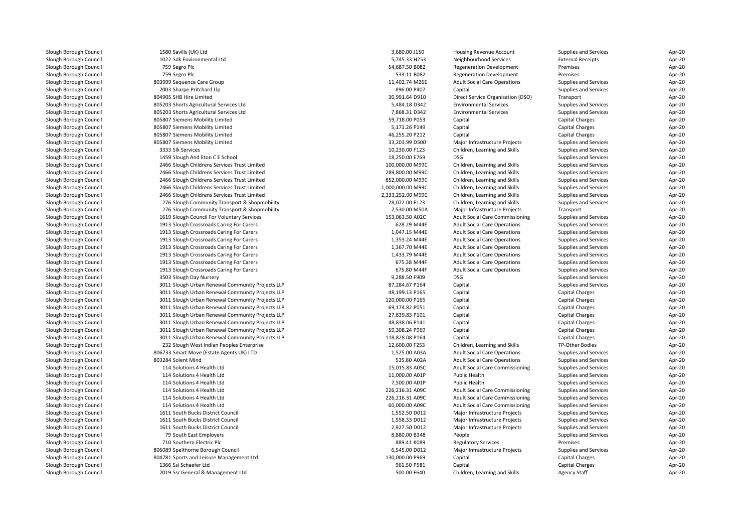| | | | | | | |
|---|---|---|---|---|---|---|
| Slough Borough Council | 1580 Savills (UK) Ltd | 3,680.00 J150 | Housing Revenue Account | Supplies and Services | Apr-20 |
| Slough Borough Council | 1022 Sdk Environmental Ltd | 5,745.33 H253 | Neighbourhood Services | External Receipts | Apr-20 |
| Slough Borough Council | 759 Segro Plc | 54,687.50 B082 | Regeneration Development | Premises | Apr-20 |
| Slough Borough Council | 759 Segro Plc | 533.11 B082 | Regeneration Development | Premises | Apr-20 |
| Slough Borough Council | 803999 Sequence Care Group | 11,402.74 M26E | Adult Social Care Operations | Supplies and Services | Apr-20 |
| Slough Borough Council | 2003 Sharpe Pritchard Llp | 896.00 P407 | Capital | Supplies and Services | Apr-20 |
| Slough Borough Council | 804905 SHB Hire Limited | 30,991.64 D910 | Direct Service Organisation (DSO) | Transport | Apr-20 |
| Slough Borough Council | 805203 Shorts Agricultural Services Ltd | 5,484.18 D342 | Environmental Services | Supplies and Services | Apr-20 |
| Slough Borough Council | 805203 Shorts Agricultural Services Ltd | 7,868.31 D342 | Environmental Services | Supplies and Services | Apr-20 |
| Slough Borough Council | 805807 Siemens Mobility Limited | 59,718.00 P053 | Capital | Capital Charges | Apr-20 |
| Slough Borough Council | 805807 Siemens Mobility Limited | 5,171.26 P149 | Capital | Capital Charges | Apr-20 |
| Slough Borough Council | 805807 Siemens Mobility Limited | 46,255.20 P212 | Capital | Capital Charges | Apr-20 |
| Slough Borough Council | 805807 Siemens Mobility Limited | 33,203.99 D500 | Major Infrastructure Projects | Supplies and Services | Apr-20 |
| Slough Borough Council | 3333 Slk Services | 10,230.00 F123 | Children, Learning and Skills | Supplies and Services | Apr-20 |
| Slough Borough Council | 1459 Slough And Eton C E School | 18,250.00 E769 | DSG | Supplies and Services | Apr-20 |
| Slough Borough Council | 2466 Slough Childrens Services Trust Limited | 100,000.00 M99C | Children, Learning and Skills | Supplies and Services | Apr-20 |
| Slough Borough Council | 2466 Slough Childrens Services Trust Limited | 289,800.00 M99C | Children, Learning and Skills | Supplies and Services | Apr-20 |
| Slough Borough Council | 2466 Slough Childrens Services Trust Limited | 852,000.00 M99C | Children, Learning and Skills | Supplies and Services | Apr-20 |
| Slough Borough Council | 2466 Slough Childrens Services Trust Limited | 1,000,000.00 M99C | Children, Learning and Skills | Supplies and Services | Apr-20 |
| Slough Borough Council | 2466 Slough Childrens Services Trust Limited | 2,333,252.00 M99C | Children, Learning and Skills | Supplies and Services | Apr-20 |
| Slough Borough Council | 276 Slough Community Transport & Shopmobility | 28,072.00 F123 | Children, Learning and Skills | Supplies and Services | Apr-20 |
| Slough Borough Council | 276 Slough Community Transport & Shopmobility | 2,530.00 M50A | Major Infrastructure Projects | Transport | Apr-20 |
| Slough Borough Council | 1619 Slough Council For Voluntary Services | 153,063.50 A02C | Adult Social Care Commissioning | Supplies and Services | Apr-20 |
| Slough Borough Council | 1913 Slough Crossroads Caring For Carers | 628.29 M44E | Adult Social Care Operations | Supplies and Services | Apr-20 |
| Slough Borough Council | 1913 Slough Crossroads Caring For Carers | 1,047.15 M44E | Adult Social Care Operations | Supplies and Services | Apr-20 |
| Slough Borough Council | 1913 Slough Crossroads Caring For Carers | 1,353.24 M44E | Adult Social Care Operations | Supplies and Services | Apr-20 |
| Slough Borough Council | 1913 Slough Crossroads Caring For Carers | 1,367.70 M44E | Adult Social Care Operations | Supplies and Services | Apr-20 |
| Slough Borough Council | 1913 Slough Crossroads Caring For Carers | 1,433.79 M44E | Adult Social Care Operations | Supplies and Services | Apr-20 |
| Slough Borough Council | 1913 Slough Crossroads Caring For Carers | 675.38 M44F | Adult Social Care Operations | Supplies and Services | Apr-20 |
| Slough Borough Council | 1913 Slough Crossroads Caring For Carers | 675.80 M44F | Adult Social Care Operations | Supplies and Services | Apr-20 |
| Slough Borough Council | 3503 Slough Day Nursery | 9,288.50 F909 | DSG | Supplies and Services | Apr-20 |
| Slough Borough Council | 3011 Slough Urban Renewal Community Projects LLP | 87,284.67 P164 | Capital | Supplies and Services | Apr-20 |
| Slough Borough Council | 3011 Slough Urban Renewal Community Projects LLP | 48,199.13 P165 | Capital | Capital Charges | Apr-20 |
| Slough Borough Council | 3011 Slough Urban Renewal Community Projects LLP | 120,000.00 P165 | Capital | Capital Charges | Apr-20 |
| Slough Borough Council | 3011 Slough Urban Renewal Community Projects LLP | 69,174.82 P051 | Capital | Capital Charges | Apr-20 |
| Slough Borough Council | 3011 Slough Urban Renewal Community Projects LLP | 27,839.83 P101 | Capital | Capital Charges | Apr-20 |
| Slough Borough Council | 3011 Slough Urban Renewal Community Projects LLP | 48,838.06 P141 | Capital | Capital Charges | Apr-20 |
| Slough Borough Council | 3011 Slough Urban Renewal Community Projects LLP | 59,308.24 P969 | Capital | Capital Charges | Apr-20 |
| Slough Borough Council | 3011 Slough Urban Renewal Community Projects LLP | 118,828.08 P164 | Capital | Capital Charges | Apr-20 |
| Slough Borough Council | 232 Slough West Indian Peoples Enterprise | 12,600.00 F253 | Children, Learning and Skills | TP-Other Bodies | Apr-20 |
| Slough Borough Council | 806733 Smart Move (Estate Agents UK) LTD | 1,525.00 A03A | Adult Social Care Operations | Supplies and Services | Apr-20 |
| Slough Borough Council | 803284 Solent Mind | 535.80 A02A | Adult Social Care Operations | Supplies and Services | Apr-20 |
| Slough Borough Council | 114 Solutions 4 Health Ltd | 15,015.83 A05C | Adult Social Care Commissioning | Supplies and Services | Apr-20 |
| Slough Borough Council | 114 Solutions 4 Health Ltd | 11,000.00 A01P | Public Health | Supplies and Services | Apr-20 |
| Slough Borough Council | 114 Solutions 4 Health Ltd | 7,500.00 A01P | Public Health | Supplies and Services | Apr-20 |
| Slough Borough Council | 114 Solutions 4 Health Ltd | 226,216.31 A09C | Adult Social Care Commissioning | Supplies and Services | Apr-20 |
| Slough Borough Council | 114 Solutions 4 Health Ltd | 226,216.31 A09C | Adult Social Care Commissioning | Supplies and Services | Apr-20 |
| Slough Borough Council | 114 Solutions 4 Health Ltd | 60,000.00 A09C | Adult Social Care Commissioning | Supplies and Services | Apr-20 |
| Slough Borough Council | 1611 South Bucks District Council | 1,552.50 D012 | Major Infrastructure Projects | Supplies and Services | Apr-20 |
| Slough Borough Council | 1611 South Bucks District Council | 1,558.33 D012 | Major Infrastructure Projects | Supplies and Services | Apr-20 |
| Slough Borough Council | 1611 South Bucks District Council | 2,927.50 D012 | Major Infrastructure Projects | Supplies and Services | Apr-20 |
| Slough Borough Council | 79 South East Employers | 8,880.00 B348 | People | Supplies and Services | Apr-20 |
| Slough Borough Council | 710 Southern Electric Plc | 889.41 K089 | Regulatory Services | Premises | Apr-20 |
| Slough Borough Council | 806089 Spelthorne Borough Council | 6,545.00 D012 | Major Infrastructure Projects | Supplies and Services | Apr-20 |
| Slough Borough Council | 804781 Sports and Leisure Management Ltd | 130,000.00 P969 | Capital | Capital Charges | Apr-20 |
| Slough Borough Council | 1366 Ssi Schaefer Ltd | 961.50 P581 | Capital | Capital Charges | Apr-20 |
| Slough Borough Council | 2019 Ssr General & Management Ltd | 500.00 F640 | Children, Learning and Skills | Agency Staff | Apr-20 |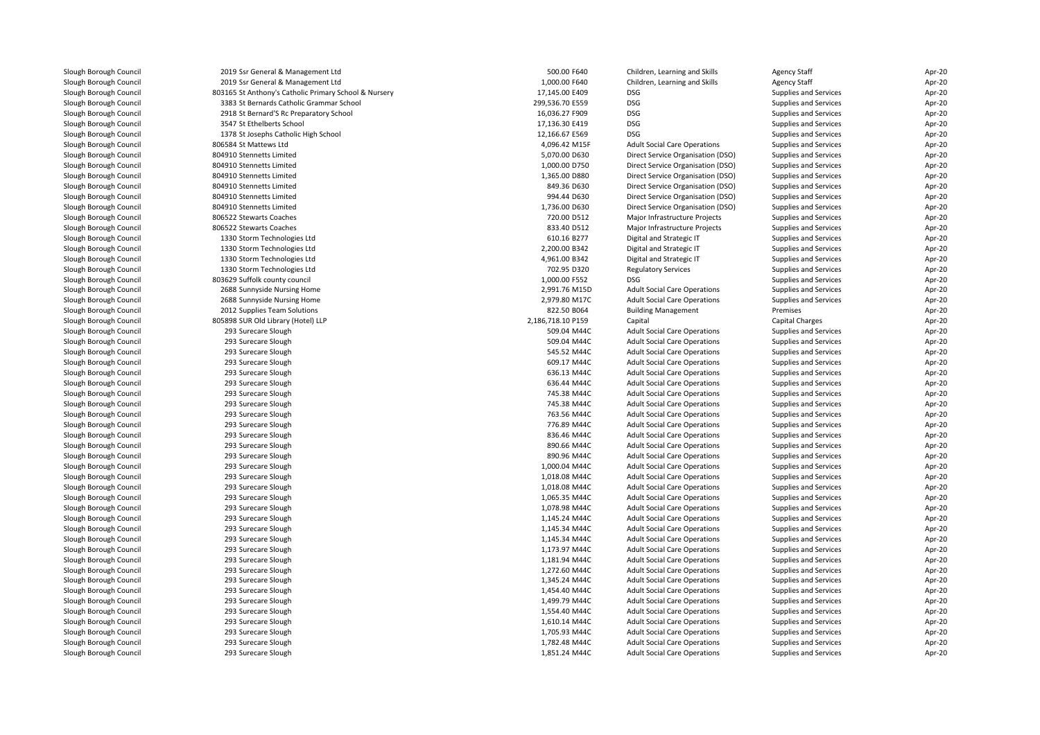| | | | | | | |
|---|---|---|---|---|---|---|
| Slough Borough Council | 2019 Ssr General & Management Ltd | 500.00 F640 | Children, Learning and Skills | Agency Staff | Apr-20 |
| Slough Borough Council | 2019 Ssr General & Management Ltd | 1,000.00 F640 | Children, Learning and Skills | Agency Staff | Apr-20 |
| Slough Borough Council | 803165 St Anthony's Catholic Primary School & Nursery | 17,145.00 E409 | DSG | Supplies and Services | Apr-20 |
| Slough Borough Council | 3383 St Bernards Catholic Grammar School | 299,536.70 E559 | DSG | Supplies and Services | Apr-20 |
| Slough Borough Council | 2918 St Bernard'S Rc Preparatory School | 16,036.27 F909 | DSG | Supplies and Services | Apr-20 |
| Slough Borough Council | 3547 St Ethelberts School | 17,136.30 E419 | DSG | Supplies and Services | Apr-20 |
| Slough Borough Council | 1378 St Josephs Catholic High School | 12,166.67 E569 | DSG | Supplies and Services | Apr-20 |
| Slough Borough Council | 806584 St Mattews Ltd | 4,096.42 M15F | Adult Social Care Operations | Supplies and Services | Apr-20 |
| Slough Borough Council | 804910 Stennetts Limited | 5,070.00 D630 | Direct Service Organisation (DSO) | Supplies and Services | Apr-20 |
| Slough Borough Council | 804910 Stennetts Limited | 1,000.00 D750 | Direct Service Organisation (DSO) | Supplies and Services | Apr-20 |
| Slough Borough Council | 804910 Stennetts Limited | 1,365.00 D880 | Direct Service Organisation (DSO) | Supplies and Services | Apr-20 |
| Slough Borough Council | 804910 Stennetts Limited | 849.36 D630 | Direct Service Organisation (DSO) | Supplies and Services | Apr-20 |
| Slough Borough Council | 804910 Stennetts Limited | 994.44 D630 | Direct Service Organisation (DSO) | Supplies and Services | Apr-20 |
| Slough Borough Council | 804910 Stennetts Limited | 1,736.00 D630 | Direct Service Organisation (DSO) | Supplies and Services | Apr-20 |
| Slough Borough Council | 806522 Stewarts Coaches | 720.00 D512 | Major Infrastructure Projects | Supplies and Services | Apr-20 |
| Slough Borough Council | 806522 Stewarts Coaches | 833.40 D512 | Major Infrastructure Projects | Supplies and Services | Apr-20 |
| Slough Borough Council | 1330 Storm Technologies Ltd | 610.16 B277 | Digital and Strategic IT | Supplies and Services | Apr-20 |
| Slough Borough Council | 1330 Storm Technologies Ltd | 2,200.00 B342 | Digital and Strategic IT | Supplies and Services | Apr-20 |
| Slough Borough Council | 1330 Storm Technologies Ltd | 4,961.00 B342 | Digital and Strategic IT | Supplies and Services | Apr-20 |
| Slough Borough Council | 1330 Storm Technologies Ltd | 702.95 D320 | Regulatory Services | Supplies and Services | Apr-20 |
| Slough Borough Council | 803629 Suffolk county council | 1,000.00 F552 | DSG | Supplies and Services | Apr-20 |
| Slough Borough Council | 2688 Sunnyside Nursing Home | 2,991.76 M15D | Adult Social Care Operations | Supplies and Services | Apr-20 |
| Slough Borough Council | 2688 Sunnyside Nursing Home | 2,979.80 M17C | Adult Social Care Operations | Supplies and Services | Apr-20 |
| Slough Borough Council | 2012 Supplies Team Solutions | 822.50 B064 | Building Management | Premises | Apr-20 |
| Slough Borough Council | 805898 SUR Old Library (Hotel) LLP | 2,186,718.10 P159 | Capital | Capital Charges | Apr-20 |
| Slough Borough Council | 293 Surecare Slough | 509.04 M44C | Adult Social Care Operations | Supplies and Services | Apr-20 |
| Slough Borough Council | 293 Surecare Slough | 509.04 M44C | Adult Social Care Operations | Supplies and Services | Apr-20 |
| Slough Borough Council | 293 Surecare Slough | 545.52 M44C | Adult Social Care Operations | Supplies and Services | Apr-20 |
| Slough Borough Council | 293 Surecare Slough | 609.17 M44C | Adult Social Care Operations | Supplies and Services | Apr-20 |
| Slough Borough Council | 293 Surecare Slough | 636.13 M44C | Adult Social Care Operations | Supplies and Services | Apr-20 |
| Slough Borough Council | 293 Surecare Slough | 636.44 M44C | Adult Social Care Operations | Supplies and Services | Apr-20 |
| Slough Borough Council | 293 Surecare Slough | 745.38 M44C | Adult Social Care Operations | Supplies and Services | Apr-20 |
| Slough Borough Council | 293 Surecare Slough | 745.38 M44C | Adult Social Care Operations | Supplies and Services | Apr-20 |
| Slough Borough Council | 293 Surecare Slough | 763.56 M44C | Adult Social Care Operations | Supplies and Services | Apr-20 |
| Slough Borough Council | 293 Surecare Slough | 776.89 M44C | Adult Social Care Operations | Supplies and Services | Apr-20 |
| Slough Borough Council | 293 Surecare Slough | 836.46 M44C | Adult Social Care Operations | Supplies and Services | Apr-20 |
| Slough Borough Council | 293 Surecare Slough | 890.66 M44C | Adult Social Care Operations | Supplies and Services | Apr-20 |
| Slough Borough Council | 293 Surecare Slough | 890.96 M44C | Adult Social Care Operations | Supplies and Services | Apr-20 |
| Slough Borough Council | 293 Surecare Slough | 1,000.04 M44C | Adult Social Care Operations | Supplies and Services | Apr-20 |
| Slough Borough Council | 293 Surecare Slough | 1,018.08 M44C | Adult Social Care Operations | Supplies and Services | Apr-20 |
| Slough Borough Council | 293 Surecare Slough | 1,018.08 M44C | Adult Social Care Operations | Supplies and Services | Apr-20 |
| Slough Borough Council | 293 Surecare Slough | 1,065.35 M44C | Adult Social Care Operations | Supplies and Services | Apr-20 |
| Slough Borough Council | 293 Surecare Slough | 1,078.98 M44C | Adult Social Care Operations | Supplies and Services | Apr-20 |
| Slough Borough Council | 293 Surecare Slough | 1,145.24 M44C | Adult Social Care Operations | Supplies and Services | Apr-20 |
| Slough Borough Council | 293 Surecare Slough | 1,145.34 M44C | Adult Social Care Operations | Supplies and Services | Apr-20 |
| Slough Borough Council | 293 Surecare Slough | 1,145.34 M44C | Adult Social Care Operations | Supplies and Services | Apr-20 |
| Slough Borough Council | 293 Surecare Slough | 1,173.97 M44C | Adult Social Care Operations | Supplies and Services | Apr-20 |
| Slough Borough Council | 293 Surecare Slough | 1,181.94 M44C | Adult Social Care Operations | Supplies and Services | Apr-20 |
| Slough Borough Council | 293 Surecare Slough | 1,272.60 M44C | Adult Social Care Operations | Supplies and Services | Apr-20 |
| Slough Borough Council | 293 Surecare Slough | 1,345.24 M44C | Adult Social Care Operations | Supplies and Services | Apr-20 |
| Slough Borough Council | 293 Surecare Slough | 1,454.40 M44C | Adult Social Care Operations | Supplies and Services | Apr-20 |
| Slough Borough Council | 293 Surecare Slough | 1,499.79 M44C | Adult Social Care Operations | Supplies and Services | Apr-20 |
| Slough Borough Council | 293 Surecare Slough | 1,554.40 M44C | Adult Social Care Operations | Supplies and Services | Apr-20 |
| Slough Borough Council | 293 Surecare Slough | 1,610.14 M44C | Adult Social Care Operations | Supplies and Services | Apr-20 |
| Slough Borough Council | 293 Surecare Slough | 1,705.93 M44C | Adult Social Care Operations | Supplies and Services | Apr-20 |
| Slough Borough Council | 293 Surecare Slough | 1,782.48 M44C | Adult Social Care Operations | Supplies and Services | Apr-20 |
| Slough Borough Council | 293 Surecare Slough | 1,851.24 M44C | Adult Social Care Operations | Supplies and Services | Apr-20 |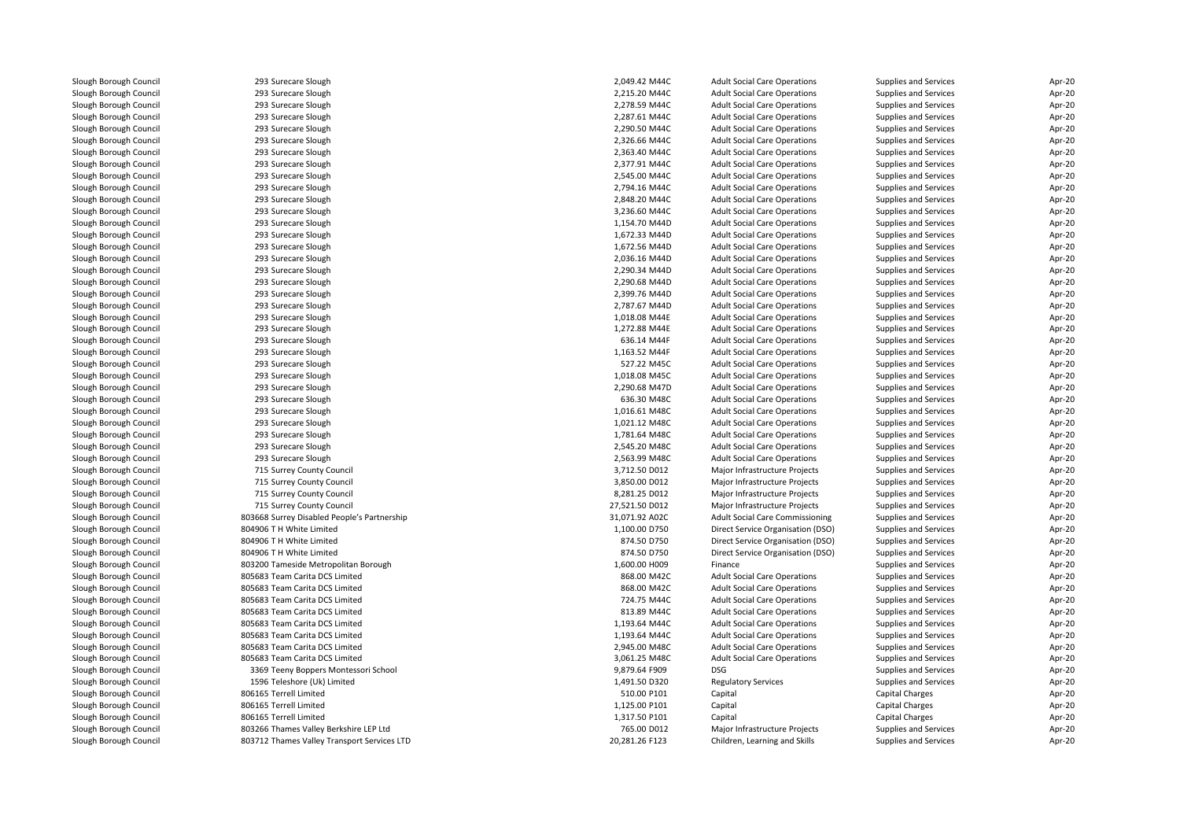| | | | | | | |
|---|---|---|---|---|---|---|
| Slough Borough Council | 293 Surecare Slough | 2,049.42 M44C | Adult Social Care Operations | Supplies and Services | Apr-20 |
| Slough Borough Council | 293 Surecare Slough | 2,215.20 M44C | Adult Social Care Operations | Supplies and Services | Apr-20 |
| Slough Borough Council | 293 Surecare Slough | 2,278.59 M44C | Adult Social Care Operations | Supplies and Services | Apr-20 |
| Slough Borough Council | 293 Surecare Slough | 2,287.61 M44C | Adult Social Care Operations | Supplies and Services | Apr-20 |
| Slough Borough Council | 293 Surecare Slough | 2,290.50 M44C | Adult Social Care Operations | Supplies and Services | Apr-20 |
| Slough Borough Council | 293 Surecare Slough | 2,326.66 M44C | Adult Social Care Operations | Supplies and Services | Apr-20 |
| Slough Borough Council | 293 Surecare Slough | 2,363.40 M44C | Adult Social Care Operations | Supplies and Services | Apr-20 |
| Slough Borough Council | 293 Surecare Slough | 2,377.91 M44C | Adult Social Care Operations | Supplies and Services | Apr-20 |
| Slough Borough Council | 293 Surecare Slough | 2,545.00 M44C | Adult Social Care Operations | Supplies and Services | Apr-20 |
| Slough Borough Council | 293 Surecare Slough | 2,794.16 M44C | Adult Social Care Operations | Supplies and Services | Apr-20 |
| Slough Borough Council | 293 Surecare Slough | 2,848.20 M44C | Adult Social Care Operations | Supplies and Services | Apr-20 |
| Slough Borough Council | 293 Surecare Slough | 3,236.60 M44C | Adult Social Care Operations | Supplies and Services | Apr-20 |
| Slough Borough Council | 293 Surecare Slough | 1,154.70 M44D | Adult Social Care Operations | Supplies and Services | Apr-20 |
| Slough Borough Council | 293 Surecare Slough | 1,672.33 M44D | Adult Social Care Operations | Supplies and Services | Apr-20 |
| Slough Borough Council | 293 Surecare Slough | 1,672.56 M44D | Adult Social Care Operations | Supplies and Services | Apr-20 |
| Slough Borough Council | 293 Surecare Slough | 2,036.16 M44D | Adult Social Care Operations | Supplies and Services | Apr-20 |
| Slough Borough Council | 293 Surecare Slough | 2,290.34 M44D | Adult Social Care Operations | Supplies and Services | Apr-20 |
| Slough Borough Council | 293 Surecare Slough | 2,290.68 M44D | Adult Social Care Operations | Supplies and Services | Apr-20 |
| Slough Borough Council | 293 Surecare Slough | 2,399.76 M44D | Adult Social Care Operations | Supplies and Services | Apr-20 |
| Slough Borough Council | 293 Surecare Slough | 2,787.67 M44D | Adult Social Care Operations | Supplies and Services | Apr-20 |
| Slough Borough Council | 293 Surecare Slough | 1,018.08 M44E | Adult Social Care Operations | Supplies and Services | Apr-20 |
| Slough Borough Council | 293 Surecare Slough | 1,272.88 M44E | Adult Social Care Operations | Supplies and Services | Apr-20 |
| Slough Borough Council | 293 Surecare Slough | 636.14 M44F | Adult Social Care Operations | Supplies and Services | Apr-20 |
| Slough Borough Council | 293 Surecare Slough | 1,163.52 M44F | Adult Social Care Operations | Supplies and Services | Apr-20 |
| Slough Borough Council | 293 Surecare Slough | 527.22 M45C | Adult Social Care Operations | Supplies and Services | Apr-20 |
| Slough Borough Council | 293 Surecare Slough | 1,018.08 M45C | Adult Social Care Operations | Supplies and Services | Apr-20 |
| Slough Borough Council | 293 Surecare Slough | 2,290.68 M47D | Adult Social Care Operations | Supplies and Services | Apr-20 |
| Slough Borough Council | 293 Surecare Slough | 636.30 M48C | Adult Social Care Operations | Supplies and Services | Apr-20 |
| Slough Borough Council | 293 Surecare Slough | 1,016.61 M48C | Adult Social Care Operations | Supplies and Services | Apr-20 |
| Slough Borough Council | 293 Surecare Slough | 1,021.12 M48C | Adult Social Care Operations | Supplies and Services | Apr-20 |
| Slough Borough Council | 293 Surecare Slough | 1,781.64 M48C | Adult Social Care Operations | Supplies and Services | Apr-20 |
| Slough Borough Council | 293 Surecare Slough | 2,545.20 M48C | Adult Social Care Operations | Supplies and Services | Apr-20 |
| Slough Borough Council | 293 Surecare Slough | 2,563.99 M48C | Adult Social Care Operations | Supplies and Services | Apr-20 |
| Slough Borough Council | 715 Surrey County Council | 3,712.50 D012 | Major Infrastructure Projects | Supplies and Services | Apr-20 |
| Slough Borough Council | 715 Surrey County Council | 3,850.00 D012 | Major Infrastructure Projects | Supplies and Services | Apr-20 |
| Slough Borough Council | 715 Surrey County Council | 8,281.25 D012 | Major Infrastructure Projects | Supplies and Services | Apr-20 |
| Slough Borough Council | 715 Surrey County Council | 27,521.50 D012 | Major Infrastructure Projects | Supplies and Services | Apr-20 |
| Slough Borough Council | 803668 Surrey Disabled People's Partnership | 31,071.92 A02C | Adult Social Care Commissioning | Supplies and Services | Apr-20 |
| Slough Borough Council | 804906 T H White Limited | 1,100.00 D750 | Direct Service Organisation (DSO) | Supplies and Services | Apr-20 |
| Slough Borough Council | 804906 T H White Limited | 874.50 D750 | Direct Service Organisation (DSO) | Supplies and Services | Apr-20 |
| Slough Borough Council | 804906 T H White Limited | 874.50 D750 | Direct Service Organisation (DSO) | Supplies and Services | Apr-20 |
| Slough Borough Council | 803200 Tameside Metropolitan Borough | 1,600.00 H009 | Finance | Supplies and Services | Apr-20 |
| Slough Borough Council | 805683 Team Carita DCS Limited | 868.00 M42C | Adult Social Care Operations | Supplies and Services | Apr-20 |
| Slough Borough Council | 805683 Team Carita DCS Limited | 868.00 M42C | Adult Social Care Operations | Supplies and Services | Apr-20 |
| Slough Borough Council | 805683 Team Carita DCS Limited | 724.75 M44C | Adult Social Care Operations | Supplies and Services | Apr-20 |
| Slough Borough Council | 805683 Team Carita DCS Limited | 813.89 M44C | Adult Social Care Operations | Supplies and Services | Apr-20 |
| Slough Borough Council | 805683 Team Carita DCS Limited | 1,193.64 M44C | Adult Social Care Operations | Supplies and Services | Apr-20 |
| Slough Borough Council | 805683 Team Carita DCS Limited | 1,193.64 M44C | Adult Social Care Operations | Supplies and Services | Apr-20 |
| Slough Borough Council | 805683 Team Carita DCS Limited | 2,945.00 M48C | Adult Social Care Operations | Supplies and Services | Apr-20 |
| Slough Borough Council | 805683 Team Carita DCS Limited | 3,061.25 M48C | Adult Social Care Operations | Supplies and Services | Apr-20 |
| Slough Borough Council | 3369 Teeny Boppers Montessori School | 9,879.64 F909 | DSG | Supplies and Services | Apr-20 |
| Slough Borough Council | 1596 Teleshore (Uk) Limited | 1,491.50 D320 | Regulatory Services | Supplies and Services | Apr-20 |
| Slough Borough Council | 806165 Terrell Limited | 510.00 P101 | Capital | Capital Charges | Apr-20 |
| Slough Borough Council | 806165 Terrell Limited | 1,125.00 P101 | Capital | Capital Charges | Apr-20 |
| Slough Borough Council | 806165 Terrell Limited | 1,317.50 P101 | Capital | Capital Charges | Apr-20 |
| Slough Borough Council | 803266 Thames Valley Berkshire LEP Ltd | 765.00 D012 | Major Infrastructure Projects | Supplies and Services | Apr-20 |
| Slough Borough Council | 803712 Thames Valley Transport Services LTD | 20,281.26 F123 | Children, Learning and Skills | Supplies and Services | Apr-20 |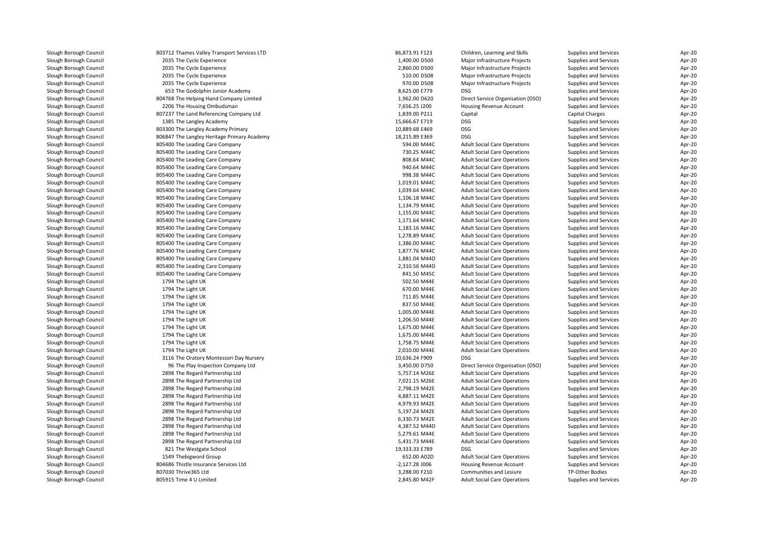| | | | | | |
|---|---|---|---|---|---|
| Slough Borough Council | 803712 Thames Valley Transport Services LTD | 86,873.91 F123 | Children, Learning and Skills | Supplies and Services | Apr-20 |
| Slough Borough Council | 2035 The Cycle Experience | 1,400.00 D500 | Major Infrastructure Projects | Supplies and Services | Apr-20 |
| Slough Borough Council | 2035 The Cycle Experience | 2,860.00 D500 | Major Infrastructure Projects | Supplies and Services | Apr-20 |
| Slough Borough Council | 2035 The Cycle Experience | 510.00 D508 | Major Infrastructure Projects | Supplies and Services | Apr-20 |
| Slough Borough Council | 2035 The Cycle Experience | 970.00 D508 | Major Infrastructure Projects | Supplies and Services | Apr-20 |
| Slough Borough Council | 653 The Godolphin Junior Academy | 8,625.00 E779 | DSG | Supplies and Services | Apr-20 |
| Slough Borough Council | 804768 The Helping Hand Company Limited | 1,962.00 D620 | Direct Service Organisation (DSO) | Supplies and Services | Apr-20 |
| Slough Borough Council | 2206 The Housing Ombudsman | 7,656.25 J200 | Housing Revenue Account | Supplies and Services | Apr-20 |
| Slough Borough Council | 807237 The Land Referencing Company Ltd | 1,839.00 P211 | Capital | Capital Charges | Apr-20 |
| Slough Borough Council | 1385 The Langley Academy | 15,666.67 E719 | DSG | Supplies and Services | Apr-20 |
| Slough Borough Council | 803300 The Langley Academy Primary | 10,889.68 E469 | DSG | Supplies and Services | Apr-20 |
| Slough Borough Council | 806847 The Langley Heritage Primary Academy | 18,215.89 E369 | DSG | Supplies and Services | Apr-20 |
| Slough Borough Council | 805400 The Leading Care Company | 594.00 M44C | Adult Social Care Operations | Supplies and Services | Apr-20 |
| Slough Borough Council | 805400 The Leading Care Company | 730.25 M44C | Adult Social Care Operations | Supplies and Services | Apr-20 |
| Slough Borough Council | 805400 The Leading Care Company | 808.64 M44C | Adult Social Care Operations | Supplies and Services | Apr-20 |
| Slough Borough Council | 805400 The Leading Care Company | 940.64 M44C | Adult Social Care Operations | Supplies and Services | Apr-20 |
| Slough Borough Council | 805400 The Leading Care Company | 998.38 M44C | Adult Social Care Operations | Supplies and Services | Apr-20 |
| Slough Borough Council | 805400 The Leading Care Company | 1,019.01 M44C | Adult Social Care Operations | Supplies and Services | Apr-20 |
| Slough Borough Council | 805400 The Leading Care Company | 1,039.64 M44C | Adult Social Care Operations | Supplies and Services | Apr-20 |
| Slough Borough Council | 805400 The Leading Care Company | 1,106.18 M44C | Adult Social Care Operations | Supplies and Services | Apr-20 |
| Slough Borough Council | 805400 The Leading Care Company | 1,134.79 M44C | Adult Social Care Operations | Supplies and Services | Apr-20 |
| Slough Borough Council | 805400 The Leading Care Company | 1,155.00 M44C | Adult Social Care Operations | Supplies and Services | Apr-20 |
| Slough Borough Council | 805400 The Leading Care Company | 1,171.64 M44C | Adult Social Care Operations | Supplies and Services | Apr-20 |
| Slough Borough Council | 805400 The Leading Care Company | 1,183.16 M44C | Adult Social Care Operations | Supplies and Services | Apr-20 |
| Slough Borough Council | 805400 The Leading Care Company | 1,278.89 M44C | Adult Social Care Operations | Supplies and Services | Apr-20 |
| Slough Borough Council | 805400 The Leading Care Company | 1,386.00 M44C | Adult Social Care Operations | Supplies and Services | Apr-20 |
| Slough Borough Council | 805400 The Leading Care Company | 1,877.76 M44C | Adult Social Care Operations | Supplies and Services | Apr-20 |
| Slough Borough Council | 805400 The Leading Care Company | 1,881.04 M44D | Adult Social Care Operations | Supplies and Services | Apr-20 |
| Slough Borough Council | 805400 The Leading Care Company | 2,310.56 M44D | Adult Social Care Operations | Supplies and Services | Apr-20 |
| Slough Borough Council | 805400 The Leading Care Company | 841.50 M45C | Adult Social Care Operations | Supplies and Services | Apr-20 |
| Slough Borough Council | 1794 The Light UK | 502.50 M44E | Adult Social Care Operations | Supplies and Services | Apr-20 |
| Slough Borough Council | 1794 The Light UK | 670.00 M44E | Adult Social Care Operations | Supplies and Services | Apr-20 |
| Slough Borough Council | 1794 The Light UK | 711.85 M44E | Adult Social Care Operations | Supplies and Services | Apr-20 |
| Slough Borough Council | 1794 The Light UK | 837.50 M44E | Adult Social Care Operations | Supplies and Services | Apr-20 |
| Slough Borough Council | 1794 The Light UK | 1,005.00 M44E | Adult Social Care Operations | Supplies and Services | Apr-20 |
| Slough Borough Council | 1794 The Light UK | 1,206.50 M44E | Adult Social Care Operations | Supplies and Services | Apr-20 |
| Slough Borough Council | 1794 The Light UK | 1,675.00 M44E | Adult Social Care Operations | Supplies and Services | Apr-20 |
| Slough Borough Council | 1794 The Light UK | 1,675.00 M44E | Adult Social Care Operations | Supplies and Services | Apr-20 |
| Slough Borough Council | 1794 The Light UK | 1,758.75 M44E | Adult Social Care Operations | Supplies and Services | Apr-20 |
| Slough Borough Council | 1794 The Light UK | 2,010.00 M44E | Adult Social Care Operations | Supplies and Services | Apr-20 |
| Slough Borough Council | 3116 The Oratory Montessori Day Nursery | 10,636.24 F909 | DSG | Supplies and Services | Apr-20 |
| Slough Borough Council | 96 The Play Inspection Company Ltd | 3,450.00 D750 | Direct Service Organisation (DSO) | Supplies and Services | Apr-20 |
| Slough Borough Council | 2898 The Regard Partnership Ltd | 5,757.14 M26E | Adult Social Care Operations | Supplies and Services | Apr-20 |
| Slough Borough Council | 2898 The Regard Partnership Ltd | 7,021.15 M26E | Adult Social Care Operations | Supplies and Services | Apr-20 |
| Slough Borough Council | 2898 The Regard Partnership Ltd | 2,798.19 M42E | Adult Social Care Operations | Supplies and Services | Apr-20 |
| Slough Borough Council | 2898 The Regard Partnership Ltd | 4,887.11 M42E | Adult Social Care Operations | Supplies and Services | Apr-20 |
| Slough Borough Council | 2898 The Regard Partnership Ltd | 4,979.93 M42E | Adult Social Care Operations | Supplies and Services | Apr-20 |
| Slough Borough Council | 2898 The Regard Partnership Ltd | 5,197.24 M42E | Adult Social Care Operations | Supplies and Services | Apr-20 |
| Slough Borough Council | 2898 The Regard Partnership Ltd | 6,330.73 M42E | Adult Social Care Operations | Supplies and Services | Apr-20 |
| Slough Borough Council | 2898 The Regard Partnership Ltd | 4,387.52 M44D | Adult Social Care Operations | Supplies and Services | Apr-20 |
| Slough Borough Council | 2898 The Regard Partnership Ltd | 5,279.61 M44E | Adult Social Care Operations | Supplies and Services | Apr-20 |
| Slough Borough Council | 2898 The Regard Partnership Ltd | 5,431.73 M44E | Adult Social Care Operations | Supplies and Services | Apr-20 |
| Slough Borough Council | 821 The Westgate School | 19,333.33 E789 | DSG | Supplies and Services | Apr-20 |
| Slough Borough Council | 1549 Thebigword Group | 652.00 A02D | Adult Social Care Operations | Supplies and Services | Apr-20 |
| Slough Borough Council | 804686 Thistle Insurance Services Ltd | -2,127.28 J006 | Housing Revenue Account | Supplies and Services | Apr-20 |
| Slough Borough Council | 807030 Thrive365 Ltd | 3,288.00 F210 | Communities and Lesiure | TP-Other Bodies | Apr-20 |
| Slough Borough Council | 805915 Time 4 U Limited | 2,845.80 M42F | Adult Social Care Operations | Supplies and Services | Apr-20 |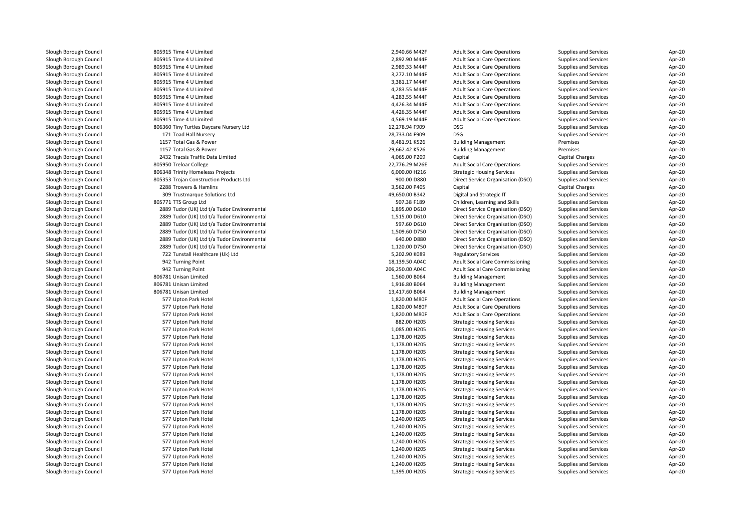| | | | | | | |
|---|---|---|---|---|---|---|
| Slough Borough Council | 805915 Time 4 U Limited | 2,940.66 M42F | Adult Social Care Operations | Supplies and Services | Apr-20 |
| Slough Borough Council | 805915 Time 4 U Limited | 2,892.90 M44F | Adult Social Care Operations | Supplies and Services | Apr-20 |
| Slough Borough Council | 805915 Time 4 U Limited | 2,989.33 M44F | Adult Social Care Operations | Supplies and Services | Apr-20 |
| Slough Borough Council | 805915 Time 4 U Limited | 3,272.10 M44F | Adult Social Care Operations | Supplies and Services | Apr-20 |
| Slough Borough Council | 805915 Time 4 U Limited | 3,381.17 M44F | Adult Social Care Operations | Supplies and Services | Apr-20 |
| Slough Borough Council | 805915 Time 4 U Limited | 4,283.55 M44F | Adult Social Care Operations | Supplies and Services | Apr-20 |
| Slough Borough Council | 805915 Time 4 U Limited | 4,283.55 M44F | Adult Social Care Operations | Supplies and Services | Apr-20 |
| Slough Borough Council | 805915 Time 4 U Limited | 4,426.34 M44F | Adult Social Care Operations | Supplies and Services | Apr-20 |
| Slough Borough Council | 805915 Time 4 U Limited | 4,426.35 M44F | Adult Social Care Operations | Supplies and Services | Apr-20 |
| Slough Borough Council | 805915 Time 4 U Limited | 4,569.19 M44F | Adult Social Care Operations | Supplies and Services | Apr-20 |
| Slough Borough Council | 806360 Tiny Turtles Daycare Nursery Ltd | 12,278.94 F909 | DSG | Supplies and Services | Apr-20 |
| Slough Borough Council | 171 Toad Hall Nursery | 28,733.04 F909 | DSG | Supplies and Services | Apr-20 |
| Slough Borough Council | 1157 Total Gas & Power | 8,481.91 K526 | Building Management | Premises | Apr-20 |
| Slough Borough Council | 1157 Total Gas & Power | 29,662.42 K526 | Building Management | Premises | Apr-20 |
| Slough Borough Council | 2432 Tracsis Traffic Data Limited | 4,065.00 P209 | Capital | Capital Charges | Apr-20 |
| Slough Borough Council | 805950 Treloar College | 22,776.29 M26E | Adult Social Care Operations | Supplies and Services | Apr-20 |
| Slough Borough Council | 806348 Trinity Homelesss Projects | 6,000.00 H216 | Strategic Housing Services | Supplies and Services | Apr-20 |
| Slough Borough Council | 805353 Trojan Construction Products Ltd | 900.00 D880 | Direct Service Organisation (DSO) | Supplies and Services | Apr-20 |
| Slough Borough Council | 2288 Trowers & Hamlins | 3,562.00 P405 | Capital | Capital Charges | Apr-20 |
| Slough Borough Council | 309 Trustmarque Solutions Ltd | 49,650.00 B342 | Digital and Strategic IT | Supplies and Services | Apr-20 |
| Slough Borough Council | 805771 TTS Group Ltd | 507.38 F189 | Children, Learning and Skills | Supplies and Services | Apr-20 |
| Slough Borough Council | 2889 Tudor (UK) Ltd t/a Tudor Environmental | 1,895.00 D610 | Direct Service Organisation (DSO) | Supplies and Services | Apr-20 |
| Slough Borough Council | 2889 Tudor (UK) Ltd t/a Tudor Environmental | 1,515.00 D610 | Direct Service Organisation (DSO) | Supplies and Services | Apr-20 |
| Slough Borough Council | 2889 Tudor (UK) Ltd t/a Tudor Environmental | 597.60 D610 | Direct Service Organisation (DSO) | Supplies and Services | Apr-20 |
| Slough Borough Council | 2889 Tudor (UK) Ltd t/a Tudor Environmental | 1,509.60 D750 | Direct Service Organisation (DSO) | Supplies and Services | Apr-20 |
| Slough Borough Council | 2889 Tudor (UK) Ltd t/a Tudor Environmental | 640.00 D880 | Direct Service Organisation (DSO) | Supplies and Services | Apr-20 |
| Slough Borough Council | 2889 Tudor (UK) Ltd t/a Tudor Environmental | 1,120.00 D750 | Direct Service Organisation (DSO) | Supplies and Services | Apr-20 |
| Slough Borough Council | 722 Tunstall Healthcare (Uk) Ltd | 5,202.90 K089 | Regulatory Services | Supplies and Services | Apr-20 |
| Slough Borough Council | 942 Turning Point | 18,139.50 A04C | Adult Social Care Commissioning | Supplies and Services | Apr-20 |
| Slough Borough Council | 942 Turning Point | 206,250.00 A04C | Adult Social Care Commissioning | Supplies and Services | Apr-20 |
| Slough Borough Council | 806781 Unisan Limited | 1,560.00 B064 | Building Management | Supplies and Services | Apr-20 |
| Slough Borough Council | 806781 Unisan Limited | 1,916.80 B064 | Building Management | Supplies and Services | Apr-20 |
| Slough Borough Council | 806781 Unisan Limited | 13,417.60 B064 | Building Management | Supplies and Services | Apr-20 |
| Slough Borough Council | 577 Upton Park Hotel | 1,820.00 M80F | Adult Social Care Operations | Supplies and Services | Apr-20 |
| Slough Borough Council | 577 Upton Park Hotel | 1,820.00 M80F | Adult Social Care Operations | Supplies and Services | Apr-20 |
| Slough Borough Council | 577 Upton Park Hotel | 1,820.00 M80F | Adult Social Care Operations | Supplies and Services | Apr-20 |
| Slough Borough Council | 577 Upton Park Hotel | 882.00 H205 | Strategic Housing Services | Supplies and Services | Apr-20 |
| Slough Borough Council | 577 Upton Park Hotel | 1,085.00 H205 | Strategic Housing Services | Supplies and Services | Apr-20 |
| Slough Borough Council | 577 Upton Park Hotel | 1,178.00 H205 | Strategic Housing Services | Supplies and Services | Apr-20 |
| Slough Borough Council | 577 Upton Park Hotel | 1,178.00 H205 | Strategic Housing Services | Supplies and Services | Apr-20 |
| Slough Borough Council | 577 Upton Park Hotel | 1,178.00 H205 | Strategic Housing Services | Supplies and Services | Apr-20 |
| Slough Borough Council | 577 Upton Park Hotel | 1,178.00 H205 | Strategic Housing Services | Supplies and Services | Apr-20 |
| Slough Borough Council | 577 Upton Park Hotel | 1,178.00 H205 | Strategic Housing Services | Supplies and Services | Apr-20 |
| Slough Borough Council | 577 Upton Park Hotel | 1,178.00 H205 | Strategic Housing Services | Supplies and Services | Apr-20 |
| Slough Borough Council | 577 Upton Park Hotel | 1,178.00 H205 | Strategic Housing Services | Supplies and Services | Apr-20 |
| Slough Borough Council | 577 Upton Park Hotel | 1,178.00 H205 | Strategic Housing Services | Supplies and Services | Apr-20 |
| Slough Borough Council | 577 Upton Park Hotel | 1,178.00 H205 | Strategic Housing Services | Supplies and Services | Apr-20 |
| Slough Borough Council | 577 Upton Park Hotel | 1,178.00 H205 | Strategic Housing Services | Supplies and Services | Apr-20 |
| Slough Borough Council | 577 Upton Park Hotel | 1,178.00 H205 | Strategic Housing Services | Supplies and Services | Apr-20 |
| Slough Borough Council | 577 Upton Park Hotel | 1,240.00 H205 | Strategic Housing Services | Supplies and Services | Apr-20 |
| Slough Borough Council | 577 Upton Park Hotel | 1,240.00 H205 | Strategic Housing Services | Supplies and Services | Apr-20 |
| Slough Borough Council | 577 Upton Park Hotel | 1,240.00 H205 | Strategic Housing Services | Supplies and Services | Apr-20 |
| Slough Borough Council | 577 Upton Park Hotel | 1,240.00 H205 | Strategic Housing Services | Supplies and Services | Apr-20 |
| Slough Borough Council | 577 Upton Park Hotel | 1,240.00 H205 | Strategic Housing Services | Supplies and Services | Apr-20 |
| Slough Borough Council | 577 Upton Park Hotel | 1,240.00 H205 | Strategic Housing Services | Supplies and Services | Apr-20 |
| Slough Borough Council | 577 Upton Park Hotel | 1,240.00 H205 | Strategic Housing Services | Supplies and Services | Apr-20 |
| Slough Borough Council | 577 Upton Park Hotel | 1,395.00 H205 | Strategic Housing Services | Supplies and Services | Apr-20 |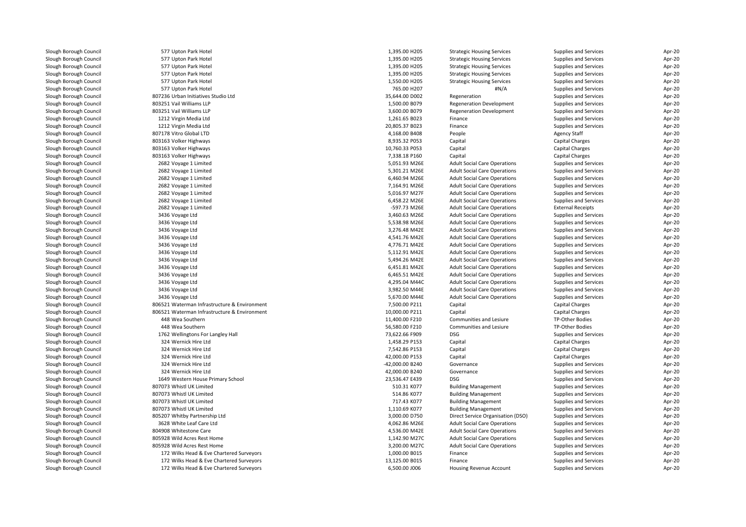| | | | | | | |
|---|---|---|---|---|---|---|
| Slough Borough Council | 577 Upton Park Hotel | 1,395.00 H205 | Strategic Housing Services | Supplies and Services | Apr-20 |
| Slough Borough Council | 577 Upton Park Hotel | 1,395.00 H205 | Strategic Housing Services | Supplies and Services | Apr-20 |
| Slough Borough Council | 577 Upton Park Hotel | 1,395.00 H205 | Strategic Housing Services | Supplies and Services | Apr-20 |
| Slough Borough Council | 577 Upton Park Hotel | 1,395.00 H205 | Strategic Housing Services | Supplies and Services | Apr-20 |
| Slough Borough Council | 577 Upton Park Hotel | 1,550.00 H205 | Strategic Housing Services | Supplies and Services | Apr-20 |
| Slough Borough Council | 577 Upton Park Hotel | 765.00 H207 | #N/A | Supplies and Services | Apr-20 |
| Slough Borough Council | 807236 Urban Initiatives Studio Ltd | 35,644.00 D002 | Regeneration | Supplies and Services | Apr-20 |
| Slough Borough Council | 803251 Vail Williams LLP | 1,500.00 B079 | Regeneration Development | Supplies and Services | Apr-20 |
| Slough Borough Council | 803251 Vail Williams LLP | 3,600.00 B079 | Regeneration Development | Supplies and Services | Apr-20 |
| Slough Borough Council | 1212 Virgin Media Ltd | 1,261.65 B023 | Finance | Supplies and Services | Apr-20 |
| Slough Borough Council | 1212 Virgin Media Ltd | 20,805.37 B023 | Finance | Supplies and Services | Apr-20 |
| Slough Borough Council | 807178 Vitro Global LTD | 4,168.00 B408 | People | Agency Staff | Apr-20 |
| Slough Borough Council | 803163 Volker Highways | 8,935.32 P053 | Capital | Capital Charges | Apr-20 |
| Slough Borough Council | 803163 Volker Highways | 10,760.33 P053 | Capital | Capital Charges | Apr-20 |
| Slough Borough Council | 803163 Volker Highways | 7,338.18 P160 | Capital | Capital Charges | Apr-20 |
| Slough Borough Council | 2682 Voyage 1 Limited | 5,051.93 M26E | Adult Social Care Operations | Supplies and Services | Apr-20 |
| Slough Borough Council | 2682 Voyage 1 Limited | 5,301.21 M26E | Adult Social Care Operations | Supplies and Services | Apr-20 |
| Slough Borough Council | 2682 Voyage 1 Limited | 6,460.94 M26E | Adult Social Care Operations | Supplies and Services | Apr-20 |
| Slough Borough Council | 2682 Voyage 1 Limited | 7,164.91 M26E | Adult Social Care Operations | Supplies and Services | Apr-20 |
| Slough Borough Council | 2682 Voyage 1 Limited | 5,016.97 M27F | Adult Social Care Operations | Supplies and Services | Apr-20 |
| Slough Borough Council | 2682 Voyage 1 Limited | 6,458.22 M26E | Adult Social Care Operations | Supplies and Services | Apr-20 |
| Slough Borough Council | 2682 Voyage 1 Limited | -597.73 M26E | Adult Social Care Operations | External Receipts | Apr-20 |
| Slough Borough Council | 3436 Voyage Ltd | 3,460.63 M26E | Adult Social Care Operations | Supplies and Services | Apr-20 |
| Slough Borough Council | 3436 Voyage Ltd | 5,538.98 M26E | Adult Social Care Operations | Supplies and Services | Apr-20 |
| Slough Borough Council | 3436 Voyage Ltd | 3,276.48 M42E | Adult Social Care Operations | Supplies and Services | Apr-20 |
| Slough Borough Council | 3436 Voyage Ltd | 4,541.76 M42E | Adult Social Care Operations | Supplies and Services | Apr-20 |
| Slough Borough Council | 3436 Voyage Ltd | 4,776.71 M42E | Adult Social Care Operations | Supplies and Services | Apr-20 |
| Slough Borough Council | 3436 Voyage Ltd | 5,112.91 M42E | Adult Social Care Operations | Supplies and Services | Apr-20 |
| Slough Borough Council | 3436 Voyage Ltd | 5,494.26 M42E | Adult Social Care Operations | Supplies and Services | Apr-20 |
| Slough Borough Council | 3436 Voyage Ltd | 6,451.81 M42E | Adult Social Care Operations | Supplies and Services | Apr-20 |
| Slough Borough Council | 3436 Voyage Ltd | 6,465.51 M42E | Adult Social Care Operations | Supplies and Services | Apr-20 |
| Slough Borough Council | 3436 Voyage Ltd | 4,295.04 M44C | Adult Social Care Operations | Supplies and Services | Apr-20 |
| Slough Borough Council | 3436 Voyage Ltd | 3,982.50 M44E | Adult Social Care Operations | Supplies and Services | Apr-20 |
| Slough Borough Council | 3436 Voyage Ltd | 5,670.00 M44E | Adult Social Care Operations | Supplies and Services | Apr-20 |
| Slough Borough Council | 806521 Waterman Infrastructure & Environment | 7,500.00 P211 | Capital | Capital Charges | Apr-20 |
| Slough Borough Council | 806521 Waterman Infrastructure & Environment | 10,000.00 P211 | Capital | Capital Charges | Apr-20 |
| Slough Borough Council | 448 Wea Southern | 11,400.00 F210 | Communities and Lesiure | TP-Other Bodies | Apr-20 |
| Slough Borough Council | 448 Wea Southern | 56,580.00 F210 | Communities and Lesiure | TP-Other Bodies | Apr-20 |
| Slough Borough Council | 1762 Wellingtons For Langley Hall | 73,622.66 F909 | DSG | Supplies and Services | Apr-20 |
| Slough Borough Council | 324 Wernick Hire Ltd | 1,458.29 P153 | Capital | Capital Charges | Apr-20 |
| Slough Borough Council | 324 Wernick Hire Ltd | 7,542.86 P153 | Capital | Capital Charges | Apr-20 |
| Slough Borough Council | 324 Wernick Hire Ltd | 42,000.00 P153 | Capital | Capital Charges | Apr-20 |
| Slough Borough Council | 324 Wernick Hire Ltd | -42,000.00 B240 | Governance | Supplies and Services | Apr-20 |
| Slough Borough Council | 324 Wernick Hire Ltd | 42,000.00 B240 | Governance | Supplies and Services | Apr-20 |
| Slough Borough Council | 1649 Western House Primary School | 23,536.47 E439 | DSG | Supplies and Services | Apr-20 |
| Slough Borough Council | 807073 Whistl UK Limited | 510.31 K077 | Building Management | Supplies and Services | Apr-20 |
| Slough Borough Council | 807073 Whistl UK Limited | 514.86 K077 | Building Management | Supplies and Services | Apr-20 |
| Slough Borough Council | 807073 Whistl UK Limited | 717.43 K077 | Building Management | Supplies and Services | Apr-20 |
| Slough Borough Council | 807073 Whistl UK Limited | 1,110.69 K077 | Building Management | Supplies and Services | Apr-20 |
| Slough Borough Council | 805207 Whitby Partnership Ltd | 3,000.00 D750 | Direct Service Organisation (DSO) | Supplies and Services | Apr-20 |
| Slough Borough Council | 3628 White Leaf Care Ltd | 4,062.86 M26E | Adult Social Care Operations | Supplies and Services | Apr-20 |
| Slough Borough Council | 804908 Whitestone Care | 4,536.00 M42E | Adult Social Care Operations | Supplies and Services | Apr-20 |
| Slough Borough Council | 805928 Wild Acres Rest Home | 1,142.90 M27C | Adult Social Care Operations | Supplies and Services | Apr-20 |
| Slough Borough Council | 805928 Wild Acres Rest Home | 3,200.00 M27C | Adult Social Care Operations | Supplies and Services | Apr-20 |
| Slough Borough Council | 172 Wilks Head & Eve Chartered Surveyors | 1,000.00 B015 | Finance | Supplies and Services | Apr-20 |
| Slough Borough Council | 172 Wilks Head & Eve Chartered Surveyors | 13,125.00 B015 | Finance | Supplies and Services | Apr-20 |
| Slough Borough Council | 172 Wilks Head & Eve Chartered Surveyors | 6,500.00 J006 | Housing Revenue Account | Supplies and Services | Apr-20 |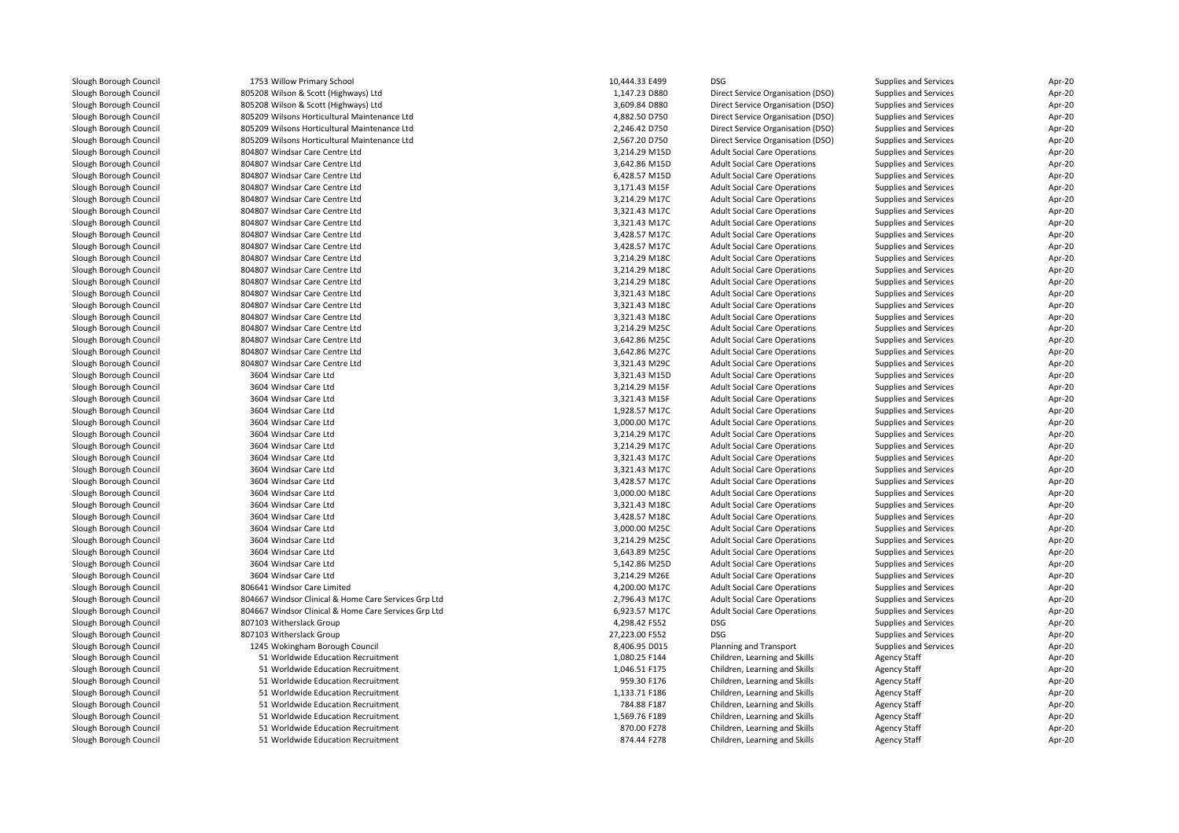| | | | | | | |
|---|---|---|---|---|---|---|
| Slough Borough Council | 1753 Willow Primary School | 10,444.33 E499 | DSG | Supplies and Services | Apr-20 |
| Slough Borough Council | 805208 Wilson & Scott (Highways) Ltd | 1,147.23 D880 | Direct Service Organisation (DSO) | Supplies and Services | Apr-20 |
| Slough Borough Council | 805208 Wilson & Scott (Highways) Ltd | 3,609.84 D880 | Direct Service Organisation (DSO) | Supplies and Services | Apr-20 |
| Slough Borough Council | 805209 Wilsons Horticultural Maintenance Ltd | 4,882.50 D750 | Direct Service Organisation (DSO) | Supplies and Services | Apr-20 |
| Slough Borough Council | 805209 Wilsons Horticultural Maintenance Ltd | 2,246.42 D750 | Direct Service Organisation (DSO) | Supplies and Services | Apr-20 |
| Slough Borough Council | 805209 Wilsons Horticultural Maintenance Ltd | 2,567.20 D750 | Direct Service Organisation (DSO) | Supplies and Services | Apr-20 |
| Slough Borough Council | 804807 Windsar Care Centre Ltd | 3,214.29 M15D | Adult Social Care Operations | Supplies and Services | Apr-20 |
| Slough Borough Council | 804807 Windsar Care Centre Ltd | 3,642.86 M15D | Adult Social Care Operations | Supplies and Services | Apr-20 |
| Slough Borough Council | 804807 Windsar Care Centre Ltd | 6,428.57 M15D | Adult Social Care Operations | Supplies and Services | Apr-20 |
| Slough Borough Council | 804807 Windsar Care Centre Ltd | 3,171.43 M15F | Adult Social Care Operations | Supplies and Services | Apr-20 |
| Slough Borough Council | 804807 Windsar Care Centre Ltd | 3,214.29 M17C | Adult Social Care Operations | Supplies and Services | Apr-20 |
| Slough Borough Council | 804807 Windsar Care Centre Ltd | 3,321.43 M17C | Adult Social Care Operations | Supplies and Services | Apr-20 |
| Slough Borough Council | 804807 Windsar Care Centre Ltd | 3,321.43 M17C | Adult Social Care Operations | Supplies and Services | Apr-20 |
| Slough Borough Council | 804807 Windsar Care Centre Ltd | 3,428.57 M17C | Adult Social Care Operations | Supplies and Services | Apr-20 |
| Slough Borough Council | 804807 Windsar Care Centre Ltd | 3,428.57 M17C | Adult Social Care Operations | Supplies and Services | Apr-20 |
| Slough Borough Council | 804807 Windsar Care Centre Ltd | 3,214.29 M18C | Adult Social Care Operations | Supplies and Services | Apr-20 |
| Slough Borough Council | 804807 Windsar Care Centre Ltd | 3,214.29 M18C | Adult Social Care Operations | Supplies and Services | Apr-20 |
| Slough Borough Council | 804807 Windsar Care Centre Ltd | 3,214.29 M18C | Adult Social Care Operations | Supplies and Services | Apr-20 |
| Slough Borough Council | 804807 Windsar Care Centre Ltd | 3,321.43 M18C | Adult Social Care Operations | Supplies and Services | Apr-20 |
| Slough Borough Council | 804807 Windsar Care Centre Ltd | 3,321.43 M18C | Adult Social Care Operations | Supplies and Services | Apr-20 |
| Slough Borough Council | 804807 Windsar Care Centre Ltd | 3,321.43 M18C | Adult Social Care Operations | Supplies and Services | Apr-20 |
| Slough Borough Council | 804807 Windsar Care Centre Ltd | 3,214.29 M25C | Adult Social Care Operations | Supplies and Services | Apr-20 |
| Slough Borough Council | 804807 Windsar Care Centre Ltd | 3,642.86 M25C | Adult Social Care Operations | Supplies and Services | Apr-20 |
| Slough Borough Council | 804807 Windsar Care Centre Ltd | 3,642.86 M27C | Adult Social Care Operations | Supplies and Services | Apr-20 |
| Slough Borough Council | 804807 Windsar Care Centre Ltd | 3,321.43 M29C | Adult Social Care Operations | Supplies and Services | Apr-20 |
| Slough Borough Council | 3604 Windsar Care Ltd | 3,321.43 M15D | Adult Social Care Operations | Supplies and Services | Apr-20 |
| Slough Borough Council | 3604 Windsar Care Ltd | 3,214.29 M15F | Adult Social Care Operations | Supplies and Services | Apr-20 |
| Slough Borough Council | 3604 Windsar Care Ltd | 3,321.43 M15F | Adult Social Care Operations | Supplies and Services | Apr-20 |
| Slough Borough Council | 3604 Windsar Care Ltd | 1,928.57 M17C | Adult Social Care Operations | Supplies and Services | Apr-20 |
| Slough Borough Council | 3604 Windsar Care Ltd | 3,000.00 M17C | Adult Social Care Operations | Supplies and Services | Apr-20 |
| Slough Borough Council | 3604 Windsar Care Ltd | 3,214.29 M17C | Adult Social Care Operations | Supplies and Services | Apr-20 |
| Slough Borough Council | 3604 Windsar Care Ltd | 3,214.29 M17C | Adult Social Care Operations | Supplies and Services | Apr-20 |
| Slough Borough Council | 3604 Windsar Care Ltd | 3,321.43 M17C | Adult Social Care Operations | Supplies and Services | Apr-20 |
| Slough Borough Council | 3604 Windsar Care Ltd | 3,321.43 M17C | Adult Social Care Operations | Supplies and Services | Apr-20 |
| Slough Borough Council | 3604 Windsar Care Ltd | 3,428.57 M17C | Adult Social Care Operations | Supplies and Services | Apr-20 |
| Slough Borough Council | 3604 Windsar Care Ltd | 3,000.00 M18C | Adult Social Care Operations | Supplies and Services | Apr-20 |
| Slough Borough Council | 3604 Windsar Care Ltd | 3,321.43 M18C | Adult Social Care Operations | Supplies and Services | Apr-20 |
| Slough Borough Council | 3604 Windsar Care Ltd | 3,428.57 M18C | Adult Social Care Operations | Supplies and Services | Apr-20 |
| Slough Borough Council | 3604 Windsar Care Ltd | 3,000.00 M25C | Adult Social Care Operations | Supplies and Services | Apr-20 |
| Slough Borough Council | 3604 Windsar Care Ltd | 3,214.29 M25C | Adult Social Care Operations | Supplies and Services | Apr-20 |
| Slough Borough Council | 3604 Windsar Care Ltd | 3,643.89 M25C | Adult Social Care Operations | Supplies and Services | Apr-20 |
| Slough Borough Council | 3604 Windsar Care Ltd | 5,142.86 M25D | Adult Social Care Operations | Supplies and Services | Apr-20 |
| Slough Borough Council | 3604 Windsar Care Ltd | 3,214.29 M26E | Adult Social Care Operations | Supplies and Services | Apr-20 |
| Slough Borough Council | 806641 Windsor Care Limited | 4,200.00 M17C | Adult Social Care Operations | Supplies and Services | Apr-20 |
| Slough Borough Council | 804667 Windsor Clinical & Home Care Services Grp Ltd | 2,796.43 M17C | Adult Social Care Operations | Supplies and Services | Apr-20 |
| Slough Borough Council | 804667 Windsor Clinical & Home Care Services Grp Ltd | 6,923.57 M17C | Adult Social Care Operations | Supplies and Services | Apr-20 |
| Slough Borough Council | 807103 Witherslack Group | 4,298.42 F552 | DSG | Supplies and Services | Apr-20 |
| Slough Borough Council | 807103 Witherslack Group | 27,223.00 F552 | DSG | Supplies and Services | Apr-20 |
| Slough Borough Council | 1245 Wokingham Borough Council | 8,406.95 D015 | Planning and Transport | Supplies and Services | Apr-20 |
| Slough Borough Council | 51 Worldwide Education Recruitment | 1,080.25 F144 | Children, Learning and Skills | Agency Staff | Apr-20 |
| Slough Borough Council | 51 Worldwide Education Recruitment | 1,046.51 F175 | Children, Learning and Skills | Agency Staff | Apr-20 |
| Slough Borough Council | 51 Worldwide Education Recruitment | 959.30 F176 | Children, Learning and Skills | Agency Staff | Apr-20 |
| Slough Borough Council | 51 Worldwide Education Recruitment | 1,133.71 F186 | Children, Learning and Skills | Agency Staff | Apr-20 |
| Slough Borough Council | 51 Worldwide Education Recruitment | 784.88 F187 | Children, Learning and Skills | Agency Staff | Apr-20 |
| Slough Borough Council | 51 Worldwide Education Recruitment | 1,569.76 F189 | Children, Learning and Skills | Agency Staff | Apr-20 |
| Slough Borough Council | 51 Worldwide Education Recruitment | 870.00 F278 | Children, Learning and Skills | Agency Staff | Apr-20 |
| Slough Borough Council | 51 Worldwide Education Recruitment | 874.44 F278 | Children, Learning and Skills | Agency Staff | Apr-20 |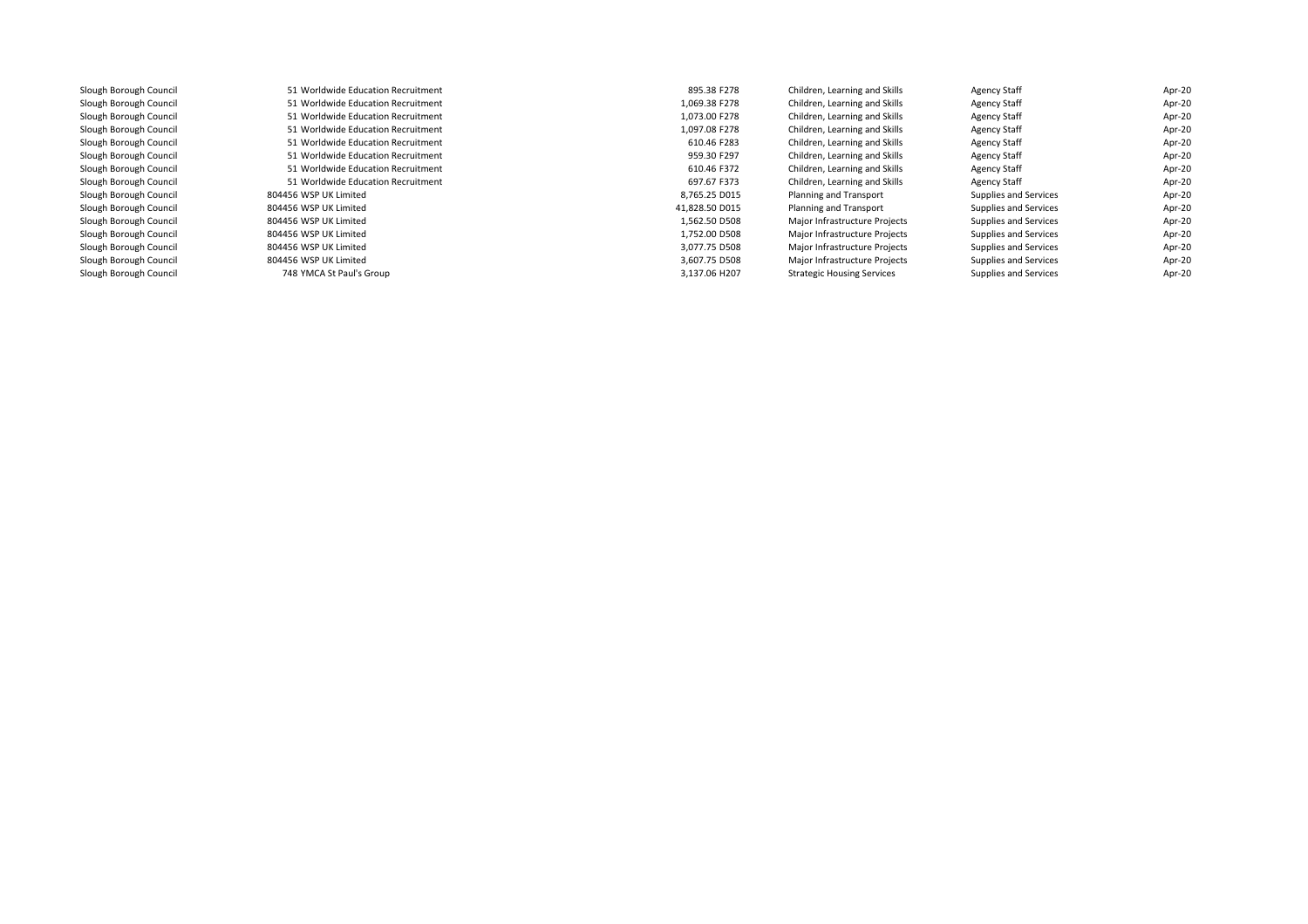| | | | | | | |
|---|---|---|---|---|---|---|
| Slough Borough Council | 51 Worldwide Education Recruitment | 895.38 | F278 | Children, Learning and Skills | Agency Staff | Apr-20 |
| Slough Borough Council | 51 Worldwide Education Recruitment | 1,069.38 | F278 | Children, Learning and Skills | Agency Staff | Apr-20 |
| Slough Borough Council | 51 Worldwide Education Recruitment | 1,073.00 | F278 | Children, Learning and Skills | Agency Staff | Apr-20 |
| Slough Borough Council | 51 Worldwide Education Recruitment | 1,097.08 | F278 | Children, Learning and Skills | Agency Staff | Apr-20 |
| Slough Borough Council | 51 Worldwide Education Recruitment | 610.46 | F283 | Children, Learning and Skills | Agency Staff | Apr-20 |
| Slough Borough Council | 51 Worldwide Education Recruitment | 959.30 | F297 | Children, Learning and Skills | Agency Staff | Apr-20 |
| Slough Borough Council | 51 Worldwide Education Recruitment | 610.46 | F372 | Children, Learning and Skills | Agency Staff | Apr-20 |
| Slough Borough Council | 51 Worldwide Education Recruitment | 697.67 | F373 | Children, Learning and Skills | Agency Staff | Apr-20 |
| Slough Borough Council | 804456 WSP UK Limited | 8,765.25 | D015 | Planning and Transport | Supplies and Services | Apr-20 |
| Slough Borough Council | 804456 WSP UK Limited | 41,828.50 | D015 | Planning and Transport | Supplies and Services | Apr-20 |
| Slough Borough Council | 804456 WSP UK Limited | 1,562.50 | D508 | Major Infrastructure Projects | Supplies and Services | Apr-20 |
| Slough Borough Council | 804456 WSP UK Limited | 1,752.00 | D508 | Major Infrastructure Projects | Supplies and Services | Apr-20 |
| Slough Borough Council | 804456 WSP UK Limited | 3,077.75 | D508 | Major Infrastructure Projects | Supplies and Services | Apr-20 |
| Slough Borough Council | 804456 WSP UK Limited | 3,607.75 | D508 | Major Infrastructure Projects | Supplies and Services | Apr-20 |
| Slough Borough Council | 748 YMCA St Paul's Group | 3,137.06 | H207 | Strategic Housing Services | Supplies and Services | Apr-20 |